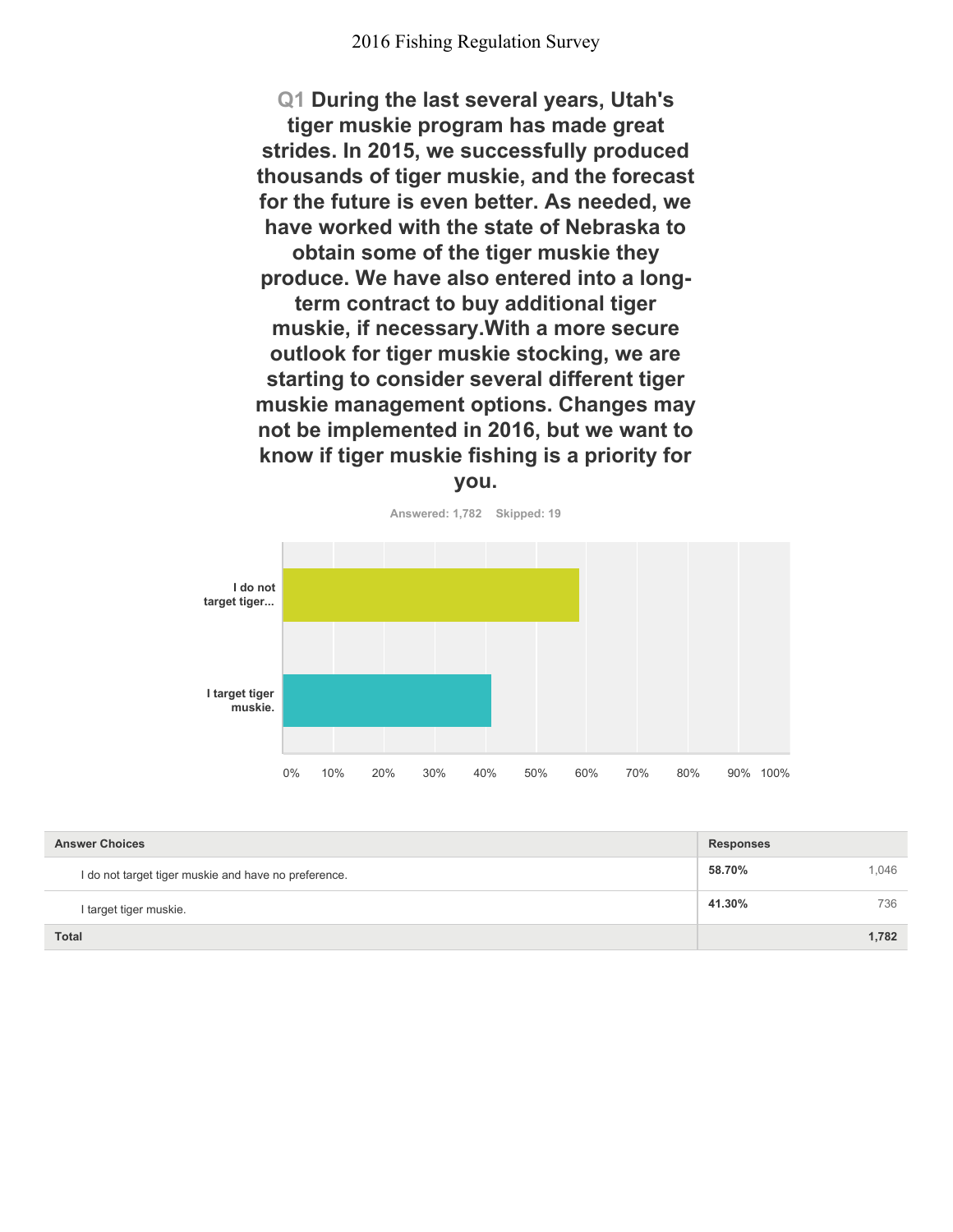# 2016 Fishing Regulation Survey

## Q1 During the last several years, Utah's tiger muskie program has made great strides. In 2015, we successfully produced thousands of tiger muskie, and the forecast for the future is even better. As needed, we have worked with the state of Nebraska to obtain some of the tiger muskie they produce. We have also entered into a long-term contract to buy additional tiger muskie, if necessary.With a more secure outlook for tiger muskie stocking, we are starting to consider several different tiger muskie management options. Changes may not be implemented in 2016, but we want to know if tiger muskie fishing is a priority for you.

Answered: 1,782 Skipped: 19

| Answer Choices | Responses | |
|---|---|---|
| I do not target tiger muskie and have no preference. | 58.70% | 1,046 |
| I target tiger muskie. | 41.30% | 736 |
| **Total** | | **1,782** |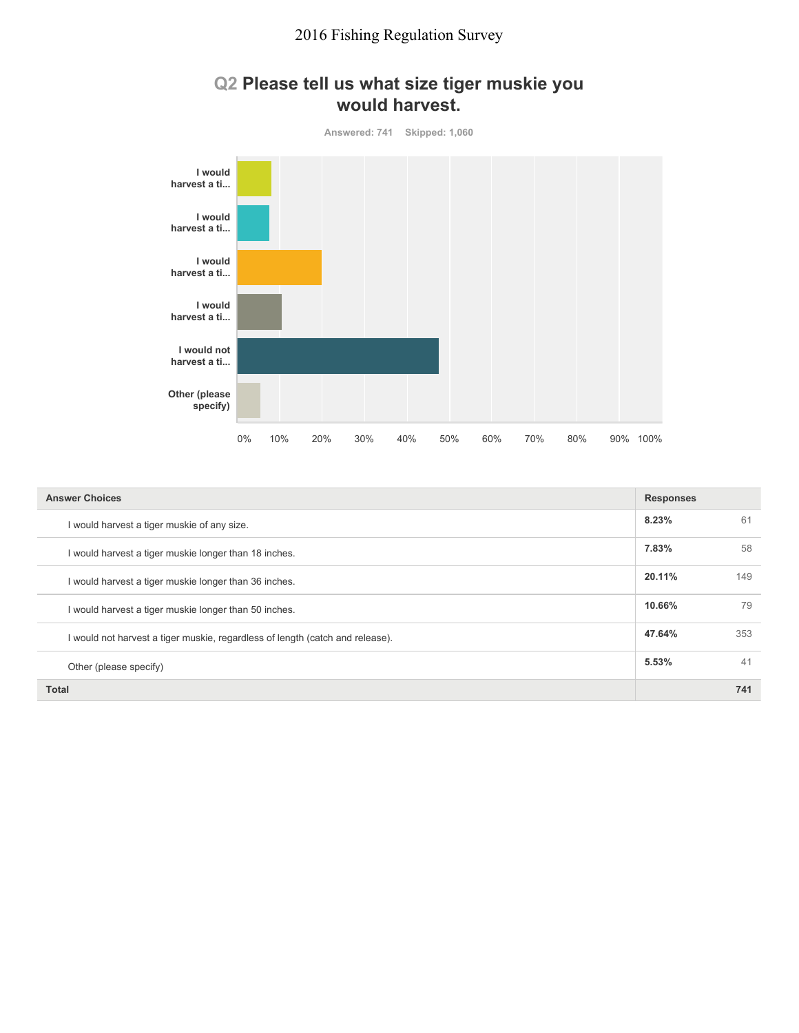## Q2 Please tell us what size tiger muskie you would harvest.

Answered: 741 Skipped: 1,060

| Answer Choices | Responses | |
|---|---|---|
| I would harvest a tiger muskie of any size. | 8.23% | 61 |
| I would harvest a tiger muskie longer than 18 inches. | 7.83% | 58 |
| I would harvest a tiger muskie longer than 36 inches. | 20.11% | 149 |
| I would harvest a tiger muskie longer than 50 inches. | 10.66% | 79 |
| I would not harvest a tiger muskie, regardless of length (catch and release). | 47.64% | 353 |
| Other (please specify) | 5.53% | 41 |
| **Total** | | **741** |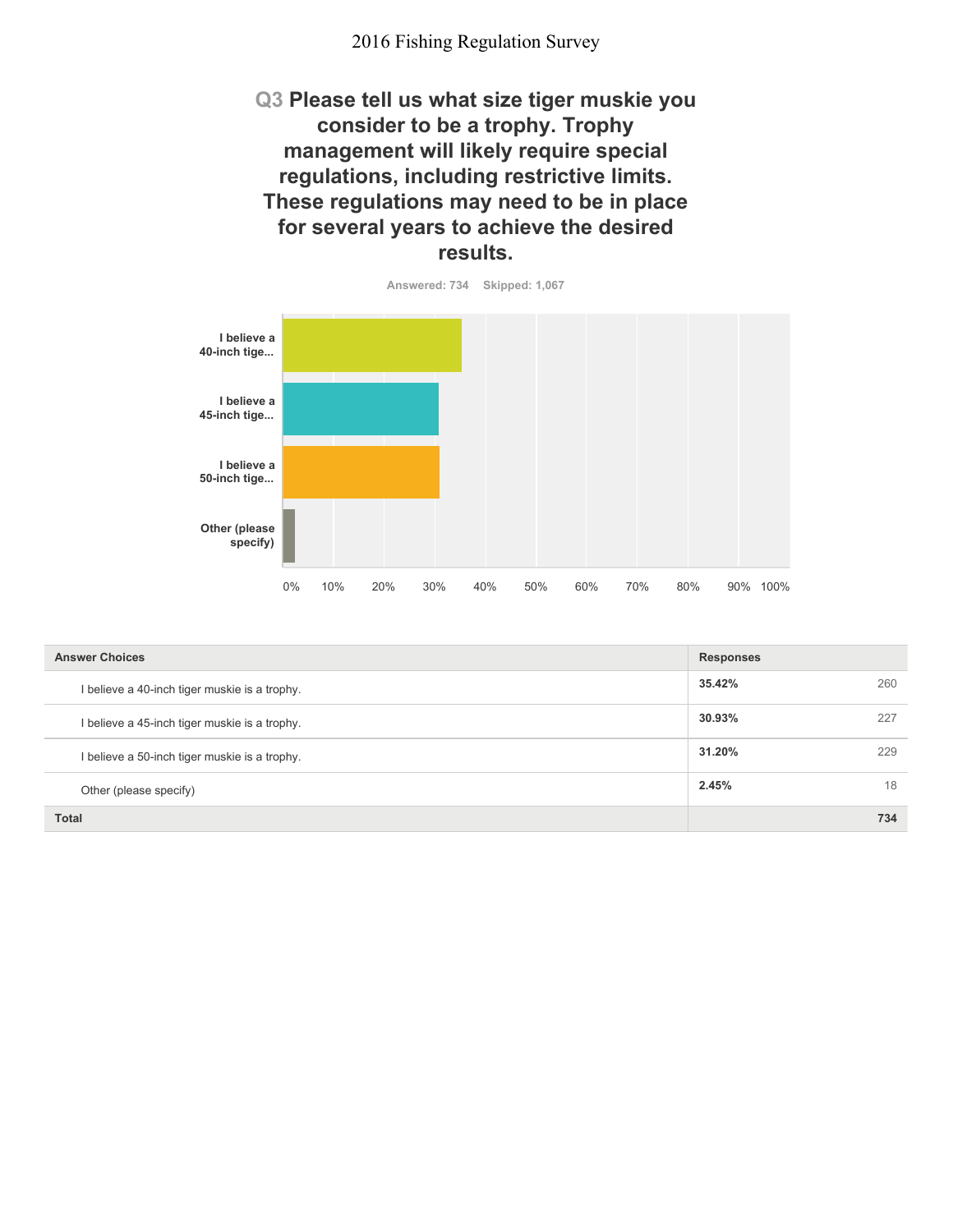## Q3 Please tell us what size tiger muskie you consider to be a trophy. Trophy management will likely require special regulations, including restrictive limits. These regulations may need to be in place for several years to achieve the desired results.

Answered: 734 Skipped: 1,067

| Answer Choices | Responses | |
|---|---|---|
| I believe a 40-inch tiger muskie is a trophy. | **35.42%** | 260 |
| I believe a 45-inch tiger muskie is a trophy. | **30.93%** | 227 |
| I believe a 50-inch tiger muskie is a trophy. | **31.20%** | 229 |
| Other (please specify) | **2.45%** | 18 |
| **Total** | | **734** |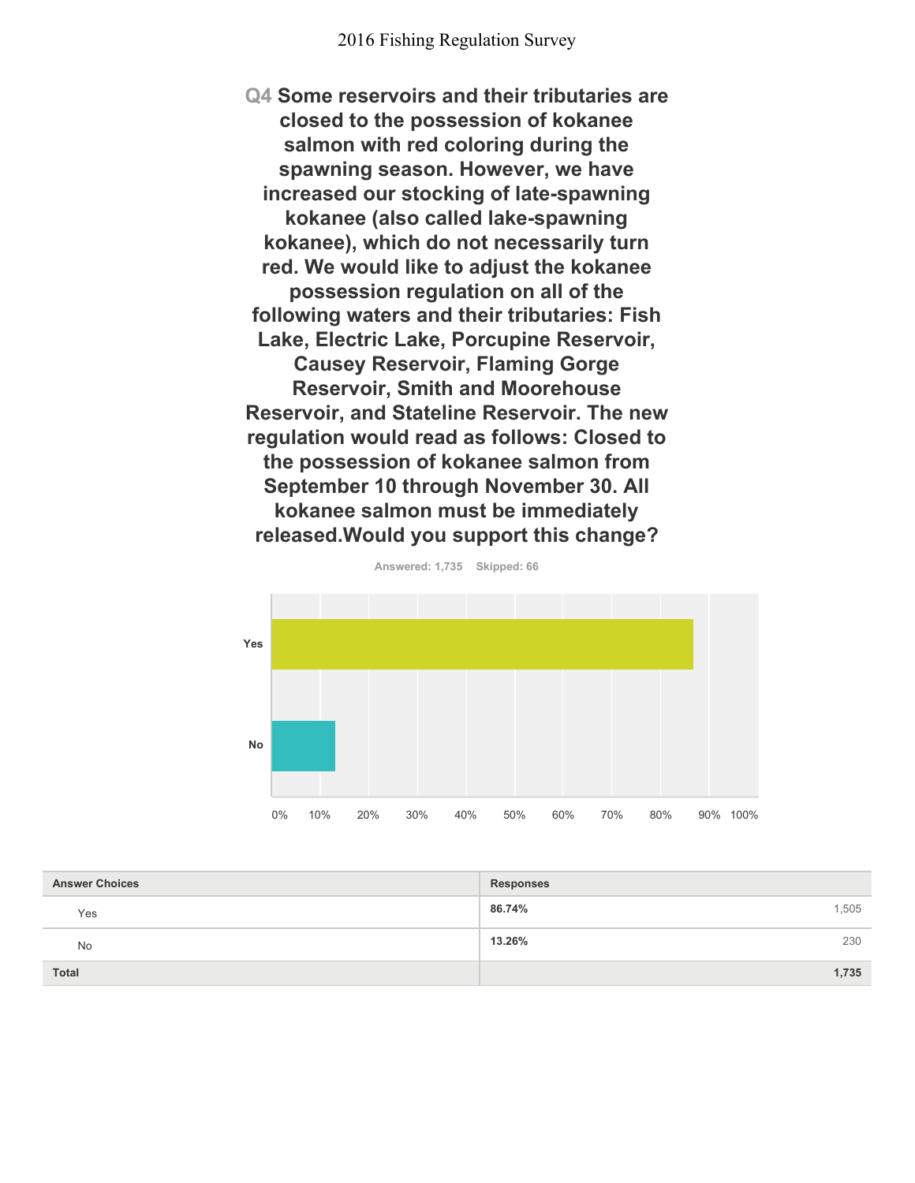**Q4 Some reservoirs and their tributaries are closed to the possession of kokanee salmon with red coloring during the spawning season. However, we have increased our stocking of late-spawning kokanee (also called lake-spawning kokanee), which do not necessarily turn red. We would like to adjust the kokanee possession regulation on all of the following waters and their tributaries: Fish Lake, Electric Lake, Porcupine Reservoir, Causey Reservoir, Flaming Gorge Reservoir, Smith and Moorehouse Reservoir, and Stateline Reservoir. The new regulation would read as follows: Closed to the possession of kokanee salmon from September 10 through November 30. All kokanee salmon must be immediately released.Would you support this change?**

Answered: 1,735 Skipped: 66

| Answer Choices | Responses | |
|---|---|---|
| Yes | 86.74% | 1,505 |
| No | 13.26% | 230 |
| **Total** | | **1,735** |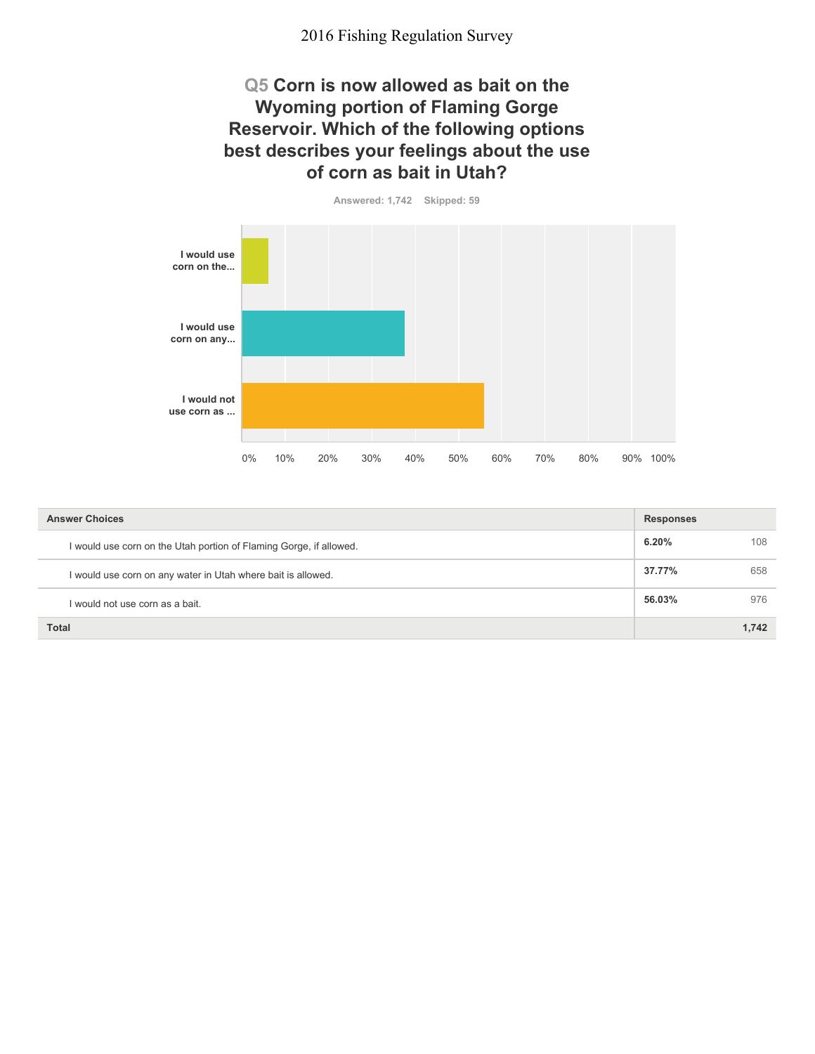# Q5 Corn is now allowed as bait on the Wyoming portion of Flaming Gorge Reservoir. Which of the following options best describes your feelings about the use of corn as bait in Utah?

Answered: 1,742 Skipped: 59

| Answer Choices | Responses | |
|---|---|---|
| I would use corn on the Utah portion of Flaming Gorge, if allowed. | **6.20%** | 108 |
| I would use corn on any water in Utah where bait is allowed. | **37.77%** | 658 |
| I would not use corn as a bait. | **56.03%** | 976 |
| **Total** | | **1,742** |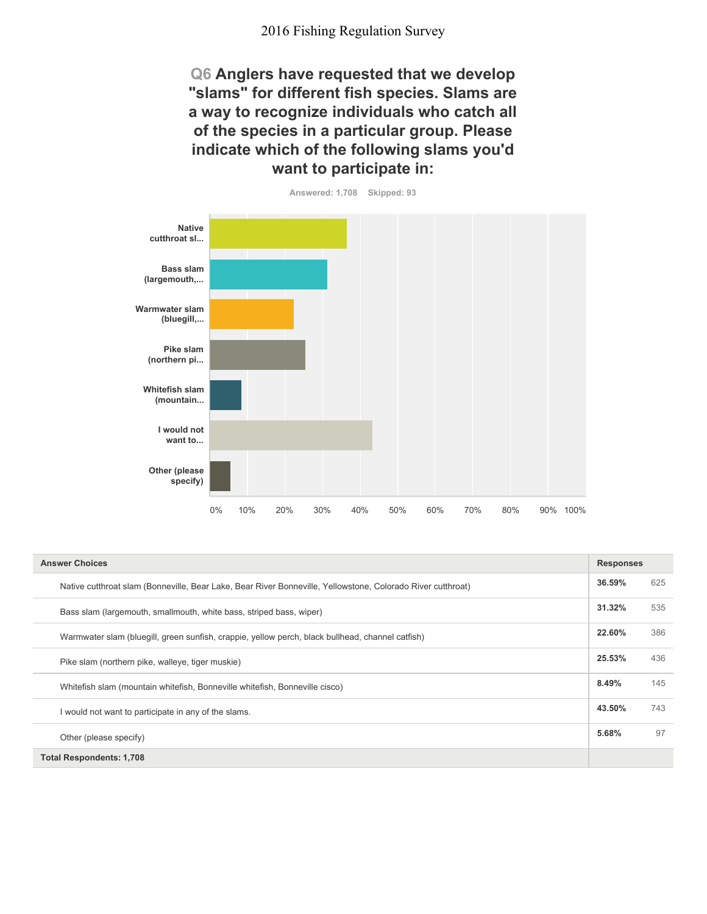# 2016 Fishing Regulation Survey

## Q6 Anglers have requested that we develop "slams" for different fish species. Slams are a way to recognize individuals who catch all of the species in a particular group. Please indicate which of the following slams you'd want to participate in:

Answered: 1,708 Skipped: 93

| Answer Choices | Responses | |
|---|---|---|
| Native cutthroat slam (Bonneville, Bear Lake, Bear River Bonneville, Yellowstone, Colorado River cutthroat) | 36.59% | 625 |
| Bass slam (largemouth, smallmouth, white bass, striped bass, wiper) | 31.32% | 535 |
| Warmwater slam (bluegill, green sunfish, crappie, yellow perch, black bullhead, channel catfish) | 22.60% | 386 |
| Pike slam (northern pike, walleye, tiger muskie) | 25.53% | 436 |
| Whitefish slam (mountain whitefish, Bonneville whitefish, Bonneville cisco) | 8.49% | 145 |
| I would not want to participate in any of the slams. | 43.50% | 743 |
| Other (please specify) | 5.68% | 97 |
| **Total Respondents: 1,708** | | |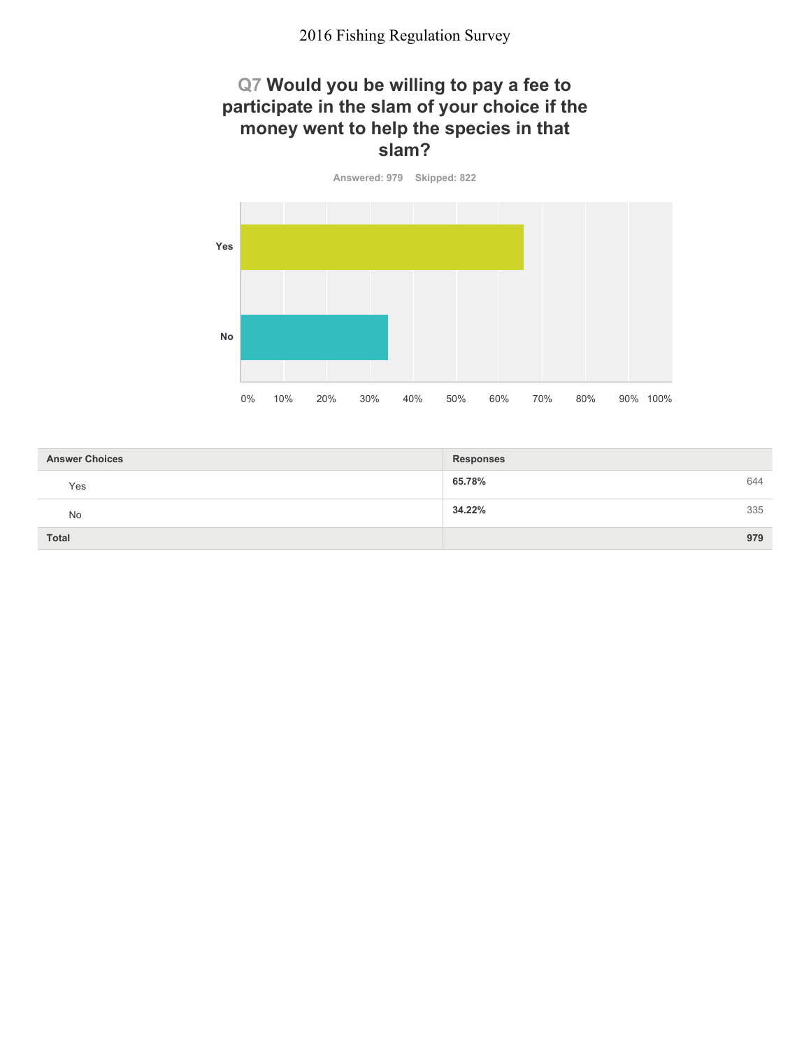# Q7 Would you be willing to pay a fee to participate in the slam of your choice if the money went to help the species in that slam?

Answered: 979 Skipped: 822

| Answer Choices | Responses | |
|---|---|---|
| Yes | **65.78%** | 644 |
| No | **34.22%** | 335 |
| **Total** | | **979** |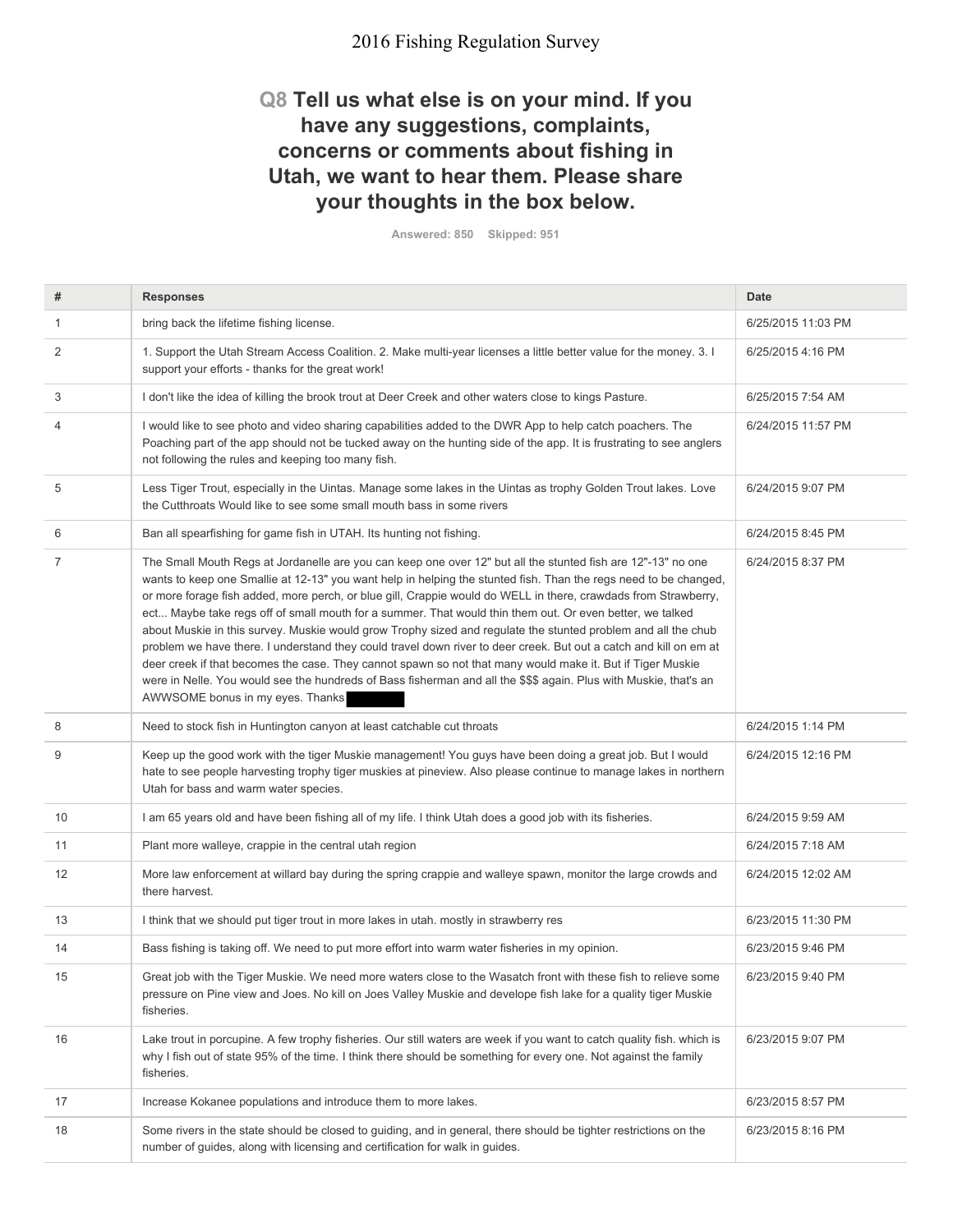# 2016 Fishing Regulation Survey

## Q8 Tell us what else is on your mind. If you have any suggestions, complaints, concerns or comments about fishing in Utah, we want to hear them. Please share your thoughts in the box below.

Answered: 850 Skipped: 951

| # | Responses | Date |
|---|---|---|
| 1 | bring back the lifetime fishing license. | 6/25/2015 11:03 PM |
| 2 | 1. Support the Utah Stream Access Coalition. 2. Make multi-year licenses a little better value for the money. 3. I support your efforts - thanks for the great work! | 6/25/2015 4:16 PM |
| 3 | I don't like the idea of killing the brook trout at Deer Creek and other waters close to kings Pasture. | 6/25/2015 7:54 AM |
| 4 | I would like to see photo and video sharing capabilities added to the DWR App to help catch poachers. The Poaching part of the app should not be tucked away on the hunting side of the app. It is frustrating to see anglers not following the rules and keeping too many fish. | 6/24/2015 11:57 PM |
| 5 | Less Tiger Trout, especially in the Uintas. Manage some lakes in the Uintas as trophy Golden Trout lakes. Love the Cutthroats Would like to see some small mouth bass in some rivers | 6/24/2015 9:07 PM |
| 6 | Ban all spearfishing for game fish in UTAH. Its hunting not fishing. | 6/24/2015 8:45 PM |
| 7 | The Small Mouth Regs at Jordanelle are you can keep one over 12" but all the stunted fish are 12"-13" no one wants to keep one Smallie at 12-13" you want help in helping the stunted fish. Than the regs need to be changed, or more forage fish added, more perch, or blue gill, Crappie would do WELL in there, crawdads from Strawberry, ect... Maybe take regs off of small mouth for a summer. That would thin them out. Or even better, we talked about Muskie in this survey. Muskie would grow Trophy sized and regulate the stunted problem and all the chub problem we have there. I understand they could travel down river to deer creek. But out a catch and kill on em at deer creek if that becomes the case. They cannot spawn so not that many would make it. But if Tiger Muskie were in Nelle. You would see the hundreds of Bass fisherman and all the $$$ again. Plus with Muskie, that's an AWWSOME bonus in my eyes. Thanks [redacted] | 6/24/2015 8:37 PM |
| 8 | Need to stock fish in Huntington canyon at least catchable cut throats | 6/24/2015 1:14 PM |
| 9 | Keep up the good work with the tiger Muskie management! You guys have been doing a great job. But I would hate to see people harvesting trophy tiger muskies at pineview. Also please continue to manage lakes in northern Utah for bass and warm water species. | 6/24/2015 12:16 PM |
| 10 | I am 65 years old and have been fishing all of my life. I think Utah does a good job with its fisheries. | 6/24/2015 9:59 AM |
| 11 | Plant more walleye, crappie in the central utah region | 6/24/2015 7:18 AM |
| 12 | More law enforcement at willard bay during the spring crappie and walleye spawn, monitor the large crowds and there harvest. | 6/24/2015 12:02 AM |
| 13 | I think that we should put tiger trout in more lakes in utah. mostly in strawberry res | 6/23/2015 11:30 PM |
| 14 | Bass fishing is taking off. We need to put more effort into warm water fisheries in my opinion. | 6/23/2015 9:46 PM |
| 15 | Great job with the Tiger Muskie. We need more waters close to the Wasatch front with these fish to relieve some pressure on Pine view and Joes. No kill on Joes Valley Muskie and develope fish lake for a quality tiger Muskie fisheries. | 6/23/2015 9:40 PM |
| 16 | Lake trout in porcupine. A few trophy fisheries. Our still waters are week if you want to catch quality fish. which is why I fish out of state 95% of the time. I think there should be something for every one. Not against the family fisheries. | 6/23/2015 9:07 PM |
| 17 | Increase Kokanee populations and introduce them to more lakes. | 6/23/2015 8:57 PM |
| 18 | Some rivers in the state should be closed to guiding, and in general, there should be tighter restrictions on the number of guides, along with licensing and certification for walk in guides. | 6/23/2015 8:16 PM |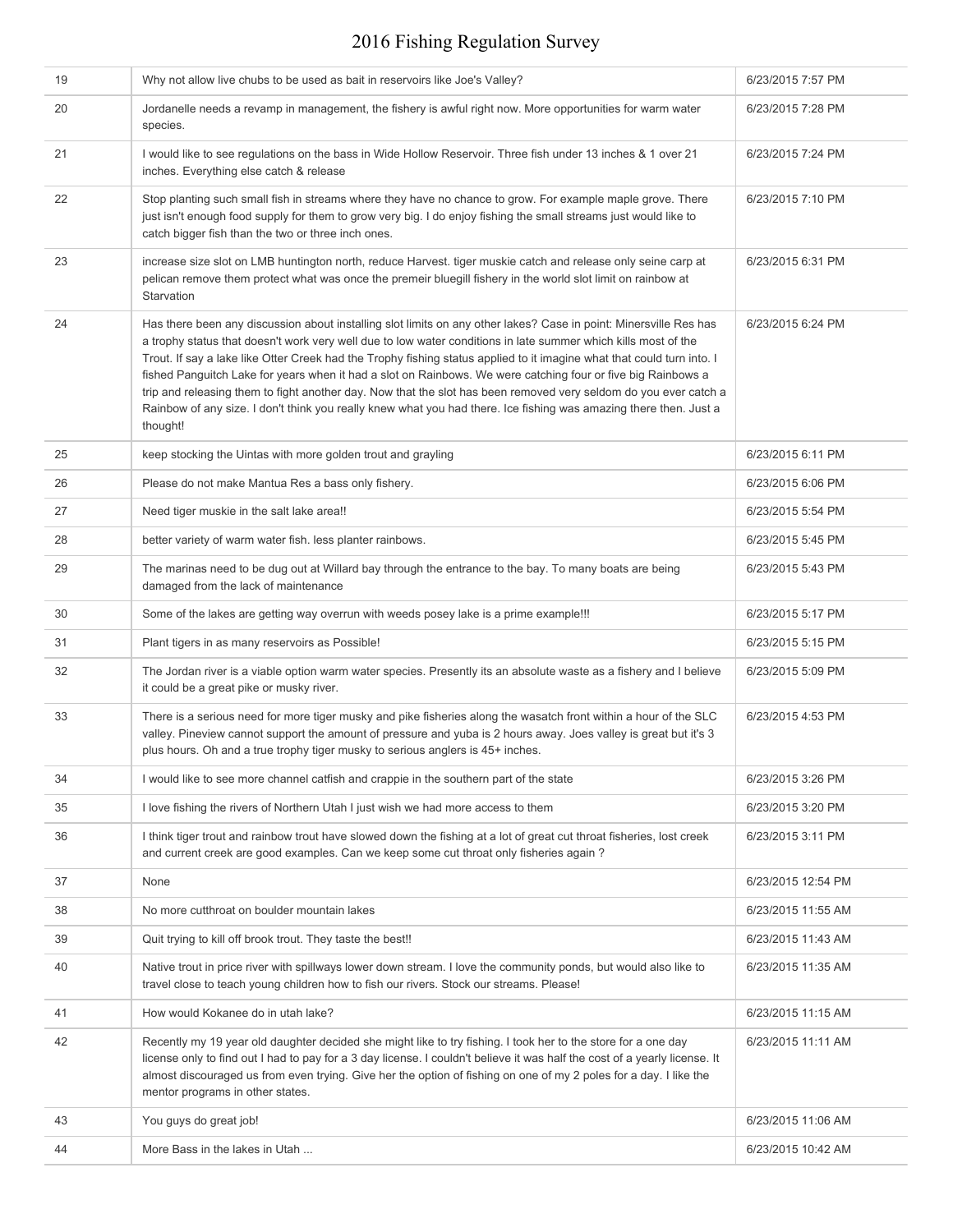| 19 | Why not allow live chubs to be used as bait in reservoirs like Joe's Valley? | 6/23/2015 7:57 PM |
|---|---|---|
| 20 | Jordanelle needs a revamp in management, the fishery is awful right now. More opportunities for warm water species. | 6/23/2015 7:28 PM |
| 21 | I would like to see regulations on the bass in Wide Hollow Reservoir. Three fish under 13 inches & 1 over 21 inches. Everything else catch & release | 6/23/2015 7:24 PM |
| 22 | Stop planting such small fish in streams where they have no chance to grow. For example maple grove. There just isn't enough food supply for them to grow very big. I do enjoy fishing the small streams just would like to catch bigger fish than the two or three inch ones. | 6/23/2015 7:10 PM |
| 23 | increase size slot on LMB huntington north, reduce Harvest. tiger muskie catch and release only seine carp at pelican remove them protect what was once the premeir bluegill fishery in the world slot limit on rainbow at Starvation | 6/23/2015 6:31 PM |
| 24 | Has there been any discussion about installing slot limits on any other lakes? Case in point: Minersville Res has a trophy status that doesn't work very well due to low water conditions in late summer which kills most of the Trout. If say a lake like Otter Creek had the Trophy fishing status applied to it imagine what that could turn into. I fished Panguitch Lake for years when it had a slot on Rainbows. We were catching four or five big Rainbows a trip and releasing them to fight another day. Now that the slot has been removed very seldom do you ever catch a Rainbow of any size. I don't think you really knew what you had there. Ice fishing was amazing there then. Just a thought! | 6/23/2015 6:24 PM |
| 25 | keep stocking the Uintas with more golden trout and grayling | 6/23/2015 6:11 PM |
| 26 | Please do not make Mantua Res a bass only fishery. | 6/23/2015 6:06 PM |
| 27 | Need tiger muskie in the salt lake area!! | 6/23/2015 5:54 PM |
| 28 | better variety of warm water fish. less planter rainbows. | 6/23/2015 5:45 PM |
| 29 | The marinas need to be dug out at Willard bay through the entrance to the bay. To many boats are being damaged from the lack of maintenance | 6/23/2015 5:43 PM |
| 30 | Some of the lakes are getting way overrun with weeds posey lake is a prime example!!! | 6/23/2015 5:17 PM |
| 31 | Plant tigers in as many reservoirs as Possible! | 6/23/2015 5:15 PM |
| 32 | The Jordan river is a viable option warm water species. Presently its an absolute waste as a fishery and I believe it could be a great pike or musky river. | 6/23/2015 5:09 PM |
| 33 | There is a serious need for more tiger musky and pike fisheries along the wasatch front within a hour of the SLC valley. Pineview cannot support the amount of pressure and yuba is 2 hours away. Joes valley is great but it's 3 plus hours. Oh and a true trophy tiger musky to serious anglers is 45+ inches. | 6/23/2015 4:53 PM |
| 34 | I would like to see more channel catfish and crappie in the southern part of the state | 6/23/2015 3:26 PM |
| 35 | I love fishing the rivers of Northern Utah I just wish we had more access to them | 6/23/2015 3:20 PM |
| 36 | I think tiger trout and rainbow trout have slowed down the fishing at a lot of great cut throat fisheries, lost creek and current creek are good examples. Can we keep some cut throat only fisheries again ? | 6/23/2015 3:11 PM |
| 37 | None | 6/23/2015 12:54 PM |
| 38 | No more cutthroat on boulder mountain lakes | 6/23/2015 11:55 AM |
| 39 | Quit trying to kill off brook trout. They taste the best!! | 6/23/2015 11:43 AM |
| 40 | Native trout in price river with spillways lower down stream. I love the community ponds, but would also like to travel close to teach young children how to fish our rivers. Stock our streams. Please! | 6/23/2015 11:35 AM |
| 41 | How would Kokanee do in utah lake? | 6/23/2015 11:15 AM |
| 42 | Recently my 19 year old daughter decided she might like to try fishing. I took her to the store for a one day license only to find out I had to pay for a 3 day license. I couldn't believe it was half the cost of a yearly license. It almost discouraged us from even trying. Give her the option of fishing on one of my 2 poles for a day. I like the mentor programs in other states. | 6/23/2015 11:11 AM |
| 43 | You guys do great job! | 6/23/2015 11:06 AM |
| 44 | More Bass in the lakes in Utah ... | 6/23/2015 10:42 AM |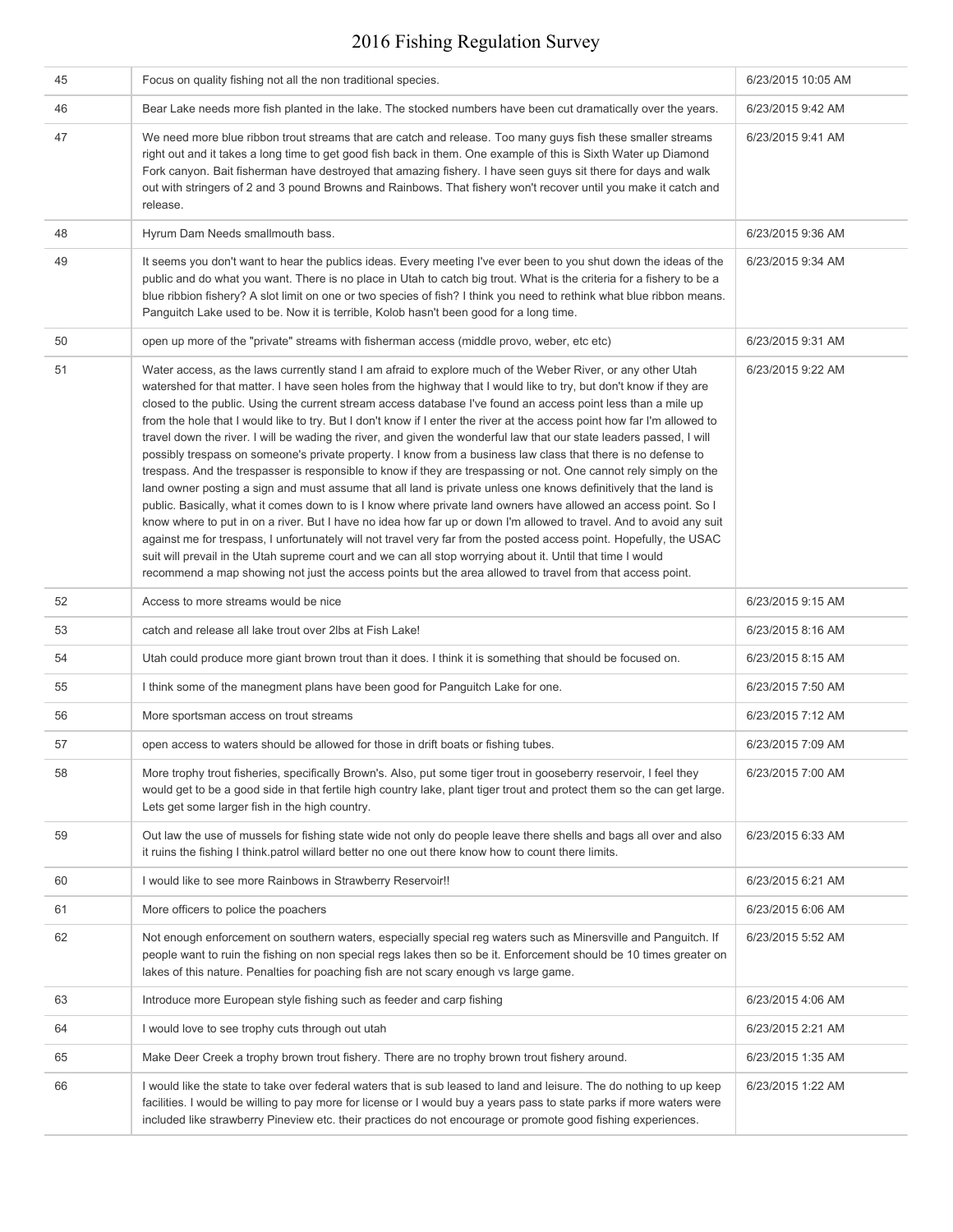| | | |
|---|---|---|
| 45 | Focus on quality fishing not all the non traditional species. | 6/23/2015 10:05 AM |
| 46 | Bear Lake needs more fish planted in the lake. The stocked numbers have been cut dramatically over the years. | 6/23/2015 9:42 AM |
| 47 | We need more blue ribbon trout streams that are catch and release. Too many guys fish these smaller streams right out and it takes a long time to get good fish back in them. One example of this is Sixth Water up Diamond Fork canyon. Bait fisherman have destroyed that amazing fishery. I have seen guys sit there for days and walk out with stringers of 2 and 3 pound Browns and Rainbows. That fishery won't recover until you make it catch and release. | 6/23/2015 9:41 AM |
| 48 | Hyrum Dam Needs smallmouth bass. | 6/23/2015 9:36 AM |
| 49 | It seems you don't want to hear the publics ideas. Every meeting I've ever been to you shut down the ideas of the public and do what you want. There is no place in Utah to catch big trout. What is the criteria for a fishery to be a blue ribbion fishery? A slot limit on one or two species of fish? I think you need to rethink what blue ribbon means. Panguitch Lake used to be. Now it is terrible, Kolob hasn't been good for a long time. | 6/23/2015 9:34 AM |
| 50 | open up more of the "private" streams with fisherman access (middle provo, weber, etc etc) | 6/23/2015 9:31 AM |
| 51 | Water access, as the laws currently stand I am afraid to explore much of the Weber River, or any other Utah watershed for that matter. I have seen holes from the highway that I would like to try, but don't know if they are closed to the public. Using the current stream access database I've found an access point less than a mile up from the hole that I would like to try. But I don't know if I enter the river at the access point how far I'm allowed to travel down the river. I will be wading the river, and given the wonderful law that our state leaders passed, I will possibly trespass on someone's private property. I know from a business law class that there is no defense to trespass. And the trespasser is responsible to know if they are trespassing or not. One cannot rely simply on the land owner posting a sign and must assume that all land is private unless one knows definitively that the land is public. Basically, what it comes down to is I know where private land owners have allowed an access point. So I know where to put in on a river. But I have no idea how far up or down I'm allowed to travel. And to avoid any suit against me for trespass, I unfortunately will not travel very far from the posted access point. Hopefully, the USAC suit will prevail in the Utah supreme court and we can all stop worrying about it. Until that time I would recommend a map showing not just the access points but the area allowed to travel from that access point. | 6/23/2015 9:22 AM |
| 52 | Access to more streams would be nice | 6/23/2015 9:15 AM |
| 53 | catch and release all lake trout over 2lbs at Fish Lake! | 6/23/2015 8:16 AM |
| 54 | Utah could produce more giant brown trout than it does. I think it is something that should be focused on. | 6/23/2015 8:15 AM |
| 55 | I think some of the manegment plans have been good for Panguitch Lake for one. | 6/23/2015 7:50 AM |
| 56 | More sportsman access on trout streams | 6/23/2015 7:12 AM |
| 57 | open access to waters should be allowed for those in drift boats or fishing tubes. | 6/23/2015 7:09 AM |
| 58 | More trophy trout fisheries, specifically Brown's. Also, put some tiger trout in gooseberry reservoir, I feel they would get to be a good side in that fertile high country lake, plant tiger trout and protect them so the can get large. Lets get some larger fish in the high country. | 6/23/2015 7:00 AM |
| 59 | Out law the use of mussels for fishing state wide not only do people leave there shells and bags all over and also it ruins the fishing I think.patrol willard better no one out there know how to count there limits. | 6/23/2015 6:33 AM |
| 60 | I would like to see more Rainbows in Strawberry Reservoir!! | 6/23/2015 6:21 AM |
| 61 | More officers to police the poachers | 6/23/2015 6:06 AM |
| 62 | Not enough enforcement on southern waters, especially special reg waters such as Minersville and Panguitch. If people want to ruin the fishing on non special regs lakes then so be it. Enforcement should be 10 times greater on lakes of this nature. Penalties for poaching fish are not scary enough vs large game. | 6/23/2015 5:52 AM |
| 63 | Introduce more European style fishing such as feeder and carp fishing | 6/23/2015 4:06 AM |
| 64 | I would love to see trophy cuts through out utah | 6/23/2015 2:21 AM |
| 65 | Make Deer Creek a trophy brown trout fishery. There are no trophy brown trout fishery around. | 6/23/2015 1:35 AM |
| 66 | I would like the state to take over federal waters that is sub leased to land and leisure. The do nothing to up keep facilities. I would be willing to pay more for license or I would buy a years pass to state parks if more waters were included like strawberry Pineview etc. their practices do not encourage or promote good fishing experiences. | 6/23/2015 1:22 AM |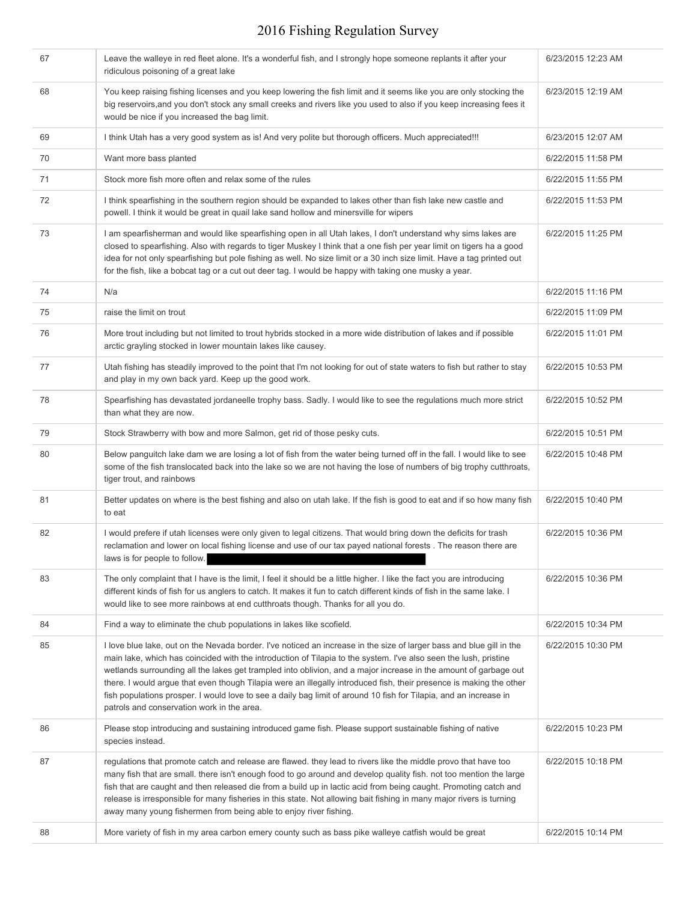# 2016 Fishing Regulation Survey

| | | |
|---|---|---|
| 67 | Leave the walleye in red fleet alone. It's a wonderful fish, and I strongly hope someone replants it after your ridiculous poisoning of a great lake | 6/23/2015 12:23 AM |
| 68 | You keep raising fishing licenses and you keep lowering the fish limit and it seems like you are only stocking the big reservoirs,and you don't stock any small creeks and rivers like you used to also if you keep increasing fees it would be nice if you increased the bag limit. | 6/23/2015 12:19 AM |
| 69 | I think Utah has a very good system as is! And very polite but thorough officers. Much appreciated!!! | 6/23/2015 12:07 AM |
| 70 | Want more bass planted | 6/22/2015 11:58 PM |
| 71 | Stock more fish more often and relax some of the rules | 6/22/2015 11:55 PM |
| 72 | I think spearfishing in the southern region should be expanded to lakes other than fish lake new castle and powell. I think it would be great in quail lake sand hollow and minersville for wipers | 6/22/2015 11:53 PM |
| 73 | I am spearfisherman and would like spearfishing open in all Utah lakes, I don't understand why sims lakes are closed to spearfishing. Also with regards to tiger Muskey I think that a one fish per year limit on tigers ha a good idea for not only spearfishing but pole fishing as well. No size limit or a 30 inch size limit. Have a tag printed out for the fish, like a bobcat tag or a cut out deer tag. I would be happy with taking one musky a year. | 6/22/2015 11:25 PM |
| 74 | N/a | 6/22/2015 11:16 PM |
| 75 | raise the limit on trout | 6/22/2015 11:09 PM |
| 76 | More trout including but not limited to trout hybrids stocked in a more wide distribution of lakes and if possible arctic grayling stocked in lower mountain lakes like causey. | 6/22/2015 11:01 PM |
| 77 | Utah fishing has steadily improved to the point that I'm not looking for out of state waters to fish but rather to stay and play in my own back yard. Keep up the good work. | 6/22/2015 10:53 PM |
| 78 | Spearfishing has devastated jordaneelle trophy bass. Sadly. I would like to see the regulations much more strict than what they are now. | 6/22/2015 10:52 PM |
| 79 | Stock Strawberry with bow and more Salmon, get rid of those pesky cuts. | 6/22/2015 10:51 PM |
| 80 | Below panguitch lake dam we are losing a lot of fish from the water being turned off in the fall. I would like to see some of the fish translocated back into the lake so we are not having the lose of numbers of big trophy cutthroats, tiger trout, and rainbows | 6/22/2015 10:48 PM |
| 81 | Better updates on where is the best fishing and also on utah lake. If the fish is good to eat and if so how many fish to eat | 6/22/2015 10:40 PM |
| 82 | I would prefere if utah licenses were only given to legal citizens. That would bring down the deficits for trash reclamation and lower on local fishing license and use of our tax payed national forests . The reason there are laws is for people to follow. | 6/22/2015 10:36 PM |
| 83 | The only complaint that I have is the limit, I feel it should be a little higher. I like the fact you are introducing different kinds of fish for us anglers to catch. It makes it fun to catch different kinds of fish in the same lake. I would like to see more rainbows at end cutthroats though. Thanks for all you do. | 6/22/2015 10:36 PM |
| 84 | Find a way to eliminate the chub populations in lakes like scofield. | 6/22/2015 10:34 PM |
| 85 | I love blue lake, out on the Nevada border. I've noticed an increase in the size of larger bass and blue gill in the main lake, which has coincided with the introduction of Tilapia to the system. I've also seen the lush, pristine wetlands surrounding all the lakes get trampled into oblivion, and a major increase in the amount of garbage out there. I would argue that even though Tilapia were an illegally introduced fish, their presence is making the other fish populations prosper. I would love to see a daily bag limit of around 10 fish for Tilapia, and an increase in patrols and conservation work in the area. | 6/22/2015 10:30 PM |
| 86 | Please stop introducing and sustaining introduced game fish. Please support sustainable fishing of native species instead. | 6/22/2015 10:23 PM |
| 87 | regulations that promote catch and release are flawed. they lead to rivers like the middle provo that have too many fish that are small. there isn't enough food to go around and develop quality fish. not too mention the large fish that are caught and then released die from a build up in lactic acid from being caught. Promoting catch and release is irresponsible for many fisheries in this state. Not allowing bait fishing in many major rivers is turning away many young fishermen from being able to enjoy river fishing. | 6/22/2015 10:18 PM |
| 88 | More variety of fish in my area carbon emery county such as bass pike walleye catfish would be great | 6/22/2015 10:14 PM |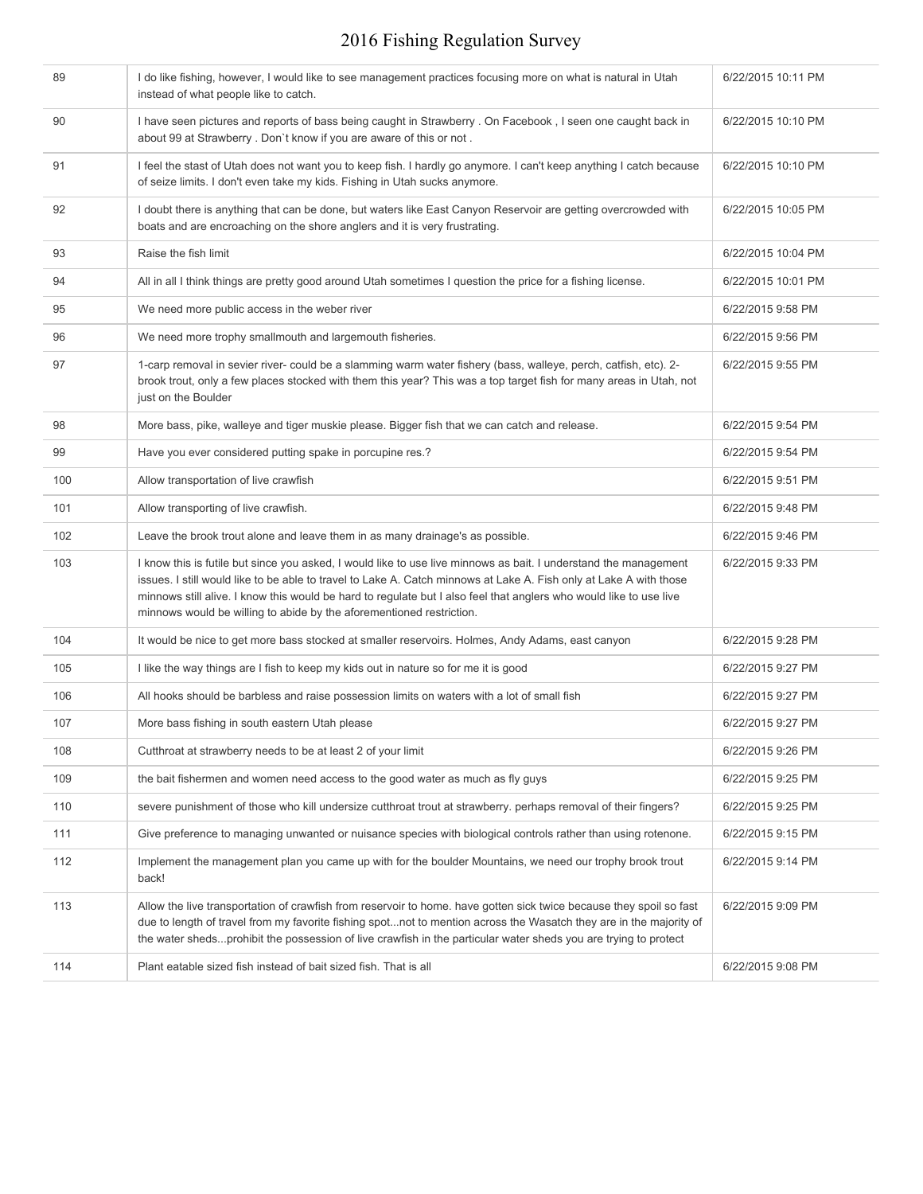| | | |
|---|---|---|
| 89 | I do like fishing, however, I would like to see management practices focusing more on what is natural in Utah instead of what people like to catch. | 6/22/2015 10:11 PM |
| 90 | I have seen pictures and reports of bass being caught in Strawberry . On Facebook , I seen one caught back in about 99 at Strawberry . Don`t know if you are aware of this or not . | 6/22/2015 10:10 PM |
| 91 | I feel the stast of Utah does not want you to keep fish. I hardly go anymore. I can't keep anything I catch because of seize limits. I don't even take my kids. Fishing in Utah sucks anymore. | 6/22/2015 10:10 PM |
| 92 | I doubt there is anything that can be done, but waters like East Canyon Reservoir are getting overcrowded with boats and are encroaching on the shore anglers and it is very frustrating. | 6/22/2015 10:05 PM |
| 93 | Raise the fish limit | 6/22/2015 10:04 PM |
| 94 | All in all I think things are pretty good around Utah sometimes I question the price for a fishing license. | 6/22/2015 10:01 PM |
| 95 | We need more public access in the weber river | 6/22/2015 9:58 PM |
| 96 | We need more trophy smallmouth and largemouth fisheries. | 6/22/2015 9:56 PM |
| 97 | 1-carp removal in sevier river- could be a slamming warm water fishery (bass, walleye, perch, catfish, etc). 2-brook trout, only a few places stocked with them this year? This was a top target fish for many areas in Utah, not just on the Boulder | 6/22/2015 9:55 PM |
| 98 | More bass, pike, walleye and tiger muskie please. Bigger fish that we can catch and release. | 6/22/2015 9:54 PM |
| 99 | Have you ever considered putting spake in porcupine res.? | 6/22/2015 9:54 PM |
| 100 | Allow transportation of live crawfish | 6/22/2015 9:51 PM |
| 101 | Allow transporting of live crawfish. | 6/22/2015 9:48 PM |
| 102 | Leave the brook trout alone and leave them in as many drainage's as possible. | 6/22/2015 9:46 PM |
| 103 | I know this is futile but since you asked, I would like to use live minnows as bait. I understand the management issues. I still would like to be able to travel to Lake A. Catch minnows at Lake A. Fish only at Lake A with those minnows still alive. I know this would be hard to regulate but I also feel that anglers who would like to use live minnows would be willing to abide by the aforementioned restriction. | 6/22/2015 9:33 PM |
| 104 | It would be nice to get more bass stocked at smaller reservoirs. Holmes, Andy Adams, east canyon | 6/22/2015 9:28 PM |
| 105 | I like the way things are I fish to keep my kids out in nature so for me it is good | 6/22/2015 9:27 PM |
| 106 | All hooks should be barbless and raise possession limits on waters with a lot of small fish | 6/22/2015 9:27 PM |
| 107 | More bass fishing in south eastern Utah please | 6/22/2015 9:27 PM |
| 108 | Cutthroat at strawberry needs to be at least 2 of your limit | 6/22/2015 9:26 PM |
| 109 | the bait fishermen and women need access to the good water as much as fly guys | 6/22/2015 9:25 PM |
| 110 | severe punishment of those who kill undersize cutthroat trout at strawberry. perhaps removal of their fingers? | 6/22/2015 9:25 PM |
| 111 | Give preference to managing unwanted or nuisance species with biological controls rather than using rotenone. | 6/22/2015 9:15 PM |
| 112 | Implement the management plan you came up with for the boulder Mountains, we need our trophy brook trout back! | 6/22/2015 9:14 PM |
| 113 | Allow the live transportation of crawfish from reservoir to home. have gotten sick twice because they spoil so fast due to length of travel from my favorite fishing spot...not to mention across the Wasatch they are in the majority of the water sheds...prohibit the possession of live crawfish in the particular water sheds you are trying to protect | 6/22/2015 9:09 PM |
| 114 | Plant eatable sized fish instead of bait sized fish. That is all | 6/22/2015 9:08 PM |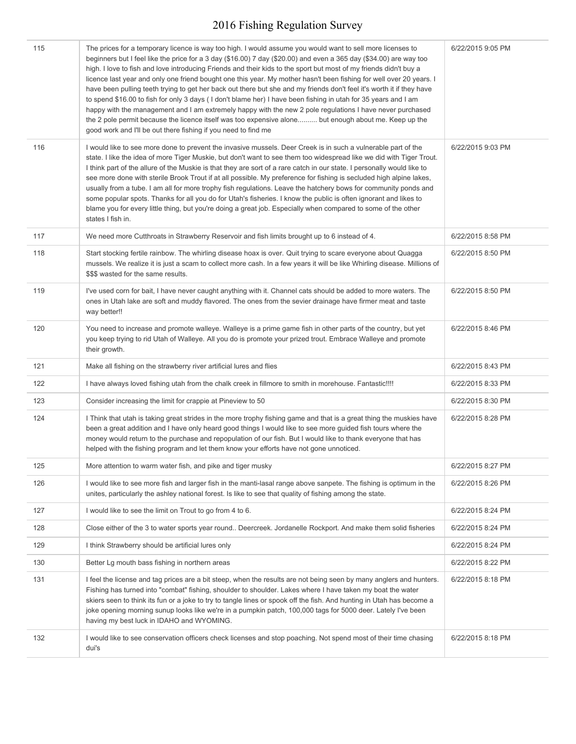| | | |
|---|---|---|
| 115 | The prices for a temporary licence is way too high. I would assume you would want to sell more licenses to beginners but I feel like the price for a 3 day ($16.00) 7 day ($20.00) and even a 365 day ($34.00) are way too high. I love to fish and love introducing Friends and their kids to the sport but most of my friends didn't buy a licence last year and only one friend bought one this year. My mother hasn't been fishing for well over 20 years. I have been pulling teeth trying to get her back out there but she and my friends don't feel it's worth it if they have to spend $16.00 to fish for only 3 days ( I don't blame her) I have been fishing in utah for 35 years and I am happy with the management and I am extremely happy with the new 2 pole regulations I have never purchased the 2 pole permit because the licence itself was too expensive alone.......... but enough about me. Keep up the good work and I'll be out there fishing if you need to find me | 6/22/2015 9:05 PM |
| 116 | I would like to see more done to prevent the invasive mussels. Deer Creek is in such a vulnerable part of the state. I like the idea of more Tiger Muskie, but don't want to see them too widespread like we did with Tiger Trout. I think part of the allure of the Muskie is that they are sort of a rare catch in our state. I personally would like to see more done with sterile Brook Trout if at all possible. My preference for fishing is secluded high alpine lakes, usually from a tube. I am all for more trophy fish regulations. Leave the hatchery bows for community ponds and some popular spots. Thanks for all you do for Utah's fisheries. I know the public is often ignorant and likes to blame you for every little thing, but you're doing a great job. Especially when compared to some of the other states I fish in. | 6/22/2015 9:03 PM |
| 117 | We need more Cutthroats in Strawberry Reservoir and fish limits brought up to 6 instead of 4. | 6/22/2015 8:58 PM |
| 118 | Start stocking fertile rainbow. The whirling disease hoax is over. Quit trying to scare everyone about Quagga mussels. We realize it is just a scam to collect more cash. In a few years it will be like Whirling disease. Millions of $$$ wasted for the same results. | 6/22/2015 8:50 PM |
| 119 | I've used corn for bait, I have never caught anything with it. Channel cats should be added to more waters. The ones in Utah lake are soft and muddy flavored. The ones from the sevier drainage have firmer meat and taste way better!! | 6/22/2015 8:50 PM |
| 120 | You need to increase and promote walleye. Walleye is a prime game fish in other parts of the country, but yet you keep trying to rid Utah of Walleye. All you do is promote your prized trout. Embrace Walleye and promote their growth. | 6/22/2015 8:46 PM |
| 121 | Make all fishing on the strawberry river artificial lures and flies | 6/22/2015 8:43 PM |
| 122 | I have always loved fishing utah from the chalk creek in fillmore to smith in morehouse. Fantastic!!!! | 6/22/2015 8:33 PM |
| 123 | Consider increasing the limit for crappie at Pineview to 50 | 6/22/2015 8:30 PM |
| 124 | I Think that utah is taking great strides in the more trophy fishing game and that is a great thing the muskies have been a great addition and I have only heard good things I would like to see more guided fish tours where the money would return to the purchase and repopulation of our fish. But I would like to thank everyone that has helped with the fishing program and let them know your efforts have not gone unnoticed. | 6/22/2015 8:28 PM |
| 125 | More attention to warm water fish, and pike and tiger musky | 6/22/2015 8:27 PM |
| 126 | I would like to see more fish and larger fish in the manti-lasal range above sanpete. The fishing is optimum in the unites, particularly the ashley national forest. Is like to see that quality of fishing among the state. | 6/22/2015 8:26 PM |
| 127 | I would like to see the limit on Trout to go from 4 to 6. | 6/22/2015 8:24 PM |
| 128 | Close either of the 3 to water sports year round.. Deercreek. Jordanelle Rockport. And make them solid fisheries | 6/22/2015 8:24 PM |
| 129 | I think Strawberry should be artificial lures only | 6/22/2015 8:24 PM |
| 130 | Better Lg mouth bass fishing in northern areas | 6/22/2015 8:22 PM |
| 131 | I feel the license and tag prices are a bit steep, when the results are not being seen by many anglers and hunters. Fishing has turned into "combat" fishing, shoulder to shoulder. Lakes where I have taken my boat the water skiers seen to think its fun or a joke to try to tangle lines or spook off the fish. And hunting in Utah has become a joke opening morning sunup looks like we're in a pumpkin patch, 100,000 tags for 5000 deer. Lately I've been having my best luck in IDAHO and WYOMING. | 6/22/2015 8:18 PM |
| 132 | I would like to see conservation officers check licenses and stop poaching. Not spend most of their time chasing dui's | 6/22/2015 8:18 PM |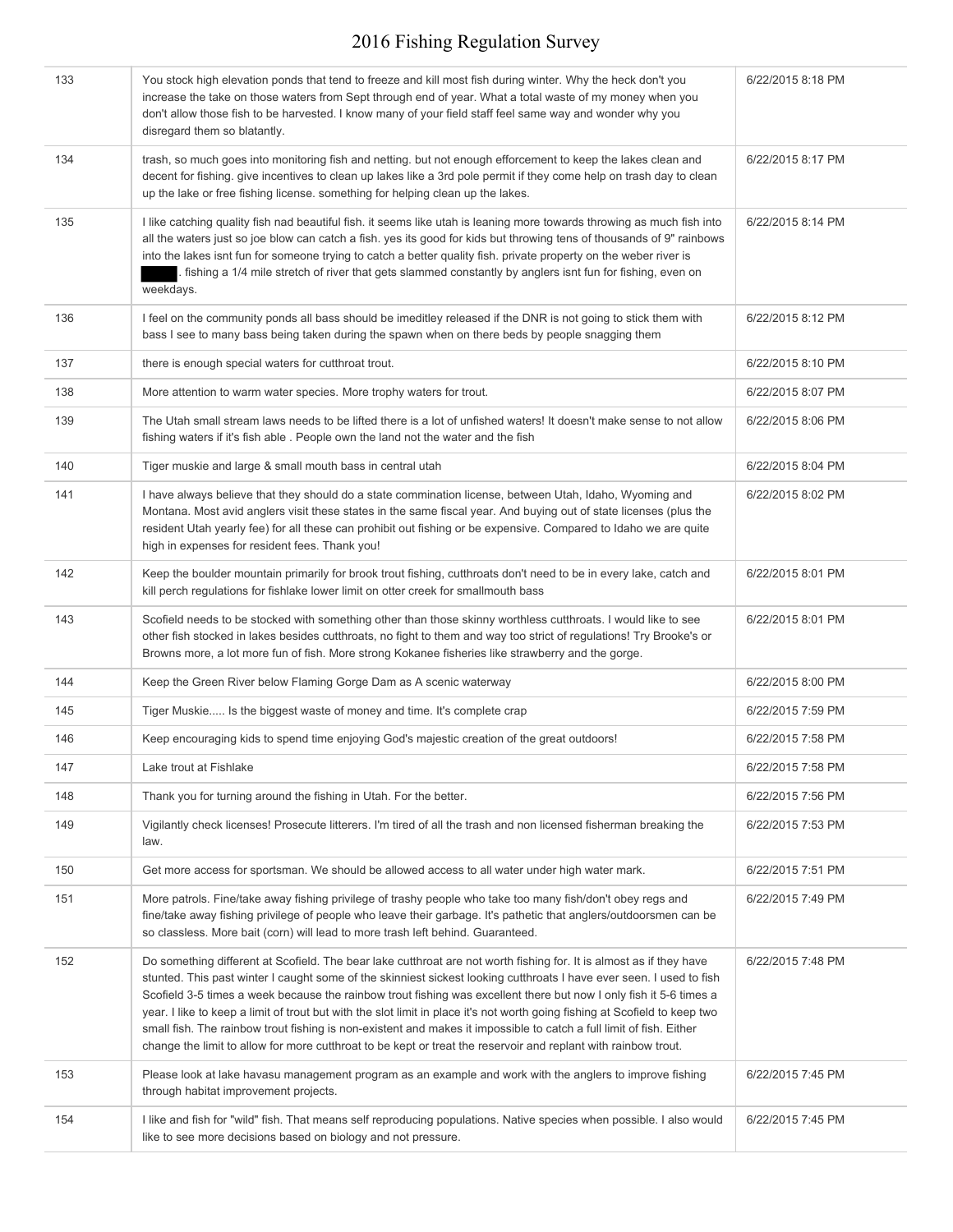# 2016 Fishing Regulation Survey

| | | |
|---|---|---|
| 133 | You stock high elevation ponds that tend to freeze and kill most fish during winter. Why the heck don't you increase the take on those waters from Sept through end of year. What a total waste of my money when you don't allow those fish to be harvested. I know many of your field staff feel same way and wonder why you disregard them so blatantly. | 6/22/2015 8:18 PM |
| 134 | trash, so much goes into monitoring fish and netting. but not enough efforcement to keep the lakes clean and decent for fishing. give incentives to clean up lakes like a 3rd pole permit if they come help on trash day to clean up the lake or free fishing license. something for helping clean up the lakes. | 6/22/2015 8:17 PM |
| 135 | I like catching quality fish nad beautiful fish. it seems like utah is leaning more towards throwing as much fish into all the waters just so joe blow can catch a fish. yes its good for kids but throwing tens of thousands of 9" rainbows into the lakes isnt fun for someone trying to catch a better quality fish. private property on the weber river is ████. fishing a 1/4 mile stretch of river that gets slammed constantly by anglers isnt fun for fishing, even on weekdays. | 6/22/2015 8:14 PM |
| 136 | I feel on the community ponds all bass should be imeditley released if the DNR is not going to stick them with bass I see to many bass being taken during the spawn when on there beds by people snagging them | 6/22/2015 8:12 PM |
| 137 | there is enough special waters for cutthroat trout. | 6/22/2015 8:10 PM |
| 138 | More attention to warm water species. More trophy waters for trout. | 6/22/2015 8:07 PM |
| 139 | The Utah small stream laws needs to be lifted there is a lot of unfished waters! It doesn't make sense to not allow fishing waters if it's fish able . People own the land not the water and the fish | 6/22/2015 8:06 PM |
| 140 | Tiger muskie and large & small mouth bass in central utah | 6/22/2015 8:04 PM |
| 141 | I have always believe that they should do a state commination license, between Utah, Idaho, Wyoming and Montana. Most avid anglers visit these states in the same fiscal year. And buying out of state licenses (plus the resident Utah yearly fee) for all these can prohibit out fishing or be expensive. Compared to Idaho we are quite high in expenses for resident fees. Thank you! | 6/22/2015 8:02 PM |
| 142 | Keep the boulder mountain primarily for brook trout fishing, cutthroats don't need to be in every lake, catch and kill perch regulations for fishlake lower limit on otter creek for smallmouth bass | 6/22/2015 8:01 PM |
| 143 | Scofield needs to be stocked with something other than those skinny worthless cutthroats. I would like to see other fish stocked in lakes besides cutthroats, no fight to them and way too strict of regulations! Try Brooke's or Browns more, a lot more fun of fish. More strong Kokanee fisheries like strawberry and the gorge. | 6/22/2015 8:01 PM |
| 144 | Keep the Green River below Flaming Gorge Dam as A scenic waterway | 6/22/2015 8:00 PM |
| 145 | Tiger Muskie..... Is the biggest waste of money and time. It's complete crap | 6/22/2015 7:59 PM |
| 146 | Keep encouraging kids to spend time enjoying God's majestic creation of the great outdoors! | 6/22/2015 7:58 PM |
| 147 | Lake trout at Fishlake | 6/22/2015 7:58 PM |
| 148 | Thank you for turning around the fishing in Utah. For the better. | 6/22/2015 7:56 PM |
| 149 | Vigilantly check licenses! Prosecute litterers. I'm tired of all the trash and non licensed fisherman breaking the law. | 6/22/2015 7:53 PM |
| 150 | Get more access for sportsman. We should be allowed access to all water under high water mark. | 6/22/2015 7:51 PM |
| 151 | More patrols. Fine/take away fishing privilege of trashy people who take too many fish/don't obey regs and fine/take away fishing privilege of people who leave their garbage. It's pathetic that anglers/outdoorsmen can be so classless. More bait (corn) will lead to more trash left behind. Guaranteed. | 6/22/2015 7:49 PM |
| 152 | Do something different at Scofield. The bear lake cutthroat are not worth fishing for. It is almost as if they have stunted. This past winter I caught some of the skinniest sickest looking cutthroats I have ever seen. I used to fish Scofield 3-5 times a week because the rainbow trout fishing was excellent there but now I only fish it 5-6 times a year. I like to keep a limit of trout but with the slot limit in place it's not worth going fishing at Scofield to keep two small fish. The rainbow trout fishing is non-existent and makes it impossible to catch a full limit of fish. Either change the limit to allow for more cutthroat to be kept or treat the reservoir and replant with rainbow trout. | 6/22/2015 7:48 PM |
| 153 | Please look at lake havasu management program as an example and work with the anglers to improve fishing through habitat improvement projects. | 6/22/2015 7:45 PM |
| 154 | I like and fish for "wild" fish. That means self reproducing populations. Native species when possible. I also would like to see more decisions based on biology and not pressure. | 6/22/2015 7:45 PM |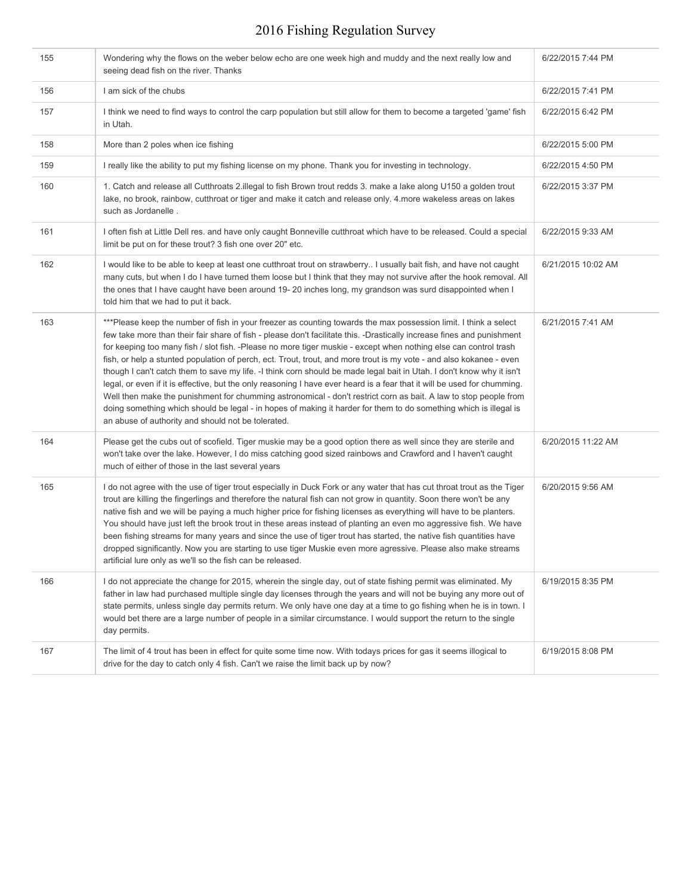| | | |
|---|---|---|
| 155 | Wondering why the flows on the weber below echo are one week high and muddy and the next really low and seeing dead fish on the river. Thanks | 6/22/2015 7:44 PM |
| 156 | I am sick of the chubs | 6/22/2015 7:41 PM |
| 157 | I think we need to find ways to control the carp population but still allow for them to become a targeted 'game' fish in Utah. | 6/22/2015 6:42 PM |
| 158 | More than 2 poles when ice fishing | 6/22/2015 5:00 PM |
| 159 | I really like the ability to put my fishing license on my phone. Thank you for investing in technology. | 6/22/2015 4:50 PM |
| 160 | 1. Catch and release all Cutthroats 2.illegal to fish Brown trout redds 3. make a lake along U150 a golden trout lake, no brook, rainbow, cutthroat or tiger and make it catch and release only. 4.more wakeless areas on lakes such as Jordanelle . | 6/22/2015 3:37 PM |
| 161 | I often fish at Little Dell res. and have only caught Bonneville cutthroat which have to be released. Could a special limit be put on for these trout? 3 fish one over 20" etc. | 6/22/2015 9:33 AM |
| 162 | I would like to be able to keep at least one cutthroat trout on strawberry.. I usually bait fish, and have not caught many cuts, but when I do I have turned them loose but I think that they may not survive after the hook removal. All the ones that I have caught have been around 19- 20 inches long, my grandson was surd disappointed when I told him that we had to put it back. | 6/21/2015 10:02 AM |
| 163 | ***Please keep the number of fish in your freezer as counting towards the max possession limit. I think a select few take more than their fair share of fish - please don't facilitate this. -Drastically increase fines and punishment for keeping too many fish / slot fish. -Please no more tiger muskie - except when nothing else can control trash fish, or help a stunted population of perch, ect. Trout, trout, and more trout is my vote - and also kokanee - even though I can't catch them to save my life. -I think corn should be made legal bait in Utah. I don't know why it isn't legal, or even if it is effective, but the only reasoning I have ever heard is a fear that it will be used for chumming. Well then make the punishment for chumming astronomical - don't restrict corn as bait. A law to stop people from doing something which should be legal - in hopes of making it harder for them to do something which is illegal is an abuse of authority and should not be tolerated. | 6/21/2015 7:41 AM |
| 164 | Please get the cubs out of scofield. Tiger muskie may be a good option there as well since they are sterile and won't take over the lake. However, I do miss catching good sized rainbows and Crawford and I haven't caught much of either of those in the last several years | 6/20/2015 11:22 AM |
| 165 | I do not agree with the use of tiger trout especially in Duck Fork or any water that has cut throat trout as the Tiger trout are killing the fingerlings and therefore the natural fish can not grow in quantity. Soon there won't be any native fish and we will be paying a much higher price for fishing licenses as everything will have to be planters. You should have just left the brook trout in these areas instead of planting an even mo aggressive fish. We have been fishing streams for many years and since the use of tiger trout has started, the native fish quantities have dropped significantly. Now you are starting to use tiger Muskie even more agressive. Please also make streams artificial lure only as we'll so the fish can be released. | 6/20/2015 9:56 AM |
| 166 | I do not appreciate the change for 2015, wherein the single day, out of state fishing permit was eliminated. My father in law had purchased multiple single day licenses through the years and will not be buying any more out of state permits, unless single day permits return. We only have one day at a time to go fishing when he is in town. I would bet there are a large number of people in a similar circumstance. I would support the return to the single day permits. | 6/19/2015 8:35 PM |
| 167 | The limit of 4 trout has been in effect for quite some time now. With todays prices for gas it seems illogical to drive for the day to catch only 4 fish. Can't we raise the limit back up by now? | 6/19/2015 8:08 PM |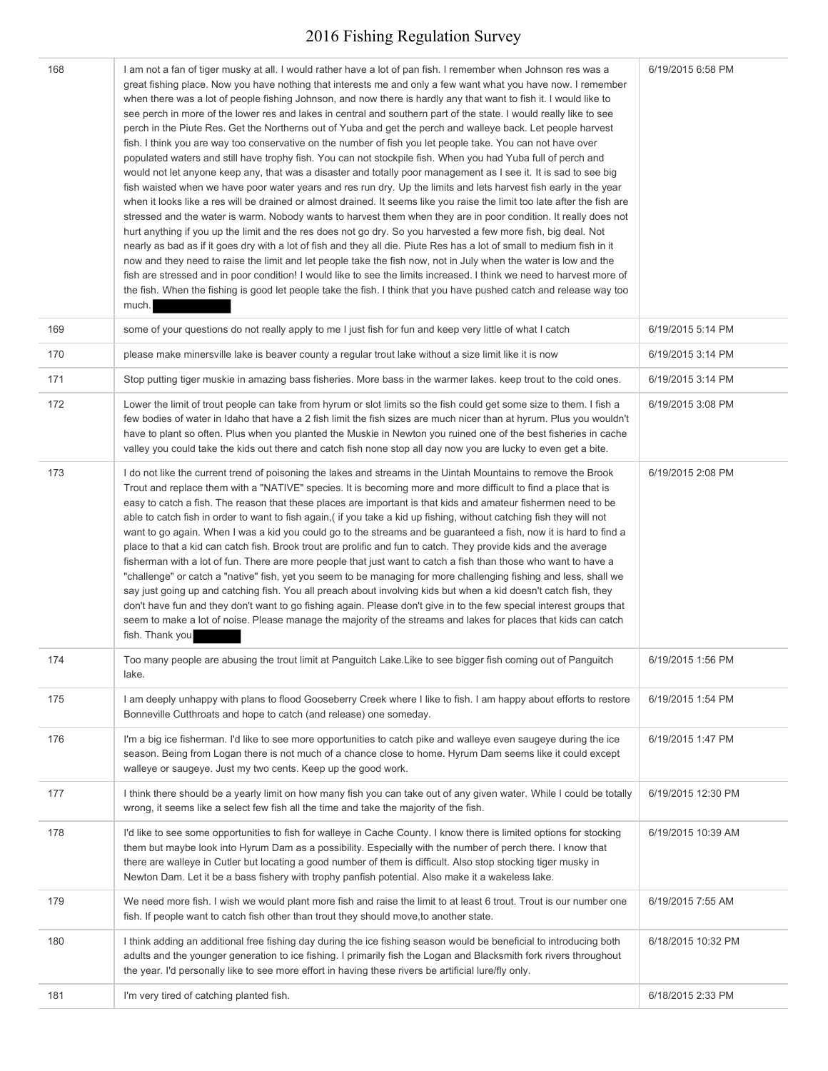| 168 | I am not a fan of tiger musky at all. I would rather have a lot of pan fish. I remember when Johnson res was a great fishing place. Now you have nothing that interests me and only a few want what you have now. I remember when there was a lot of people fishing Johnson, and now there is hardly any that want to fish it. I would like to see perch in more of the lower res and lakes in central and southern part of the state. I would really like to see perch in the Piute Res. Get the Northerns out of Yuba and get the perch and walleye back. Let people harvest fish. I think you are way too conservative on the number of fish you let people take. You can not have over populated waters and still have trophy fish. You can not stockpile fish. When you had Yuba full of perch and would not let anyone keep any, that was a disaster and totally poor management as I see it. It is sad to see big fish waisted when we have poor water years and res run dry. Up the limits and lets harvest fish early in the year when it looks like a res will be drained or almost drained. It seems like you raise the limit too late after the fish are stressed and the water is warm. Nobody wants to harvest them when they are in poor condition. It really does not hurt anything if you up the limit and the res does not go dry. So you harvested a few more fish, big deal. Not nearly as bad as if it goes dry with a lot of fish and they all die. Piute Res has a lot of small to medium fish in it now and they need to raise the limit and let people take the fish now, not in July when the water is low and the fish are stressed and in poor condition! I would like to see the limits increased. I think we need to harvest more of the fish. When the fishing is good let people take the fish. I think that you have pushed catch and release way too much. | 6/19/2015 6:58 PM |
|---|---|---|
| 169 | some of your questions do not really apply to me I just fish for fun and keep very little of what I catch | 6/19/2015 5:14 PM |
| 170 | please make minersville lake is beaver county a regular trout lake without a size limit like it is now | 6/19/2015 3:14 PM |
| 171 | Stop putting tiger muskie in amazing bass fisheries. More bass in the warmer lakes. keep trout to the cold ones. | 6/19/2015 3:14 PM |
| 172 | Lower the limit of trout people can take from hyrum or slot limits so the fish could get some size to them. I fish a few bodies of water in Idaho that have a 2 fish limit the fish sizes are much nicer than at hyrum. Plus you wouldn't have to plant so often. Plus when you planted the Muskie in Newton you ruined one of the best fisheries in cache valley you could take the kids out there and catch fish none stop all day now you are lucky to even get a bite. | 6/19/2015 3:08 PM |
| 173 | I do not like the current trend of poisoning the lakes and streams in the Uintah Mountains to remove the Brook Trout and replace them with a "NATIVE" species. It is becoming more and more difficult to find a place that is easy to catch a fish. The reason that these places are important is that kids and amateur fishermen need to be able to catch fish in order to want to fish again,( if you take a kid up fishing, without catching fish they will not want to go again. When I was a kid you could go to the streams and be guaranteed a fish, now it is hard to find a place to that a kid can catch fish. Brook trout are prolific and fun to catch. They provide kids and the average fisherman with a lot of fun. There are more people that just want to catch a fish than those who want to have a "challenge" or catch a "native" fish, yet you seem to be managing for more challenging fishing and less, shall we say just going up and catching fish. You all preach about involving kids but when a kid doesn't catch fish, they don't have fun and they don't want to go fishing again. Please don't give in to the few special interest groups that seem to make a lot of noise. Please manage the majority of the streams and lakes for places that kids can catch fish. Thank you | 6/19/2015 2:08 PM |
| 174 | Too many people are abusing the trout limit at Panguitch Lake.Like to see bigger fish coming out of Panguitch lake. | 6/19/2015 1:56 PM |
| 175 | I am deeply unhappy with plans to flood Gooseberry Creek where I like to fish. I am happy about efforts to restore Bonneville Cutthroats and hope to catch (and release) one someday. | 6/19/2015 1:54 PM |
| 176 | I'm a big ice fisherman. I'd like to see more opportunities to catch pike and walleye even saugeye during the ice season. Being from Logan there is not much of a chance close to home. Hyrum Dam seems like it could except walleye or saugeye. Just my two cents. Keep up the good work. | 6/19/2015 1:47 PM |
| 177 | I think there should be a yearly limit on how many fish you can take out of any given water. While I could be totally wrong, it seems like a select few fish all the time and take the majority of the fish. | 6/19/2015 12:30 PM |
| 178 | I'd like to see some opportunities to fish for walleye in Cache County. I know there is limited options for stocking them but maybe look into Hyrum Dam as a possibility. Especially with the number of perch there. I know that there are walleye in Cutler but locating a good number of them is difficult. Also stop stocking tiger musky in Newton Dam. Let it be a bass fishery with trophy panfish potential. Also make it a wakeless lake. | 6/19/2015 10:39 AM |
| 179 | We need more fish. I wish we would plant more fish and raise the limit to at least 6 trout. Trout is our number one fish. If people want to catch fish other than trout they should move,to another state. | 6/19/2015 7:55 AM |
| 180 | I think adding an additional free fishing day during the ice fishing season would be beneficial to introducing both adults and the younger generation to ice fishing. I primarily fish the Logan and Blacksmith fork rivers throughout the year. I'd personally like to see more effort in having these rivers be artificial lure/fly only. | 6/18/2015 10:32 PM |
| 181 | I'm very tired of catching planted fish. | 6/18/2015 2:33 PM |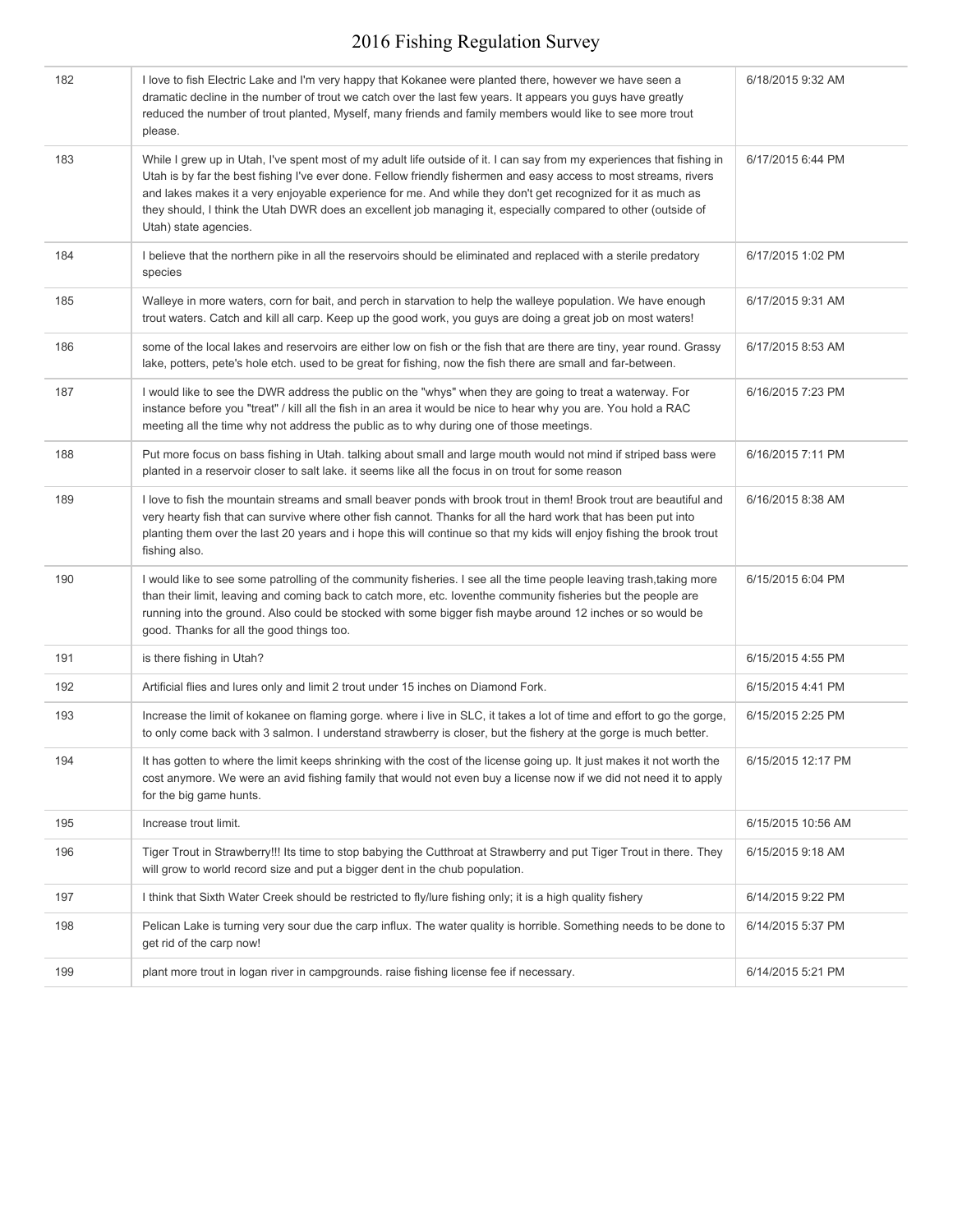| | | |
|---|---|---|
| 182 | I love to fish Electric Lake and I'm very happy that Kokanee were planted there, however we have seen a dramatic decline in the number of trout we catch over the last few years. It appears you guys have greatly reduced the number of trout planted, Myself, many friends and family members would like to see more trout please. | 6/18/2015 9:32 AM |
| 183 | While I grew up in Utah, I've spent most of my adult life outside of it. I can say from my experiences that fishing in Utah is by far the best fishing I've ever done. Fellow friendly fishermen and easy access to most streams, rivers and lakes makes it a very enjoyable experience for me. And while they don't get recognized for it as much as they should, I think the Utah DWR does an excellent job managing it, especially compared to other (outside of Utah) state agencies. | 6/17/2015 6:44 PM |
| 184 | I believe that the northern pike in all the reservoirs should be eliminated and replaced with a sterile predatory species | 6/17/2015 1:02 PM |
| 185 | Walleye in more waters, corn for bait, and perch in starvation to help the walleye population. We have enough trout waters. Catch and kill all carp. Keep up the good work, you guys are doing a great job on most waters! | 6/17/2015 9:31 AM |
| 186 | some of the local lakes and reservoirs are either low on fish or the fish that are there are tiny, year round. Grassy lake, potters, pete's hole etch. used to be great for fishing, now the fish there are small and far-between. | 6/17/2015 8:53 AM |
| 187 | I would like to see the DWR address the public on the "whys" when they are going to treat a waterway. For instance before you "treat" / kill all the fish in an area it would be nice to hear why you are. You hold a RAC meeting all the time why not address the public as to why during one of those meetings. | 6/16/2015 7:23 PM |
| 188 | Put more focus on bass fishing in Utah. talking about small and large mouth would not mind if striped bass were planted in a reservoir closer to salt lake. it seems like all the focus in on trout for some reason | 6/16/2015 7:11 PM |
| 189 | I love to fish the mountain streams and small beaver ponds with brook trout in them! Brook trout are beautiful and very hearty fish that can survive where other fish cannot. Thanks for all the hard work that has been put into planting them over the last 20 years and i hope this will continue so that my kids will enjoy fishing the brook trout fishing also. | 6/16/2015 8:38 AM |
| 190 | I would like to see some patrolling of the community fisheries. I see all the time people leaving trash,taking more than their limit, leaving and coming back to catch more, etc. Ioventhe community fisheries but the people are running into the ground. Also could be stocked with some bigger fish maybe around 12 inches or so would be good. Thanks for all the good things too. | 6/15/2015 6:04 PM |
| 191 | is there fishing in Utah? | 6/15/2015 4:55 PM |
| 192 | Artificial flies and lures only and limit 2 trout under 15 inches on Diamond Fork. | 6/15/2015 4:41 PM |
| 193 | Increase the limit of kokanee on flaming gorge. where i live in SLC, it takes a lot of time and effort to go the gorge, to only come back with 3 salmon. I understand strawberry is closer, but the fishery at the gorge is much better. | 6/15/2015 2:25 PM |
| 194 | It has gotten to where the limit keeps shrinking with the cost of the license going up. It just makes it not worth the cost anymore. We were an avid fishing family that would not even buy a license now if we did not need it to apply for the big game hunts. | 6/15/2015 12:17 PM |
| 195 | Increase trout limit. | 6/15/2015 10:56 AM |
| 196 | Tiger Trout in Strawberry!!! Its time to stop babying the Cutthroat at Strawberry and put Tiger Trout in there. They will grow to world record size and put a bigger dent in the chub population. | 6/15/2015 9:18 AM |
| 197 | I think that Sixth Water Creek should be restricted to fly/lure fishing only; it is a high quality fishery | 6/14/2015 9:22 PM |
| 198 | Pelican Lake is turning very sour due the carp influx. The water quality is horrible. Something needs to be done to get rid of the carp now! | 6/14/2015 5:37 PM |
| 199 | plant more trout in logan river in campgrounds. raise fishing license fee if necessary. | 6/14/2015 5:21 PM |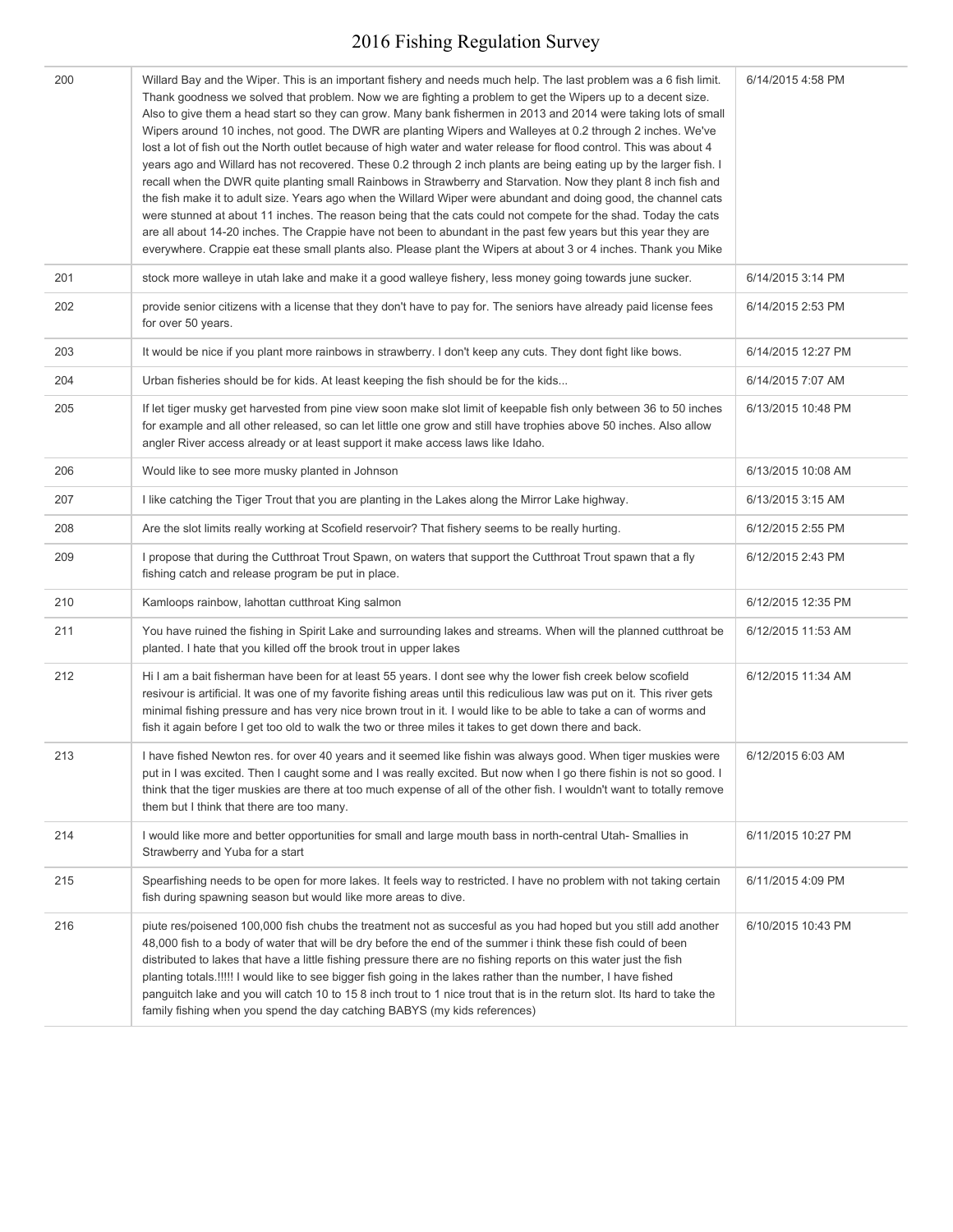# 2016 Fishing Regulation Survey

| | | |
|---|---|---|
| 200 | Willard Bay and the Wiper. This is an important fishery and needs much help. The last problem was a 6 fish limit. Thank goodness we solved that problem. Now we are fighting a problem to get the Wipers up to a decent size. Also to give them a head start so they can grow. Many bank fishermen in 2013 and 2014 were taking lots of small Wipers around 10 inches, not good. The DWR are planting Wipers and Walleyes at 0.2 through 2 inches. We've lost a lot of fish out the North outlet because of high water and water release for flood control. This was about 4 years ago and Willard has not recovered. These 0.2 through 2 inch plants are being eating up by the larger fish. I recall when the DWR quite planting small Rainbows in Strawberry and Starvation. Now they plant 8 inch fish and the fish make it to adult size. Years ago when the Willard Wiper were abundant and doing good, the channel cats were stunned at about 11 inches. The reason being that the cats could not compete for the shad. Today the cats are all about 14-20 inches. The Crappie have not been to abundant in the past few years but this year they are everywhere. Crappie eat these small plants also. Please plant the Wipers at about 3 or 4 inches. Thank you Mike | 6/14/2015 4:58 PM |
| 201 | stock more walleye in utah lake and make it a good walleye fishery, less money going towards june sucker. | 6/14/2015 3:14 PM |
| 202 | provide senior citizens with a license that they don't have to pay for. The seniors have already paid license fees for over 50 years. | 6/14/2015 2:53 PM |
| 203 | It would be nice if you plant more rainbows in strawberry. I don't keep any cuts. They dont fight like bows. | 6/14/2015 12:27 PM |
| 204 | Urban fisheries should be for kids. At least keeping the fish should be for the kids... | 6/14/2015 7:07 AM |
| 205 | If let tiger musky get harvested from pine view soon make slot limit of keepable fish only between 36 to 50 inches for example and all other released, so can let little one grow and still have trophies above 50 inches. Also allow angler River access already or at least support it make access laws like Idaho. | 6/13/2015 10:48 PM |
| 206 | Would like to see more musky planted in Johnson | 6/13/2015 10:08 AM |
| 207 | I like catching the Tiger Trout that you are planting in the Lakes along the Mirror Lake highway. | 6/13/2015 3:15 AM |
| 208 | Are the slot limits really working at Scofield reservoir? That fishery seems to be really hurting. | 6/12/2015 2:55 PM |
| 209 | I propose that during the Cutthroat Trout Spawn, on waters that support the Cutthroat Trout spawn that a fly fishing catch and release program be put in place. | 6/12/2015 2:43 PM |
| 210 | Kamloops rainbow, lahottan cutthroat King salmon | 6/12/2015 12:35 PM |
| 211 | You have ruined the fishing in Spirit Lake and surrounding lakes and streams. When will the planned cutthroat be planted. I hate that you killed off the brook trout in upper lakes | 6/12/2015 11:53 AM |
| 212 | Hi I am a bait fisherman have been for at least 55 years. I dont see why the lower fish creek below scofield resivour is artificial. It was one of my favorite fishing areas until this rediculious law was put on it. This river gets minimal fishing pressure and has very nice brown trout in it. I would like to be able to take a can of worms and fish it again before I get too old to walk the two or three miles it takes to get down there and back. | 6/12/2015 11:34 AM |
| 213 | I have fished Newton res. for over 40 years and it seemed like fishin was always good. When tiger muskies were put in I was excited. Then I caught some and I was really excited. But now when I go there fishin is not so good. I think that the tiger muskies are there at too much expense of all of the other fish. I wouldn't want to totally remove them but I think that there are too many. | 6/12/2015 6:03 AM |
| 214 | I would like more and better opportunities for small and large mouth bass in north-central Utah- Smallies in Strawberry and Yuba for a start | 6/11/2015 10:27 PM |
| 215 | Spearfishing needs to be open for more lakes. It feels way to restricted. I have no problem with not taking certain fish during spawning season but would like more areas to dive. | 6/11/2015 4:09 PM |
| 216 | piute res/poisened 100,000 fish chubs the treatment not as succesful as you had hoped but you still add another 48,000 fish to a body of water that will be dry before the end of the summer i think these fish could of been distributed to lakes that have a little fishing pressure there are no fishing reports on this water just the fish planting totals.!!!!! I would like to see bigger fish going in the lakes rather than the number, I have fished panguitch lake and you will catch 10 to 15 8 inch trout to 1 nice trout that is in the return slot. Its hard to take the family fishing when you spend the day catching BABYS (my kids references) | 6/10/2015 10:43 PM |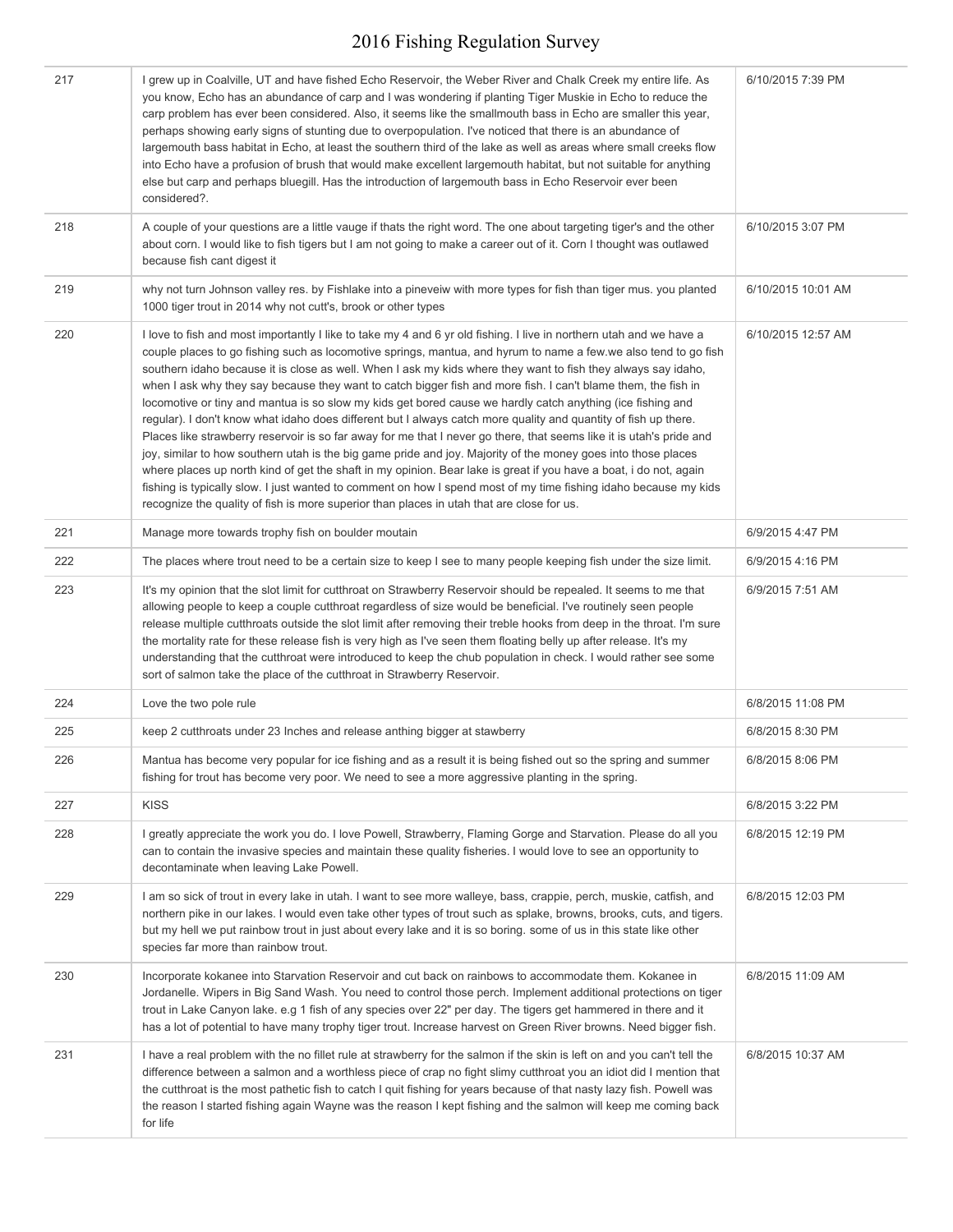| | | |
|---|---|---|
| 217 | I grew up in Coalville, UT and have fished Echo Reservoir, the Weber River and Chalk Creek my entire life. As you know, Echo has an abundance of carp and I was wondering if planting Tiger Muskie in Echo to reduce the carp problem has ever been considered. Also, it seems like the smallmouth bass in Echo are smaller this year, perhaps showing early signs of stunting due to overpopulation. I've noticed that there is an abundance of largemouth bass habitat in Echo, at least the southern third of the lake as well as areas where small creeks flow into Echo have a profusion of brush that would make excellent largemouth habitat, but not suitable for anything else but carp and perhaps bluegill. Has the introduction of largemouth bass in Echo Reservoir ever been considered?. | 6/10/2015 7:39 PM |
| 218 | A couple of your questions are a little vauge if thats the right word. The one about targeting tiger's and the other about corn. I would like to fish tigers but I am not going to make a career out of it. Corn I thought was outlawed because fish cant digest it | 6/10/2015 3:07 PM |
| 219 | why not turn Johnson valley res. by Fishlake into a pineveiw with more types for fish than tiger mus. you planted 1000 tiger trout in 2014 why not cutt's, brook or other types | 6/10/2015 10:01 AM |
| 220 | I love to fish and most importantly I like to take my 4 and 6 yr old fishing. I live in northern utah and we have a couple places to go fishing such as locomotive springs, mantua, and hyrum to name a few.we also tend to go fish southern idaho because it is close as well. When I ask my kids where they want to fish they always say idaho, when I ask why they say because they want to catch bigger fish and more fish. I can't blame them, the fish in locomotive or tiny and mantua is so slow my kids get bored cause we hardly catch anything (ice fishing and regular). I don't know what idaho does different but I always catch more quality and quantity of fish up there. Places like strawberry reservoir is so far away for me that I never go there, that seems like it is utah's pride and joy, similar to how southern utah is the big game pride and joy. Majority of the money goes into those places where places up north kind of get the shaft in my opinion. Bear lake is great if you have a boat, i do not, again fishing is typically slow. I just wanted to comment on how I spend most of my time fishing idaho because my kids recognize the quality of fish is more superior than places in utah that are close for us. | 6/10/2015 12:57 AM |
| 221 | Manage more towards trophy fish on boulder moutain | 6/9/2015 4:47 PM |
| 222 | The places where trout need to be a certain size to keep I see to many people keeping fish under the size limit. | 6/9/2015 4:16 PM |
| 223 | It's my opinion that the slot limit for cutthroat on Strawberry Reservoir should be repealed. It seems to me that allowing people to keep a couple cutthroat regardless of size would be beneficial. I've routinely seen people release multiple cutthroats outside the slot limit after removing their treble hooks from deep in the throat. I'm sure the mortality rate for these release fish is very high as I've seen them floating belly up after release. It's my understanding that the cutthroat were introduced to keep the chub population in check. I would rather see some sort of salmon take the place of the cutthroat in Strawberry Reservoir. | 6/9/2015 7:51 AM |
| 224 | Love the two pole rule | 6/8/2015 11:08 PM |
| 225 | keep 2 cutthroats under 23 Inches and release anthing bigger at stawberry | 6/8/2015 8:30 PM |
| 226 | Mantua has become very popular for ice fishing and as a result it is being fished out so the spring and summer fishing for trout has become very poor. We need to see a more aggressive planting in the spring. | 6/8/2015 8:06 PM |
| 227 | KISS | 6/8/2015 3:22 PM |
| 228 | I greatly appreciate the work you do. I love Powell, Strawberry, Flaming Gorge and Starvation. Please do all you can to contain the invasive species and maintain these quality fisheries. I would love to see an opportunity to decontaminate when leaving Lake Powell. | 6/8/2015 12:19 PM |
| 229 | I am so sick of trout in every lake in utah. I want to see more walleye, bass, crappie, perch, muskie, catfish, and northern pike in our lakes. I would even take other types of trout such as splake, browns, brooks, cuts, and tigers. but my hell we put rainbow trout in just about every lake and it is so boring. some of us in this state like other species far more than rainbow trout. | 6/8/2015 12:03 PM |
| 230 | Incorporate kokanee into Starvation Reservoir and cut back on rainbows to accommodate them. Kokanee in Jordanelle. Wipers in Big Sand Wash. You need to control those perch. Implement additional protections on tiger trout in Lake Canyon lake. e.g 1 fish of any species over 22" per day. The tigers get hammered in there and it has a lot of potential to have many trophy tiger trout. Increase harvest on Green River browns. Need bigger fish. | 6/8/2015 11:09 AM |
| 231 | I have a real problem with the no fillet rule at strawberry for the salmon if the skin is left on and you can't tell the difference between a salmon and a worthless piece of crap no fight slimy cutthroat you an idiot did I mention that the cutthroat is the most pathetic fish to catch I quit fishing for years because of that nasty lazy fish. Powell was the reason I started fishing again Wayne was the reason I kept fishing and the salmon will keep me coming back for life | 6/8/2015 10:37 AM |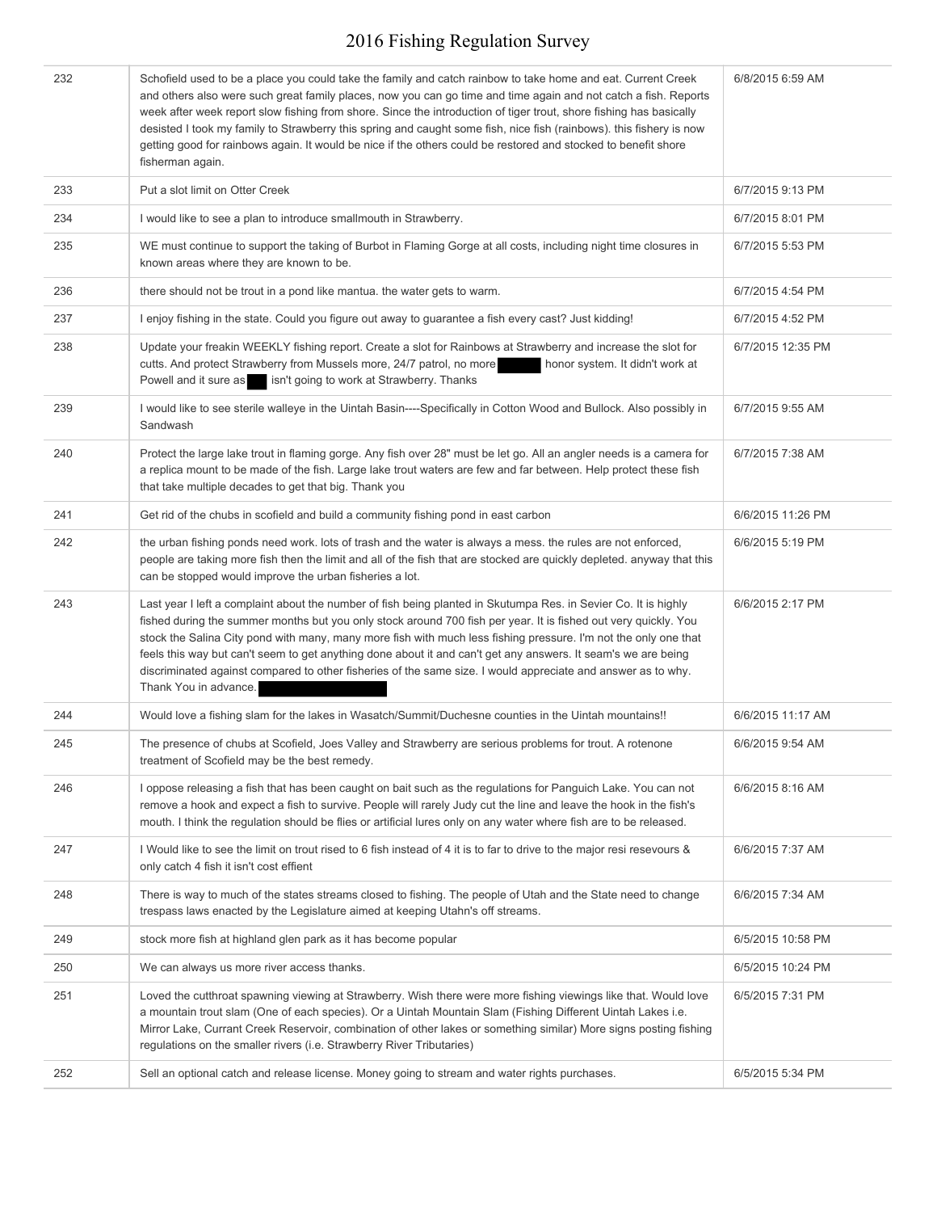| | | |
|---|---|---|
| 232 | Schofield used to be a place you could take the family and catch rainbow to take home and eat. Current Creek and others also were such great family places, now you can go time and time again and not catch a fish. Reports week after week report slow fishing from shore. Since the introduction of tiger trout, shore fishing has basically desisted I took my family to Strawberry this spring and caught some fish, nice fish (rainbows). this fishery is now getting good for rainbows again. It would be nice if the others could be restored and stocked to benefit shore fisherman again. | 6/8/2015 6:59 AM |
| 233 | Put a slot limit on Otter Creek | 6/7/2015 9:13 PM |
| 234 | I would like to see a plan to introduce smallmouth in Strawberry. | 6/7/2015 8:01 PM |
| 235 | WE must continue to support the taking of Burbot in Flaming Gorge at all costs, including night time closures in known areas where they are known to be. | 6/7/2015 5:53 PM |
| 236 | there should not be trout in a pond like mantua. the water gets to warm. | 6/7/2015 4:54 PM |
| 237 | I enjoy fishing in the state. Could you figure out away to guarantee a fish every cast? Just kidding! | 6/7/2015 4:52 PM |
| 238 | Update your freakin WEEKLY fishing report. Create a slot for Rainbows at Strawberry and increase the slot for cutts. And protect Strawberry from Mussels more, 24/7 patrol, no more ██████ honor system. It didn't work at Powell and it sure as ███ isn't going to work at Strawberry. Thanks | 6/7/2015 12:35 PM |
| 239 | I would like to see sterile walleye in the Uintah Basin----Specifically in Cotton Wood and Bullock. Also possibly in Sandwash | 6/7/2015 9:55 AM |
| 240 | Protect the large lake trout in flaming gorge. Any fish over 28" must be let go. All an angler needs is a camera for a replica mount to be made of the fish. Large lake trout waters are few and far between. Help protect these fish that take multiple decades to get that big. Thank you | 6/7/2015 7:38 AM |
| 241 | Get rid of the chubs in scofield and build a community fishing pond in east carbon | 6/6/2015 11:26 PM |
| 242 | the urban fishing ponds need work. lots of trash and the water is always a mess. the rules are not enforced, people are taking more fish then the limit and all of the fish that are stocked are quickly depleted. anyway that this can be stopped would improve the urban fisheries a lot. | 6/6/2015 5:19 PM |
| 243 | Last year I left a complaint about the number of fish being planted in Skutumpa Res. in Sevier Co. It is highly fished during the summer months but you only stock around 700 fish per year. It is fished out very quickly. You stock the Salina City pond with many, many more fish with much less fishing pressure. I'm not the only one that feels this way but can't seem to get anything done about it and can't get any answers. It seam's we are being discriminated against compared to other fisheries of the same size. I would appreciate and answer as to why. Thank You in advance. ██████████ | 6/6/2015 2:17 PM |
| 244 | Would love a fishing slam for the lakes in Wasatch/Summit/Duchesne counties in the Uintah mountains!! | 6/6/2015 11:17 AM |
| 245 | The presence of chubs at Scofield, Joes Valley and Strawberry are serious problems for trout. A rotenone treatment of Scofield may be the best remedy. | 6/6/2015 9:54 AM |
| 246 | I oppose releasing a fish that has been caught on bait such as the regulations for Panguich Lake. You can not remove a hook and expect a fish to survive. People will rarely Judy cut the line and leave the hook in the fish's mouth. I think the regulation should be flies or artificial lures only on any water where fish are to be released. | 6/6/2015 8:16 AM |
| 247 | I Would like to see the limit on trout rised to 6 fish instead of 4 it is to far to drive to the major resi resevours & only catch 4 fish it isn't cost effient | 6/6/2015 7:37 AM |
| 248 | There is way to much of the states streams closed to fishing. The people of Utah and the State need to change trespass laws enacted by the Legislature aimed at keeping Utahn's off streams. | 6/6/2015 7:34 AM |
| 249 | stock more fish at highland glen park as it has become popular | 6/5/2015 10:58 PM |
| 250 | We can always us more river access thanks. | 6/5/2015 10:24 PM |
| 251 | Loved the cutthroat spawning viewing at Strawberry. Wish there were more fishing viewings like that. Would love a mountain trout slam (One of each species). Or a Uintah Mountain Slam (Fishing Different Uintah Lakes i.e. Mirror Lake, Currant Creek Reservoir, combination of other lakes or something similar) More signs posting fishing regulations on the smaller rivers (i.e. Strawberry River Tributaries) | 6/5/2015 7:31 PM |
| 252 | Sell an optional catch and release license. Money going to stream and water rights purchases. | 6/5/2015 5:34 PM |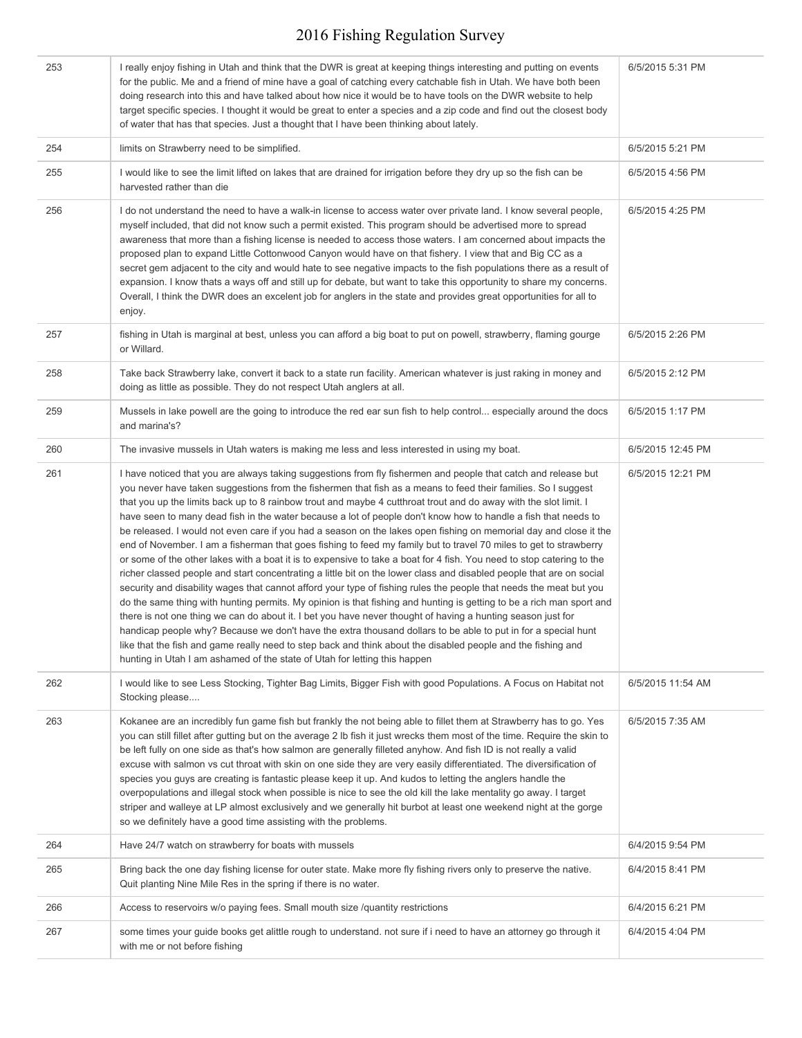| | | |
|---|---|---|
| 253 | I really enjoy fishing in Utah and think that the DWR is great at keeping things interesting and putting on events for the public. Me and a friend of mine have a goal of catching every catchable fish in Utah. We have both been doing research into this and have talked about how nice it would be to have tools on the DWR website to help target specific species. I thought it would be great to enter a species and a zip code and find out the closest body of water that has that species. Just a thought that I have been thinking about lately. | 6/5/2015 5:31 PM |
| 254 | limits on Strawberry need to be simplified. | 6/5/2015 5:21 PM |
| 255 | I would like to see the limit lifted on lakes that are drained for irrigation before they dry up so the fish can be harvested rather than die | 6/5/2015 4:56 PM |
| 256 | I do not understand the need to have a walk-in license to access water over private land. I know several people, myself included, that did not know such a permit existed. This program should be advertised more to spread awareness that more than a fishing license is needed to access those waters. I am concerned about impacts the proposed plan to expand Little Cottonwood Canyon would have on that fishery. I view that and Big CC as a secret gem adjacent to the city and would hate to see negative impacts to the fish populations there as a result of expansion. I know thats a ways off and still up for debate, but want to take this opportunity to share my concerns. Overall, I think the DWR does an excelent job for anglers in the state and provides great opportunities for all to enjoy. | 6/5/2015 4:25 PM |
| 257 | fishing in Utah is marginal at best, unless you can afford a big boat to put on powell, strawberry, flaming gourge or Willard. | 6/5/2015 2:26 PM |
| 258 | Take back Strawberry lake, convert it back to a state run facility. American whatever is just raking in money and doing as little as possible. They do not respect Utah anglers at all. | 6/5/2015 2:12 PM |
| 259 | Mussels in lake powell are the going to introduce the red ear sun fish to help control... especially around the docs and marina's? | 6/5/2015 1:17 PM |
| 260 | The invasive mussels in Utah waters is making me less and less interested in using my boat. | 6/5/2015 12:45 PM |
| 261 | I have noticed that you are always taking suggestions from fly fishermen and people that catch and release but you never have taken suggestions from the fishermen that fish as a means to feed their families. So I suggest that you up the limits back up to 8 rainbow trout and maybe 4 cutthroat trout and do away with the slot limit. I have seen to many dead fish in the water because a lot of people don't know how to handle a fish that needs to be released. I would not even care if you had a season on the lakes open fishing on memorial day and close it the end of November. I am a fisherman that goes fishing to feed my family but to travel 70 miles to get to strawberry or some of the other lakes with a boat it is to expensive to take a boat for 4 fish. You need to stop catering to the richer classed people and start concentrating a little bit on the lower class and disabled people that are on social security and disability wages that cannot afford your type of fishing rules the people that needs the meat but you do the same thing with hunting permits. My opinion is that fishing and hunting is getting to be a rich man sport and there is not one thing we can do about it. I bet you have never thought of having a hunting season just for handicap people why? Because we don't have the extra thousand dollars to be able to put in for a special hunt like that the fish and game really need to step back and think about the disabled people and the fishing and hunting in Utah I am ashamed of the state of Utah for letting this happen | 6/5/2015 12:21 PM |
| 262 | I would like to see Less Stocking, Tighter Bag Limits, Bigger Fish with good Populations. A Focus on Habitat not Stocking please.... | 6/5/2015 11:54 AM |
| 263 | Kokanee are an incredibly fun game fish but frankly the not being able to fillet them at Strawberry has to go. Yes you can still fillet after gutting but on the average 2 lb fish it just wrecks them most of the time. Require the skin to be left fully on one side as that's how salmon are generally filleted anyhow. And fish ID is not really a valid excuse with salmon vs cut throat with skin on one side they are very easily differentiated. The diversification of species you guys are creating is fantastic please keep it up. And kudos to letting the anglers handle the overpopulations and illegal stock when possible is nice to see the old kill the lake mentality go away. I target striper and walleye at LP almost exclusively and we generally hit burbot at least one weekend night at the gorge so we definitely have a good time assisting with the problems. | 6/5/2015 7:35 AM |
| 264 | Have 24/7 watch on strawberry for boats with mussels | 6/4/2015 9:54 PM |
| 265 | Bring back the one day fishing license for outer state. Make more fly fishing rivers only to preserve the native. Quit planting Nine Mile Res in the spring if there is no water. | 6/4/2015 8:41 PM |
| 266 | Access to reservoirs w/o paying fees. Small mouth size /quantity restrictions | 6/4/2015 6:21 PM |
| 267 | some times your guide books get alittle rough to understand. not sure if i need to have an attorney go through it with me or not before fishing | 6/4/2015 4:04 PM |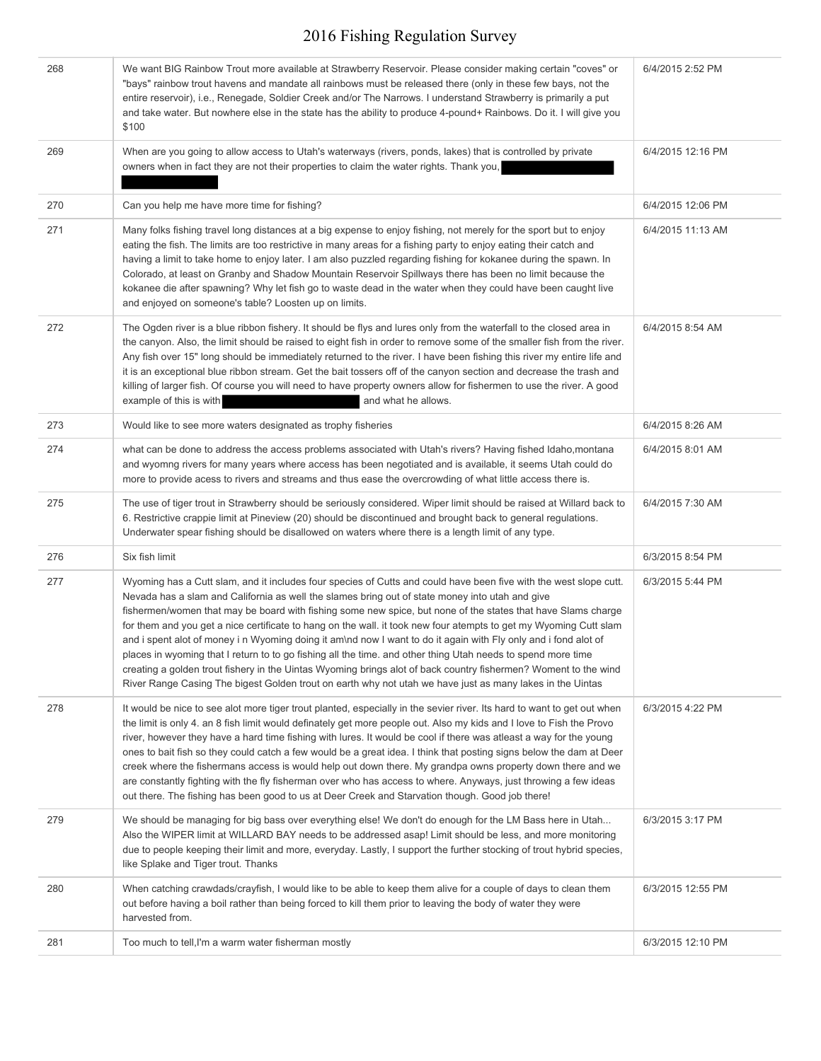| | | |
|---|---|---|
| 268 | We want BIG Rainbow Trout more available at Strawberry Reservoir. Please consider making certain "coves" or "bays" rainbow trout havens and mandate all rainbows must be released there (only in these few bays, not the entire reservoir), i.e., Renegade, Soldier Creek and/or The Narrows. I understand Strawberry is primarily a put and take water. But nowhere else in the state has the ability to produce 4-pound+ Rainbows. Do it. I will give you $100 | 6/4/2015 2:52 PM |
| 269 | When are you going to allow access to Utah's waterways (rivers, ponds, lakes) that is controlled by private owners when in fact they are not their properties to claim the water rights. Thank you, | 6/4/2015 12:16 PM |
| 270 | Can you help me have more time for fishing? | 6/4/2015 12:06 PM |
| 271 | Many folks fishing travel long distances at a big expense to enjoy fishing, not merely for the sport but to enjoy eating the fish. The limits are too restrictive in many areas for a fishing party to enjoy eating their catch and having a limit to take home to enjoy later. I am also puzzled regarding fishing for kokanee during the spawn. In Colorado, at least on Granby and Shadow Mountain Reservoir Spillways there has been no limit because the kokanee die after spawning? Why let fish go to waste dead in the water when they could have been caught live and enjoyed on someone's table? Loosten up on limits. | 6/4/2015 11:13 AM |
| 272 | The Ogden river is a blue ribbon fishery. It should be flys and lures only from the waterfall to the closed area in the canyon. Also, the limit should be raised to eight fish in order to remove some of the smaller fish from the river. Any fish over 15" long should be immediately returned to the river. I have been fishing this river my entire life and it is an exceptional blue ribbon stream. Get the bait tossers off of the canyon section and decrease the trash and killing of larger fish. Of course you will need to have property owners allow for fishermen to use the river. A good example of this is with and what he allows. | 6/4/2015 8:54 AM |
| 273 | Would like to see more waters designated as trophy fisheries | 6/4/2015 8:26 AM |
| 274 | what can be done to address the access problems associated with Utah's rivers? Having fished Idaho,montana and wyomng rivers for many years where access has been negotiated and is available, it seems Utah could do more to provide acess to rivers and streams and thus ease the overcrowding of what little access there is. | 6/4/2015 8:01 AM |
| 275 | The use of tiger trout in Strawberry should be seriously considered. Wiper limit should be raised at Willard back to 6. Restrictive crappie limit at Pineview (20) should be discontinued and brought back to general regulations. Underwater spear fishing should be disallowed on waters where there is a length limit of any type. | 6/4/2015 7:30 AM |
| 276 | Six fish limit | 6/3/2015 8:54 PM |
| 277 | Wyoming has a Cutt slam, and it includes four species of Cutts and could have been five with the west slope cutt. Nevada has a slam and California as well the slames bring out of state money into utah and give fishermen/women that may be board with fishing some new spice, but none of the states that have Slams charge for them and you get a nice certificate to hang on the wall. it took new four atempts to get my Wyoming Cutt slam and i spent alot of money i n Wyoming doing it am\nd now I want to do it again with Fly only and i fond alot of places in wyoming that I return to to go fishing all the time. and other thing Utah needs to spend more time creating a golden trout fishery in the Uintas Wyoming brings alot of back country fishermen? Woment to the wind River Range Casing The bigest Golden trout on earth why not utah we have just as many lakes in the Uintas | 6/3/2015 5:44 PM |
| 278 | It would be nice to see alot more tiger trout planted, especially in the sevier river. Its hard to want to get out when the limit is only 4. an 8 fish limit would definately get more people out. Also my kids and I love to Fish the Provo river, however they have a hard time fishing with lures. It would be cool if there was atleast a way for the young ones to bait fish so they could catch a few would be a great idea. I think that posting signs below the dam at Deer creek where the fishermans access is would help out down there. My grandpa owns property down there and we are constantly fighting with the fly fisherman over who has access to where. Anyways, just throwing a few ideas out there. The fishing has been good to us at Deer Creek and Starvation though. Good job there! | 6/3/2015 4:22 PM |
| 279 | We should be managing for big bass over everything else! We don't do enough for the LM Bass here in Utah... Also the WIPER limit at WILLARD BAY needs to be addressed asap! Limit should be less, and more monitoring due to people keeping their limit and more, everyday. Lastly, I support the further stocking of trout hybrid species, like Splake and Tiger trout. Thanks | 6/3/2015 3:17 PM |
| 280 | When catching crawdads/crayfish, I would like to be able to keep them alive for a couple of days to clean them out before having a boil rather than being forced to kill them prior to leaving the body of water they were harvested from. | 6/3/2015 12:55 PM |
| 281 | Too much to tell,I'm a warm water fisherman mostly | 6/3/2015 12:10 PM |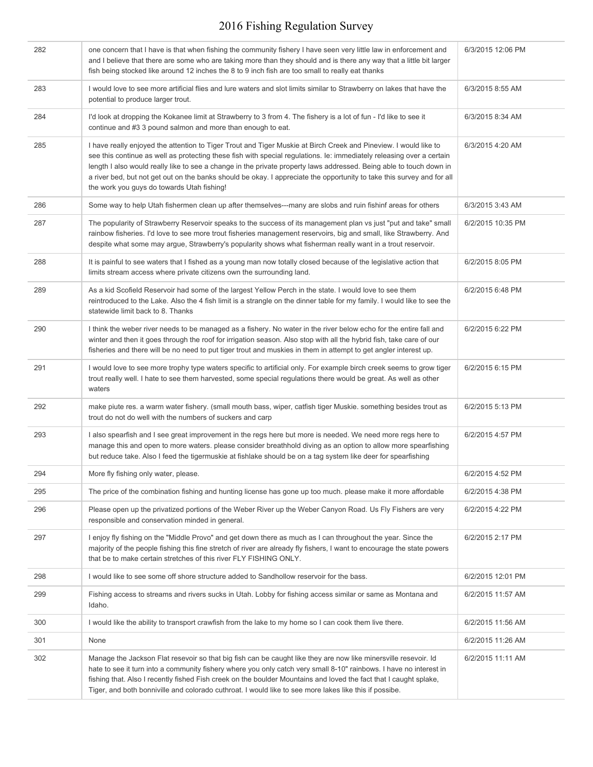| | | |
|---|---|---|
| 282 | one concern that I have is that when fishing the community fishery I have seen very little law in enforcement and and I believe that there are some who are taking more than they should and is there any way that a little bit larger fish being stocked like around 12 inches the 8 to 9 inch fish are too small to really eat thanks | 6/3/2015 12:06 PM |
| 283 | I would love to see more artificial flies and lure waters and slot limits similar to Strawberry on lakes that have the potential to produce larger trout. | 6/3/2015 8:55 AM |
| 284 | I'd look at dropping the Kokanee limit at Strawberry to 3 from 4. The fishery is a lot of fun - I'd like to see it continue and #3 3 pound salmon and more than enough to eat. | 6/3/2015 8:34 AM |
| 285 | I have really enjoyed the attention to Tiger Trout and Tiger Muskie at Birch Creek and Pineview. I would like to see this continue as well as protecting these fish with special regulations. Ie: immediately releasing over a certain length I also would really like to see a change in the private property laws addressed. Being able to touch down in a river bed, but not get out on the banks should be okay. I appreciate the opportunity to take this survey and for all the work you guys do towards Utah fishing! | 6/3/2015 4:20 AM |
| 286 | Some way to help Utah fishermen clean up after themselves---many are slobs and ruin fishinf areas for others | 6/3/2015 3:43 AM |
| 287 | The popularity of Strawberry Reservoir speaks to the success of its management plan vs just "put and take" small rainbow fisheries. I'd love to see more trout fisheries management reservoirs, big and small, like Strawberry. And despite what some may argue, Strawberry's popularity shows what fisherman really want in a trout reservoir. | 6/2/2015 10:35 PM |
| 288 | It is painful to see waters that I fished as a young man now totally closed because of the legislative action that limits stream access where private citizens own the surrounding land. | 6/2/2015 8:05 PM |
| 289 | As a kid Scofield Reservoir had some of the largest Yellow Perch in the state. I would love to see them reintroduced to the Lake. Also the 4 fish limit is a strangle on the dinner table for my family. I would like to see the statewide limit back to 8. Thanks | 6/2/2015 6:48 PM |
| 290 | I think the weber river needs to be managed as a fishery. No water in the river below echo for the entire fall and winter and then it goes through the roof for irrigation season. Also stop with all the hybrid fish, take care of our fisheries and there will be no need to put tiger trout and muskies in them in attempt to get angler interest up. | 6/2/2015 6:22 PM |
| 291 | I would love to see more trophy type waters specific to artificial only. For example birch creek seems to grow tiger trout really well. I hate to see them harvested, some special regulations there would be great. As well as other waters | 6/2/2015 6:15 PM |
| 292 | make piute res. a warm water fishery. (small mouth bass, wiper, catfish tiger Muskie. something besides trout as trout do not do well with the numbers of suckers and carp | 6/2/2015 5:13 PM |
| 293 | I also spearfish and I see great improvement in the regs here but more is needed. We need more regs here to manage this and open to more waters. please consider breathhold diving as an option to allow more spearfishing but reduce take. Also I feed the tigermuskie at fishlake should be on a tag system like deer for spearfishing | 6/2/2015 4:57 PM |
| 294 | More fly fishing only water, please. | 6/2/2015 4:52 PM |
| 295 | The price of the combination fishing and hunting license has gone up too much. please make it more affordable | 6/2/2015 4:38 PM |
| 296 | Please open up the privatized portions of the Weber River up the Weber Canyon Road. Us Fly Fishers are very responsible and conservation minded in general. | 6/2/2015 4:22 PM |
| 297 | I enjoy fly fishing on the "Middle Provo" and get down there as much as I can throughout the year. Since the majority of the people fishing this fine stretch of river are already fly fishers, I want to encourage the state powers that be to make certain stretches of this river FLY FISHING ONLY. | 6/2/2015 2:17 PM |
| 298 | I would like to see some off shore structure added to Sandhollow reservoir for the bass. | 6/2/2015 12:01 PM |
| 299 | Fishing access to streams and rivers sucks in Utah. Lobby for fishing access similar or same as Montana and Idaho. | 6/2/2015 11:57 AM |
| 300 | I would like the ability to transport crawfish from the lake to my home so I can cook them live there. | 6/2/2015 11:56 AM |
| 301 | None | 6/2/2015 11:26 AM |
| 302 | Manage the Jackson Flat resevoir so that big fish can be caught like they are now like minersville resevoir. Id hate to see it turn into a community fishery where you only catch very small 8-10" rainbows. I have no interest in fishing that. Also I recently fished Fish creek on the boulder Mountains and loved the fact that I caught splake, Tiger, and both bonniville and colorado cuthroat. I would like to see more lakes like this if possibe. | 6/2/2015 11:11 AM |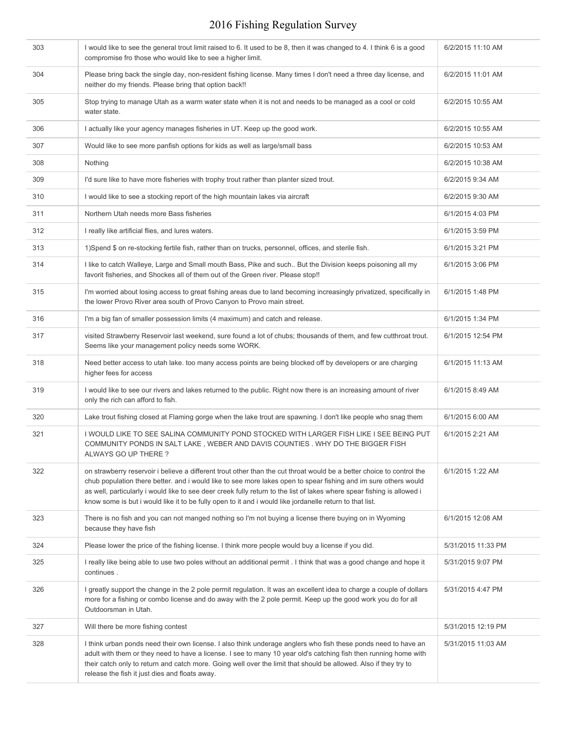| | | |
|---|---|---|
| 303 | I would like to see the general trout limit raised to 6. It used to be 8, then it was changed to 4. I think 6 is a good compromise fro those who would like to see a higher limit. | 6/2/2015 11:10 AM |
| 304 | Please bring back the single day, non-resident fishing license. Many times I don't need a three day license, and neither do my friends. Please bring that option back!! | 6/2/2015 11:01 AM |
| 305 | Stop trying to manage Utah as a warm water state when it is not and needs to be managed as a cool or cold water state. | 6/2/2015 10:55 AM |
| 306 | I actually like your agency manages fisheries in UT. Keep up the good work. | 6/2/2015 10:55 AM |
| 307 | Would like to see more panfish options for kids as well as large/small bass | 6/2/2015 10:53 AM |
| 308 | Nothing | 6/2/2015 10:38 AM |
| 309 | I'd sure like to have more fisheries with trophy trout rather than planter sized trout. | 6/2/2015 9:34 AM |
| 310 | I would like to see a stocking report of the high mountain lakes via aircraft | 6/2/2015 9:30 AM |
| 311 | Northern Utah needs more Bass fisheries | 6/1/2015 4:03 PM |
| 312 | I really like artificial flies, and lures waters. | 6/1/2015 3:59 PM |
| 313 | 1)Spend $ on re-stocking fertile fish, rather than on trucks, personnel, offices, and sterile fish. | 6/1/2015 3:21 PM |
| 314 | I like to catch Walleye, Large and Small mouth Bass, Pike and such.. But the Division keeps poisoning all my favorit fisheries, and Shockes all of them out of the Green river. Please stop!! | 6/1/2015 3:06 PM |
| 315 | I'm worried about losing access to great fishing areas due to land becoming increasingly privatized, specifically in the lower Provo River area south of Provo Canyon to Provo main street. | 6/1/2015 1:48 PM |
| 316 | I'm a big fan of smaller possession limits (4 maximum) and catch and release. | 6/1/2015 1:34 PM |
| 317 | visited Strawberry Reservoir last weekend, sure found a lot of chubs; thousands of them, and few cutthroat trout. Seems like your management policy needs some WORK. | 6/1/2015 12:54 PM |
| 318 | Need better access to utah lake. too many access points are being blocked off by developers or are charging higher fees for access | 6/1/2015 11:13 AM |
| 319 | I would like to see our rivers and lakes returned to the public. Right now there is an increasing amount of river only the rich can afford to fish. | 6/1/2015 8:49 AM |
| 320 | Lake trout fishing closed at Flaming gorge when the lake trout are spawning. I don't like people who snag them | 6/1/2015 6:00 AM |
| 321 | I WOULD LIKE TO SEE SALINA COMMUNITY POND STOCKED WITH LARGER FISH LIKE I SEE BEING PUT COMMUNITY PONDS IN SALT LAKE , WEBER AND DAVIS COUNTIES . WHY DO THE BIGGER FISH ALWAYS GO UP THERE ? | 6/1/2015 2:21 AM |
| 322 | on strawberry reservoir i believe a different trout other than the cut throat would be a better choice to control the chub population there better. and i would like to see more lakes open to spear fishing and im sure others would as well, particularly i would like to see deer creek fully return to the list of lakes where spear fishing is allowed i know some is but i would like it to be fully open to it and i would like jordanelle return to that list. | 6/1/2015 1:22 AM |
| 323 | There is no fish and you can not manged nothing so I'm not buying a license there buying on in Wyoming because they have fish | 6/1/2015 12:08 AM |
| 324 | Please lower the price of the fishing license. I think more people would buy a license if you did. | 5/31/2015 11:33 PM |
| 325 | I really like being able to use two poles without an additional permit . I think that was a good change and hope it continues . | 5/31/2015 9:07 PM |
| 326 | I greatly support the change in the 2 pole permit regulation. It was an excellent idea to charge a couple of dollars more for a fishing or combo license and do away with the 2 pole permit. Keep up the good work you do for all Outdoorsman in Utah. | 5/31/2015 4:47 PM |
| 327 | Will there be more fishing contest | 5/31/2015 12:19 PM |
| 328 | I think urban ponds need their own license. I also think underage anglers who fish these ponds need to have an adult with them or they need to have a license. I see to many 10 year old's catching fish then running home with their catch only to return and catch more. Going well over the limit that should be allowed. Also if they try to release the fish it just dies and floats away. | 5/31/2015 11:03 AM |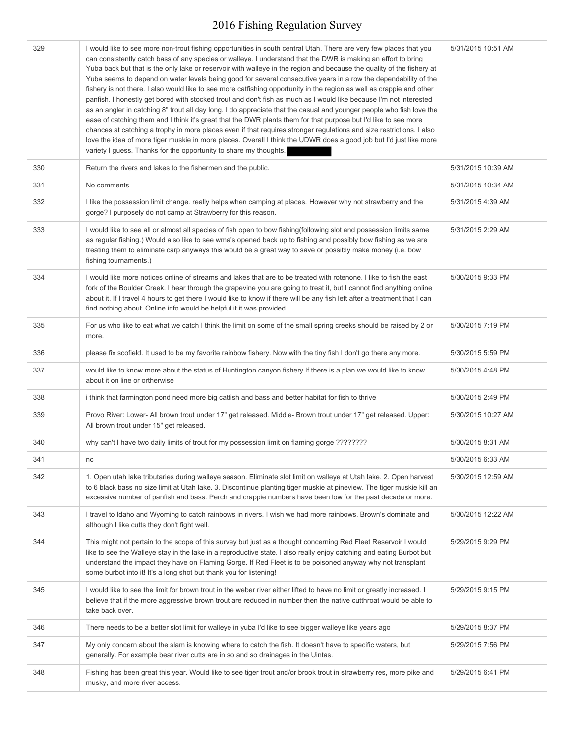# 2016 Fishing Regulation Survey

| | | |
|---|---|---|
| 329 | I would like to see more non-trout fishing opportunities in south central Utah. There are very few places that you can consistently catch bass of any species or walleye. I understand that the DWR is making an effort to bring Yuba back but that is the only lake or reservoir with walleye in the region and because the quality of the fishery at Yuba seems to depend on water levels being good for several consecutive years in a row the dependability of the fishery is not there. I also would like to see more catfishing opportunity in the region as well as crappie and other panfish. I honestly get bored with stocked trout and don't fish as much as I would like because I'm not interested as an angler in catching 8" trout all day long. I do appreciate that the casual and younger people who fish love the ease of catching them and I think it's great that the DWR plants them for that purpose but I'd like to see more chances at catching a trophy in more places even if that requires stronger regulations and size restrictions. I also love the idea of more tiger muskie in more places. Overall I think the UDWR does a good job but I'd just like more variety I guess. Thanks for the opportunity to share my thoughts. | 5/31/2015 10:51 AM |
| 330 | Return the rivers and lakes to the fishermen and the public. | 5/31/2015 10:39 AM |
| 331 | No comments | 5/31/2015 10:34 AM |
| 332 | I like the possession limit change. really helps when camping at places. However why not strawberry and the gorge? I purposely do not camp at Strawberry for this reason. | 5/31/2015 4:39 AM |
| 333 | I would like to see all or almost all species of fish open to bow fishing(following slot and possession limits same as regular fishing.) Would also like to see wma's opened back up to fishing and possibly bow fishing as we are treating them to eliminate carp anyways this would be a great way to save or possibly make money (i.e. bow fishing tournaments.) | 5/31/2015 2:29 AM |
| 334 | I would like more notices online of streams and lakes that are to be treated with rotenone. I like to fish the east fork of the Boulder Creek. I hear through the grapevine you are going to treat it, but I cannot find anything online about it. If I travel 4 hours to get there I would like to know if there will be any fish left after a treatment that I can find nothing about. Online info would be helpful it it was provided. | 5/30/2015 9:33 PM |
| 335 | For us who like to eat what we catch I think the limit on some of the small spring creeks should be raised by 2 or more. | 5/30/2015 7:19 PM |
| 336 | please fix scofield. It used to be my favorite rainbow fishery. Now with the tiny fish I don't go there any more. | 5/30/2015 5:59 PM |
| 337 | would like to know more about the status of Huntington canyon fishery If there is a plan we would like to know about it on line or ortherwise | 5/30/2015 4:48 PM |
| 338 | i think that farmington pond need more big catfish and bass and better habitat for fish to thrive | 5/30/2015 2:49 PM |
| 339 | Provo River: Lower- All brown trout under 17" get released. Middle- Brown trout under 17" get released. Upper: All brown trout under 15" get released. | 5/30/2015 10:27 AM |
| 340 | why can't I have two daily limits of trout for my possession limit on flaming gorge ???????? | 5/30/2015 8:31 AM |
| 341 | nc | 5/30/2015 6:33 AM |
| 342 | 1. Open utah lake tributaries during walleye season. Eliminate slot limit on walleye at Utah lake. 2. Open harvest to 6 black bass no size limit at Utah lake. 3. Discontinue planting tiger muskie at pineview. The tiger muskie kill an excessive number of panfish and bass. Perch and crappie numbers have been low for the past decade or more. | 5/30/2015 12:59 AM |
| 343 | I travel to Idaho and Wyoming to catch rainbows in rivers. I wish we had more rainbows. Brown's dominate and although I like cutts they don't fight well. | 5/30/2015 12:22 AM |
| 344 | This might not pertain to the scope of this survey but just as a thought concerning Red Fleet Reservoir I would like to see the Walleye stay in the lake in a reproductive state. I also really enjoy catching and eating Burbot but understand the impact they have on Flaming Gorge. If Red Fleet is to be poisoned anyway why not transplant some burbot into it! It's a long shot but thank you for listening! | 5/29/2015 9:29 PM |
| 345 | I would like to see the limit for brown trout in the weber river either lifted to have no limit or greatly increased. I believe that if the more aggressive brown trout are reduced in number then the native cutthroat would be able to take back over. | 5/29/2015 9:15 PM |
| 346 | There needs to be a better slot limit for walleye in yuba I'd like to see bigger walleye like years ago | 5/29/2015 8:37 PM |
| 347 | My only concern about the slam is knowing where to catch the fish. It doesn't have to specific waters, but generally. For example bear river cutts are in so and so drainages in the Uintas. | 5/29/2015 7:56 PM |
| 348 | Fishing has been great this year. Would like to see tiger trout and/or brook trout in strawberry res, more pike and musky, and more river access. | 5/29/2015 6:41 PM |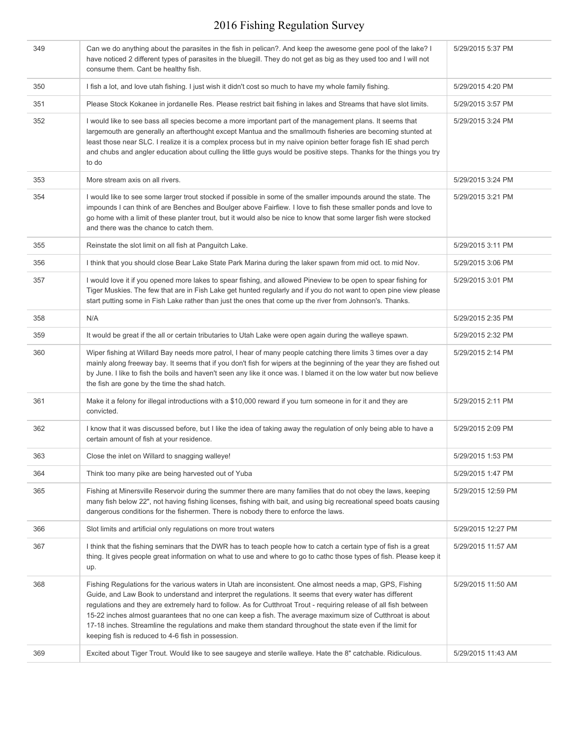| | | |
|---|---|---|
| 349 | Can we do anything about the parasites in the fish in pelican?. And keep the awesome gene pool of the lake? I have noticed 2 different types of parasites in the bluegill. They do not get as big as they used too and I will not consume them. Cant be healthy fish. | 5/29/2015 5:37 PM |
| 350 | I fish a lot, and love utah fishing. I just wish it didn't cost so much to have my whole family fishing. | 5/29/2015 4:20 PM |
| 351 | Please Stock Kokanee in jordanelle Res. Please restrict bait fishing in lakes and Streams that have slot limits. | 5/29/2015 3:57 PM |
| 352 | I would like to see bass all species become a more important part of the management plans. It seems that largemouth are generally an afterthought except Mantua and the smallmouth fisheries are becoming stunted at least those near SLC. I realize it is a complex process but in my naive opinion better forage fish IE shad perch and chubs and angler education about culling the little guys would be positive steps. Thanks for the things you try to do | 5/29/2015 3:24 PM |
| 353 | More stream axis on all rivers. | 5/29/2015 3:24 PM |
| 354 | I would like to see some larger trout stocked if possible in some of the smaller impounds around the state. The impounds I can think of are Benches and Boulger above Fairfiew. I love to fish these smaller ponds and love to go home with a limit of these planter trout, but it would also be nice to know that some larger fish were stocked and there was the chance to catch them. | 5/29/2015 3:21 PM |
| 355 | Reinstate the slot limit on all fish at Panguitch Lake. | 5/29/2015 3:11 PM |
| 356 | I think that you should close Bear Lake State Park Marina during the laker spawn from mid oct. to mid Nov. | 5/29/2015 3:06 PM |
| 357 | I would love it if you opened more lakes to spear fishing, and allowed Pineview to be open to spear fishing for Tiger Muskies. The few that are in Fish Lake get hunted regularly and if you do not want to open pine view please start putting some in Fish Lake rather than just the ones that come up the river from Johnson's. Thanks. | 5/29/2015 3:01 PM |
| 358 | N/A | 5/29/2015 2:35 PM |
| 359 | It would be great if the all or certain tributaries to Utah Lake were open again during the walleye spawn. | 5/29/2015 2:32 PM |
| 360 | Wiper fishing at Willard Bay needs more patrol, I hear of many people catching there limits 3 times over a day mainly along freeway bay. It seems that if you don't fish for wipers at the beginning of the year they are fished out by June. I like to fish the boils and haven't seen any like it once was. I blamed it on the low water but now believe the fish are gone by the time the shad hatch. | 5/29/2015 2:14 PM |
| 361 | Make it a felony for illegal introductions with a $10,000 reward if you turn someone in for it and they are convicted. | 5/29/2015 2:11 PM |
| 362 | I know that it was discussed before, but I like the idea of taking away the regulation of only being able to have a certain amount of fish at your residence. | 5/29/2015 2:09 PM |
| 363 | Close the inlet on Willard to snagging walleye! | 5/29/2015 1:53 PM |
| 364 | Think too many pike are being harvested out of Yuba | 5/29/2015 1:47 PM |
| 365 | Fishing at Minersville Reservoir during the summer there are many families that do not obey the laws, keeping many fish below 22", not having fishing licenses, fishing with bait, and using big recreational speed boats causing dangerous conditions for the fishermen. There is nobody there to enforce the laws. | 5/29/2015 12:59 PM |
| 366 | Slot limits and artificial only regulations on more trout waters | 5/29/2015 12:27 PM |
| 367 | I think that the fishing seminars that the DWR has to teach people how to catch a certain type of fish is a great thing. It gives people great information on what to use and where to go to cathc those types of fish. Please keep it up. | 5/29/2015 11:57 AM |
| 368 | Fishing Regulations for the various waters in Utah are inconsistent. One almost needs a map, GPS, Fishing Guide, and Law Book to understand and interpret the regulations. It seems that every water has different regulations and they are extremely hard to follow. As for Cutthroat Trout - requiring release of all fish between 15-22 inches almost guarantees that no one can keep a fish. The average maximum size of Cutthroat is about 17-18 inches. Streamline the regulations and make them standard throughout the state even if the limit for keeping fish is reduced to 4-6 fish in possession. | 5/29/2015 11:50 AM |
| 369 | Excited about Tiger Trout. Would like to see saugeye and sterile walleye. Hate the 8" catchable. Ridiculous. | 5/29/2015 11:43 AM |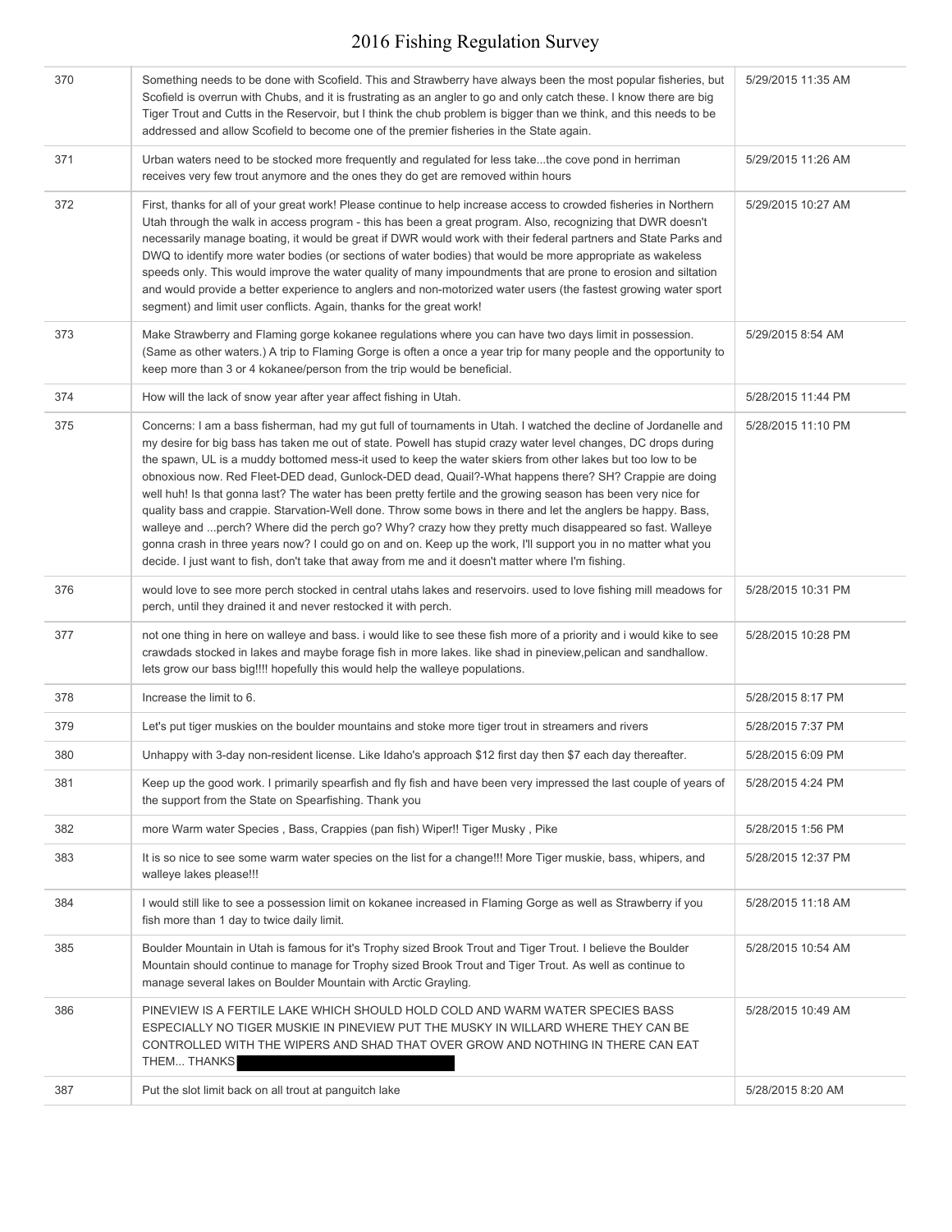| | | |
|---|---|---|
| 370 | Something needs to be done with Scofield. This and Strawberry have always been the most popular fisheries, but Scofield is overrun with Chubs, and it is frustrating as an angler to go and only catch these. I know there are big Tiger Trout and Cutts in the Reservoir, but I think the chub problem is bigger than we think, and this needs to be addressed and allow Scofield to become one of the premier fisheries in the State again. | 5/29/2015 11:35 AM |
| 371 | Urban waters need to be stocked more frequently and regulated for less take...the cove pond in herriman receives very few trout anymore and the ones they do get are removed within hours | 5/29/2015 11:26 AM |
| 372 | First, thanks for all of your great work! Please continue to help increase access to crowded fisheries in Northern Utah through the walk in access program - this has been a great program. Also, recognizing that DWR doesn't necessarily manage boating, it would be great if DWR would work with their federal partners and State Parks and DWQ to identify more water bodies (or sections of water bodies) that would be more appropriate as wakeless speeds only. This would improve the water quality of many impoundments that are prone to erosion and siltation and would provide a better experience to anglers and non-motorized water users (the fastest growing water sport segment) and limit user conflicts. Again, thanks for the great work! | 5/29/2015 10:27 AM |
| 373 | Make Strawberry and Flaming gorge kokanee regulations where you can have two days limit in possession. (Same as other waters.) A trip to Flaming Gorge is often a once a year trip for many people and the opportunity to keep more than 3 or 4 kokanee/person from the trip would be beneficial. | 5/29/2015 8:54 AM |
| 374 | How will the lack of snow year after year affect fishing in Utah. | 5/28/2015 11:44 PM |
| 375 | Concerns: I am a bass fisherman, had my gut full of tournaments in Utah. I watched the decline of Jordanelle and my desire for big bass has taken me out of state. Powell has stupid crazy water level changes, DC drops during the spawn, UL is a muddy bottomed mess-it used to keep the water skiers from other lakes but too low to be obnoxious now. Red Fleet-DED dead, Gunlock-DED dead, Quail?-What happens there? SH? Crappie are doing well huh! Is that gonna last? The water has been pretty fertile and the growing season has been very nice for quality bass and crappie. Starvation-Well done. Throw some bows in there and let the anglers be happy. Bass, walleye and ...perch? Where did the perch go? Why? crazy how they pretty much disappeared so fast. Walleye gonna crash in three years now? I could go on and on. Keep up the work, I'll support you in no matter what you decide. I just want to fish, don't take that away from me and it doesn't matter where I'm fishing. | 5/28/2015 11:10 PM |
| 376 | would love to see more perch stocked in central utahs lakes and reservoirs. used to love fishing mill meadows for perch, until they drained it and never restocked it with perch. | 5/28/2015 10:31 PM |
| 377 | not one thing in here on walleye and bass. i would like to see these fish more of a priority and i would kike to see crawdads stocked in lakes and maybe forage fish in more lakes. like shad in pineview,pelican and sandhallow. lets grow our bass big!!!! hopefully this would help the walleye populations. | 5/28/2015 10:28 PM |
| 378 | Increase the limit to 6. | 5/28/2015 8:17 PM |
| 379 | Let's put tiger muskies on the boulder mountains and stoke more tiger trout in streamers and rivers | 5/28/2015 7:37 PM |
| 380 | Unhappy with 3-day non-resident license. Like Idaho's approach $12 first day then $7 each day thereafter. | 5/28/2015 6:09 PM |
| 381 | Keep up the good work. I primarily spearfish and fly fish and have been very impressed the last couple of years of the support from the State on Spearfishing. Thank you | 5/28/2015 4:24 PM |
| 382 | more Warm water Species , Bass, Crappies (pan fish) Wiper!! Tiger Musky , Pike | 5/28/2015 1:56 PM |
| 383 | It is so nice to see some warm water species on the list for a change!!! More Tiger muskie, bass, whipers, and walleye lakes please!!! | 5/28/2015 12:37 PM |
| 384 | I would still like to see a possession limit on kokanee increased in Flaming Gorge as well as Strawberry if you fish more than 1 day to twice daily limit. | 5/28/2015 11:18 AM |
| 385 | Boulder Mountain in Utah is famous for it's Trophy sized Brook Trout and Tiger Trout. I believe the Boulder Mountain should continue to manage for Trophy sized Brook Trout and Tiger Trout. As well as continue to manage several lakes on Boulder Mountain with Arctic Grayling. | 5/28/2015 10:54 AM |
| 386 | PINEVIEW IS A FERTILE LAKE WHICH SHOULD HOLD COLD AND WARM WATER SPECIES BASS ESPECIALLY NO TIGER MUSKIE IN PINEVIEW PUT THE MUSKY IN WILLARD WHERE THEY CAN BE CONTROLLED WITH THE WIPERS AND SHAD THAT OVER GROW AND NOTHING IN THERE CAN EAT THEM... THANKS [REDACTED] | 5/28/2015 10:49 AM |
| 387 | Put the slot limit back on all trout at panguitch lake | 5/28/2015 8:20 AM |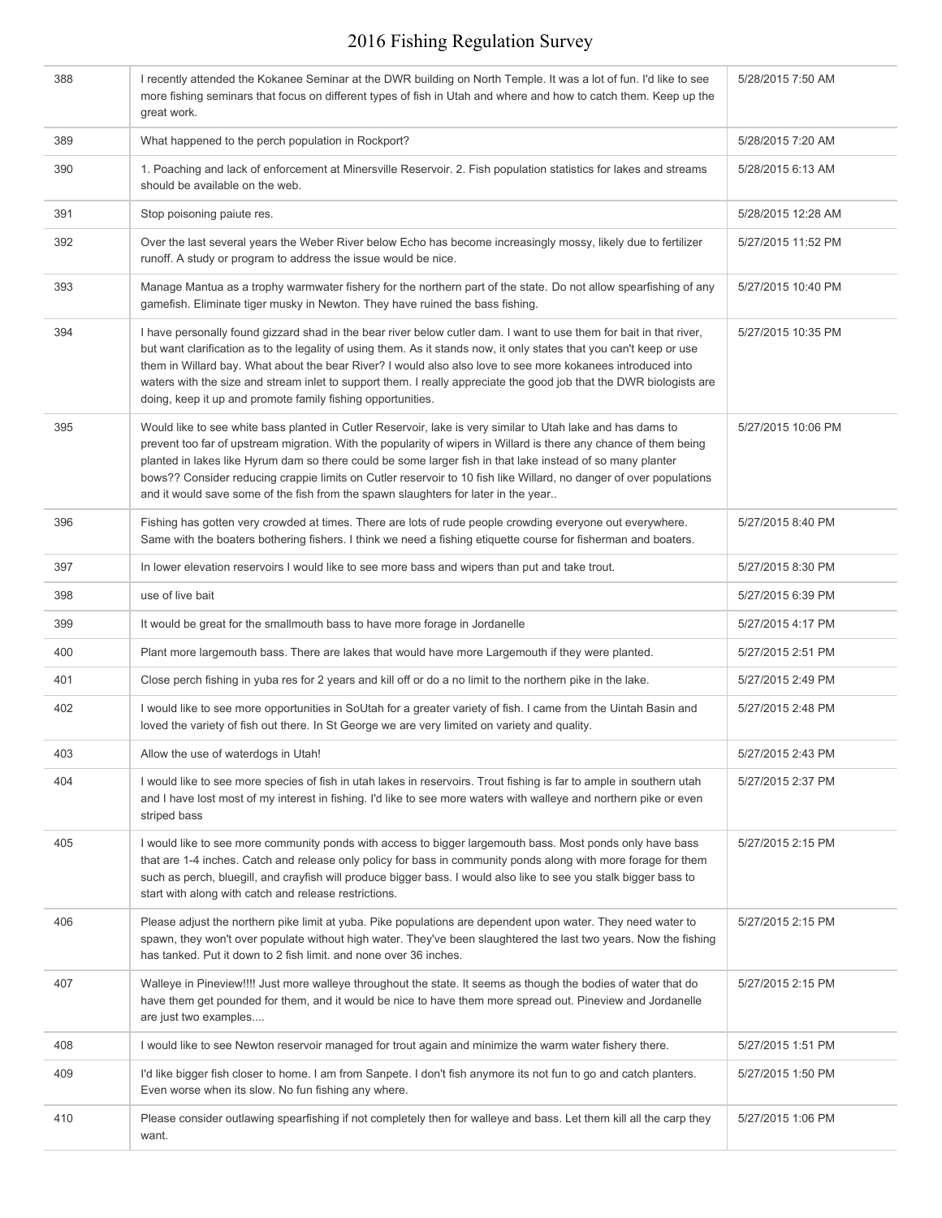| | | |
|---|---|---|
| 388 | I recently attended the Kokanee Seminar at the DWR building on North Temple. It was a lot of fun. I'd like to see more fishing seminars that focus on different types of fish in Utah and where and how to catch them. Keep up the great work. | 5/28/2015 7:50 AM |
| 389 | What happened to the perch population in Rockport? | 5/28/2015 7:20 AM |
| 390 | 1. Poaching and lack of enforcement at Minersville Reservoir. 2. Fish population statistics for lakes and streams should be available on the web. | 5/28/2015 6:13 AM |
| 391 | Stop poisoning paiute res. | 5/28/2015 12:28 AM |
| 392 | Over the last several years the Weber River below Echo has become increasingly mossy, likely due to fertilizer runoff. A study or program to address the issue would be nice. | 5/27/2015 11:52 PM |
| 393 | Manage Mantua as a trophy warmwater fishery for the northern part of the state. Do not allow spearfishing of any gamefish. Eliminate tiger musky in Newton. They have ruined the bass fishing. | 5/27/2015 10:40 PM |
| 394 | I have personally found gizzard shad in the bear river below cutler dam. I want to use them for bait in that river, but want clarification as to the legality of using them. As it stands now, it only states that you can't keep or use them in Willard bay. What about the bear River? I would also also love to see more kokanees introduced into waters with the size and stream inlet to support them. I really appreciate the good job that the DWR biologists are doing, keep it up and promote family fishing opportunities. | 5/27/2015 10:35 PM |
| 395 | Would like to see white bass planted in Cutler Reservoir, lake is very similar to Utah lake and has dams to prevent too far of upstream migration. With the popularity of wipers in Willard is there any chance of them being planted in lakes like Hyrum dam so there could be some larger fish in that lake instead of so many planter bows?? Consider reducing crappie limits on Cutler reservoir to 10 fish like Willard, no danger of over populations and it would save some of the fish from the spawn slaughters for later in the year.. | 5/27/2015 10:06 PM |
| 396 | Fishing has gotten very crowded at times. There are lots of rude people crowding everyone out everywhere. Same with the boaters bothering fishers. I think we need a fishing etiquette course for fisherman and boaters. | 5/27/2015 8:40 PM |
| 397 | In lower elevation reservoirs I would like to see more bass and wipers than put and take trout. | 5/27/2015 8:30 PM |
| 398 | use of live bait | 5/27/2015 6:39 PM |
| 399 | It would be great for the smallmouth bass to have more forage in Jordanelle | 5/27/2015 4:17 PM |
| 400 | Plant more largemouth bass. There are lakes that would have more Largemouth if they were planted. | 5/27/2015 2:51 PM |
| 401 | Close perch fishing in yuba res for 2 years and kill off or do a no limit to the northern pike in the lake. | 5/27/2015 2:49 PM |
| 402 | I would like to see more opportunities in SoUtah for a greater variety of fish. I came from the Uintah Basin and loved the variety of fish out there. In St George we are very limited on variety and quality. | 5/27/2015 2:48 PM |
| 403 | Allow the use of waterdogs in Utah! | 5/27/2015 2:43 PM |
| 404 | I would like to see more species of fish in utah lakes in reservoirs. Trout fishing is far to ample in southern utah and I have lost most of my interest in fishing. I'd like to see more waters with walleye and northern pike or even striped bass | 5/27/2015 2:37 PM |
| 405 | I would like to see more community ponds with access to bigger largemouth bass. Most ponds only have bass that are 1-4 inches. Catch and release only policy for bass in community ponds along with more forage for them such as perch, bluegill, and crayfish will produce bigger bass. I would also like to see you stalk bigger bass to start with along with catch and release restrictions. | 5/27/2015 2:15 PM |
| 406 | Please adjust the northern pike limit at yuba. Pike populations are dependent upon water. They need water to spawn, they won't over populate without high water. They've been slaughtered the last two years. Now the fishing has tanked. Put it down to 2 fish limit. and none over 36 inches. | 5/27/2015 2:15 PM |
| 407 | Walleye in Pineview!!!! Just more walleye throughout the state. It seems as though the bodies of water that do have them get pounded for them, and it would be nice to have them more spread out. Pineview and Jordanelle are just two examples.... | 5/27/2015 2:15 PM |
| 408 | I would like to see Newton reservoir managed for trout again and minimize the warm water fishery there. | 5/27/2015 1:51 PM |
| 409 | I'd like bigger fish closer to home. I am from Sanpete. I don't fish anymore its not fun to go and catch planters. Even worse when its slow. No fun fishing any where. | 5/27/2015 1:50 PM |
| 410 | Please consider outlawing spearfishing if not completely then for walleye and bass. Let them kill all the carp they want. | 5/27/2015 1:06 PM |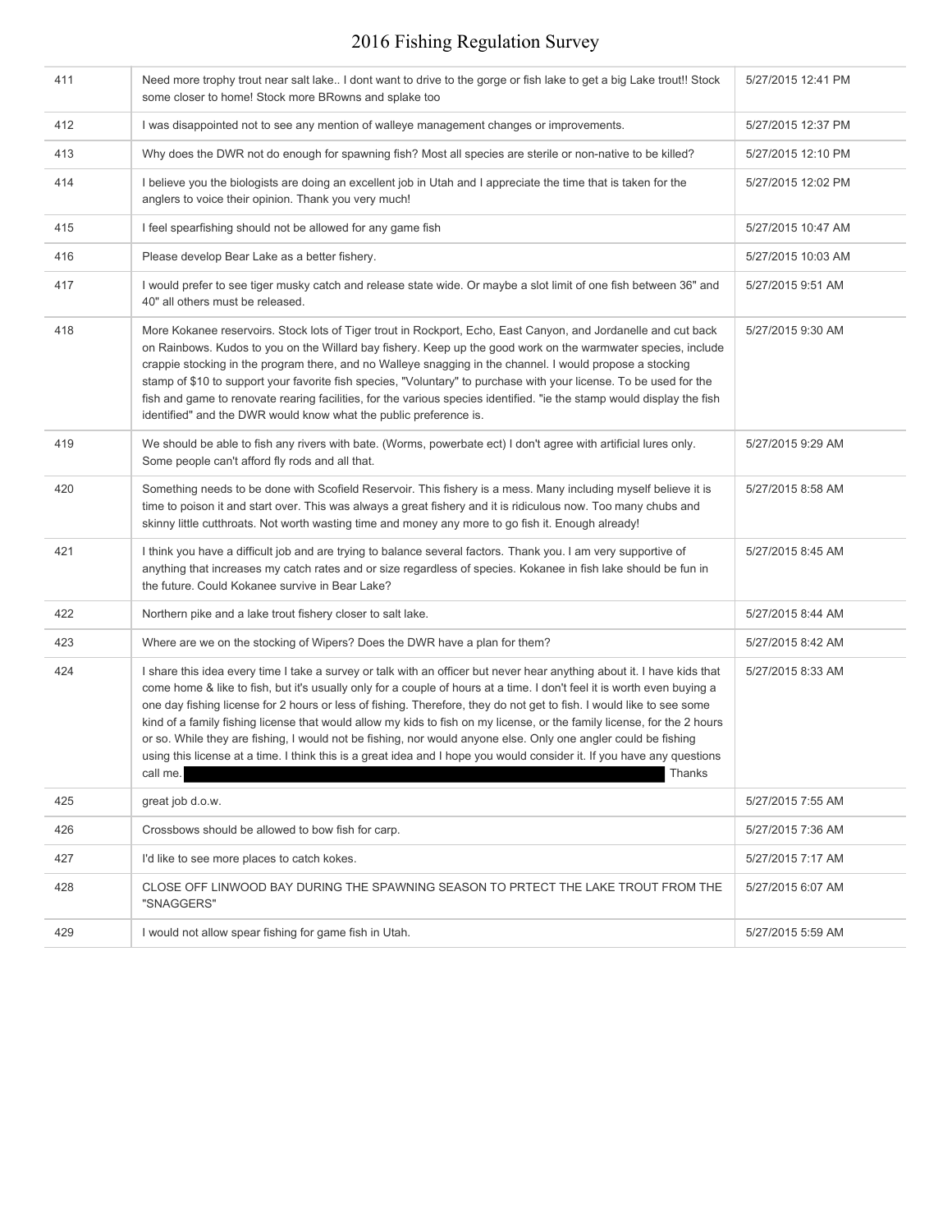| | | |
|---|---|---|
| 411 | Need more trophy trout near salt lake.. I dont want to drive to the gorge or fish lake to get a big Lake trout!! Stock some closer to home! Stock more BRowns and splake too | 5/27/2015 12:41 PM |
| 412 | I was disappointed not to see any mention of walleye management changes or improvements. | 5/27/2015 12:37 PM |
| 413 | Why does the DWR not do enough for spawning fish? Most all species are sterile or non-native to be killed? | 5/27/2015 12:10 PM |
| 414 | I believe you the biologists are doing an excellent job in Utah and I appreciate the time that is taken for the anglers to voice their opinion. Thank you very much! | 5/27/2015 12:02 PM |
| 415 | I feel spearfishing should not be allowed for any game fish | 5/27/2015 10:47 AM |
| 416 | Please develop Bear Lake as a better fishery. | 5/27/2015 10:03 AM |
| 417 | I would prefer to see tiger musky catch and release state wide. Or maybe a slot limit of one fish between 36" and 40" all others must be released. | 5/27/2015 9:51 AM |
| 418 | More Kokanee reservoirs. Stock lots of Tiger trout in Rockport, Echo, East Canyon, and Jordanelle and cut back on Rainbows. Kudos to you on the Willard bay fishery. Keep up the good work on the warmwater species, include crappie stocking in the program there, and no Walleye snagging in the channel. I would propose a stocking stamp of $10 to support your favorite fish species, "Voluntary" to purchase with your license. To be used for the fish and game to renovate rearing facilities, for the various species identified. "ie the stamp would display the fish identified" and the DWR would know what the public preference is. | 5/27/2015 9:30 AM |
| 419 | We should be able to fish any rivers with bate. (Worms, powerbate ect) I don't agree with artificial lures only. Some people can't afford fly rods and all that. | 5/27/2015 9:29 AM |
| 420 | Something needs to be done with Scofield Reservoir. This fishery is a mess. Many including myself believe it is time to poison it and start over. This was always a great fishery and it is ridiculous now. Too many chubs and skinny little cutthroats. Not worth wasting time and money any more to go fish it. Enough already! | 5/27/2015 8:58 AM |
| 421 | I think you have a difficult job and are trying to balance several factors. Thank you. I am very supportive of anything that increases my catch rates and or size regardless of species. Kokanee in fish lake should be fun in the future. Could Kokanee survive in Bear Lake? | 5/27/2015 8:45 AM |
| 422 | Northern pike and a lake trout fishery closer to salt lake. | 5/27/2015 8:44 AM |
| 423 | Where are we on the stocking of Wipers? Does the DWR have a plan for them? | 5/27/2015 8:42 AM |
| 424 | I share this idea every time I take a survey or talk with an officer but never hear anything about it. I have kids that come home & like to fish, but it's usually only for a couple of hours at a time. I don't feel it is worth even buying a one day fishing license for 2 hours or less of fishing. Therefore, they do not get to fish. I would like to see some kind of a family fishing license that would allow my kids to fish on my license, or the family license, for the 2 hours or so. While they are fishing, I would not be fishing, nor would anyone else. Only one angler could be fishing using this license at a time. I think this is a great idea and I hope you would consider it. If you have any questions call me. [REDACTED] Thanks | 5/27/2015 8:33 AM |
| 425 | great job d.o.w. | 5/27/2015 7:55 AM |
| 426 | Crossbows should be allowed to bow fish for carp. | 5/27/2015 7:36 AM |
| 427 | I'd like to see more places to catch kokes. | 5/27/2015 7:17 AM |
| 428 | CLOSE OFF LINWOOD BAY DURING THE SPAWNING SEASON TO PRTECT THE LAKE TROUT FROM THE "SNAGGERS" | 5/27/2015 6:07 AM |
| 429 | I would not allow spear fishing for game fish in Utah. | 5/27/2015 5:59 AM |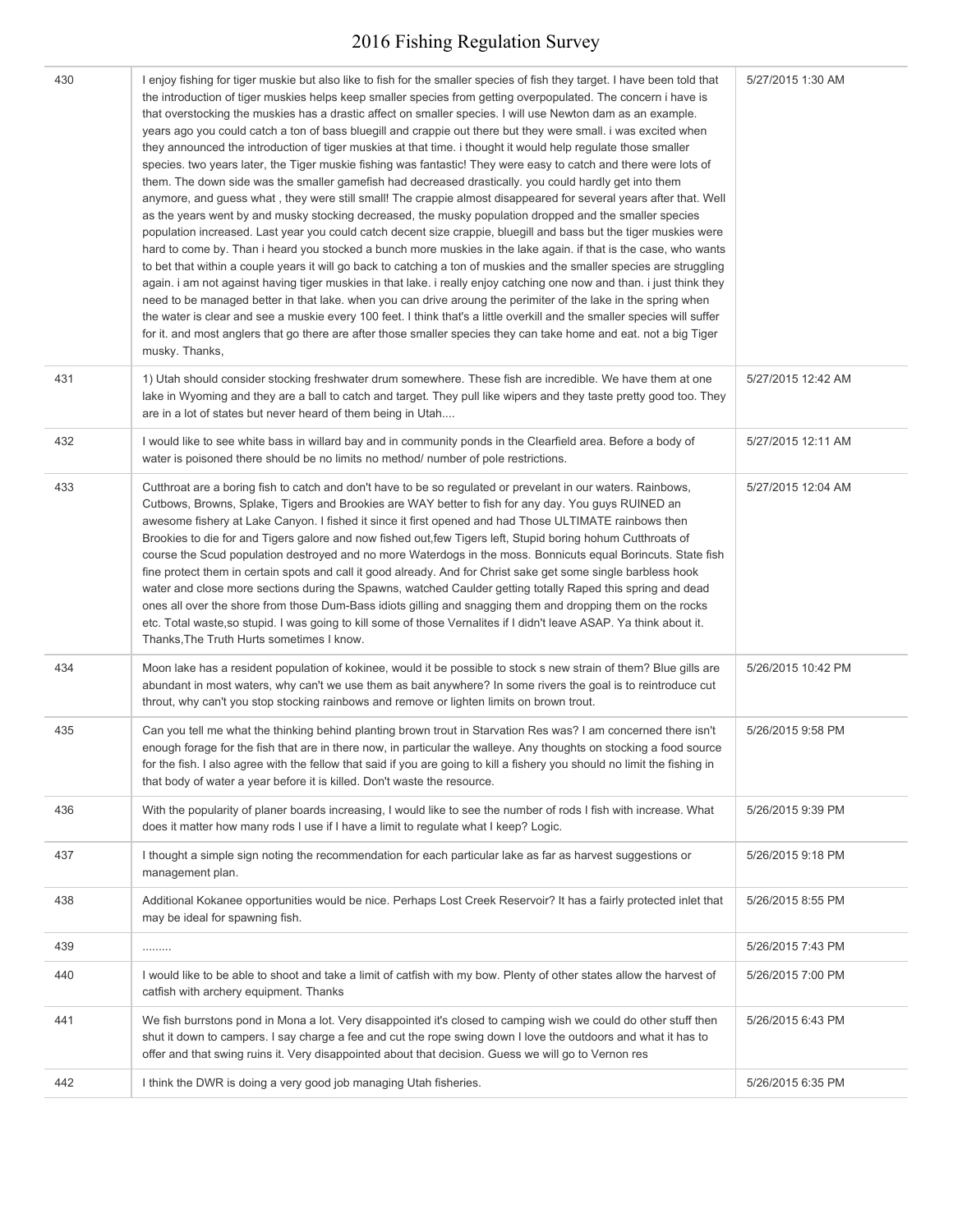| | | |
|---|---|---|
| 430 | I enjoy fishing for tiger muskie but also like to fish for the smaller species of fish they target. I have been told that the introduction of tiger muskies helps keep smaller species from getting overpopulated. The concern i have is that overstocking the muskies has a drastic affect on smaller species. I will use Newton dam as an example. years ago you could catch a ton of bass bluegill and crappie out there but they were small. i was excited when they announced the introduction of Tiger muskies at that time. i thought it would help regulate those smaller species. two years later, the Tiger muskie fishing was fantastic! They were easy to catch and there were lots of them. The down side was the smaller gamefish had decreased drastically. you could hardly get into them anymore, and guess what , they were still small! The crappie almost disappeared for several years after that. Well as the years went by and musky stocking decreased, the musky population dropped and the smaller species population increased. Last year you could catch decent size crappie, bluegill and bass but the tiger muskies were hard to come by. Than i heard you stocked a bunch more muskies in the lake again. if that is the case, who wants to bet that within a couple years it will go back to catching a ton of muskies and the smaller species are struggling again. i am not against having tiger muskies in that lake. i really enjoy catching one now and than. i just think they need to be managed better in that lake. when you can drive aroung the perimiter of the lake in the spring when the water is clear and see a muskie every 100 feet. I think that's a little overkill and the smaller species will suffer for it. and most anglers that go there are after those smaller species they can take home and eat. not a big Tiger musky. Thanks, | 5/27/2015 1:30 AM |
| 431 | 1) Utah should consider stocking freshwater drum somewhere. These fish are incredible. We have them at one lake in Wyoming and they are a ball to catch and target. They pull like wipers and they taste pretty good too. They are in a lot of states but never heard of them being in Utah.... | 5/27/2015 12:42 AM |
| 432 | I would like to see white bass in willard bay and in community ponds in the Clearfield area. Before a body of water is poisoned there should be no limits no method/ number of pole restrictions. | 5/27/2015 12:11 AM |
| 433 | Cutthroat are a boring fish to catch and don't have to be so regulated or prevelant in our waters. Rainbows, Cutbows, Browns, Splake, Tigers and Brookies are WAY better to fish for any day. You guys RUINED an awesome fishery at Lake Canyon. I fished it since it first opened and had Those ULTIMATE rainbows then Brookies to die for and Tigers galore and now fished out,few Tigers left, Stupid boring hohum Cutthroats of course the Scud population destroyed and no more Waterdogs in the moss. Bonnicuts equal Borincuts. State fish fine protect them in certain spots and call it good already. And for Christ sake get some single barbless hook water and close more sections during the Spawns, watched Caulder getting totally Raped this spring and dead ones all over the shore from those Dum-Bass idiots gilling and snagging them and dropping them on the rocks etc. Total waste,so stupid. I was going to kill some of those Vernalites if I didn't leave ASAP. Ya think about it. Thanks,The Truth Hurts sometimes I know. | 5/27/2015 12:04 AM |
| 434 | Moon lake has a resident population of kokinee, would it be possible to stock s new strain of them? Blue gills are abundant in most waters, why can't we use them as bait anywhere? In some rivers the goal is to reintroduce cut throut, why can't you stop stocking rainbows and remove or lighten limits on brown trout. | 5/26/2015 10:42 PM |
| 435 | Can you tell me what the thinking behind planting brown trout in Starvation Res was? I am concerned there isn't enough forage for the fish that are in there now, in particular the walleye. Any thoughts on stocking a food source for the fish. I also agree with the fellow that said if you are going to kill a fishery you should no limit the fishing in that body of water a year before it is killed. Don't waste the resource. | 5/26/2015 9:58 PM |
| 436 | With the popularity of planer boards increasing, I would like to see the number of rods I fish with increase. What does it matter how many rods I use if I have a limit to regulate what I keep? Logic. | 5/26/2015 9:39 PM |
| 437 | I thought a simple sign noting the recommendation for each particular lake as far as harvest suggestions or management plan. | 5/26/2015 9:18 PM |
| 438 | Additional Kokanee opportunities would be nice. Perhaps Lost Creek Reservoir? It has a fairly protected inlet that may be ideal for spawning fish. | 5/26/2015 8:55 PM |
| 439 | ......... | 5/26/2015 7:43 PM |
| 440 | I would like to be able to shoot and take a limit of catfish with my bow. Plenty of other states allow the harvest of catfish with archery equipment. Thanks | 5/26/2015 7:00 PM |
| 441 | We fish burrstons pond in Mona a lot. Very disappointed it's closed to camping wish we could do other stuff then shut it down to campers. I say charge a fee and cut the rope swing down I love the outdoors and what it has to offer and that swing ruins it. Very disappointed about that decision. Guess we will go to Vernon res | 5/26/2015 6:43 PM |
| 442 | I think the DWR is doing a very good job managing Utah fisheries. | 5/26/2015 6:35 PM |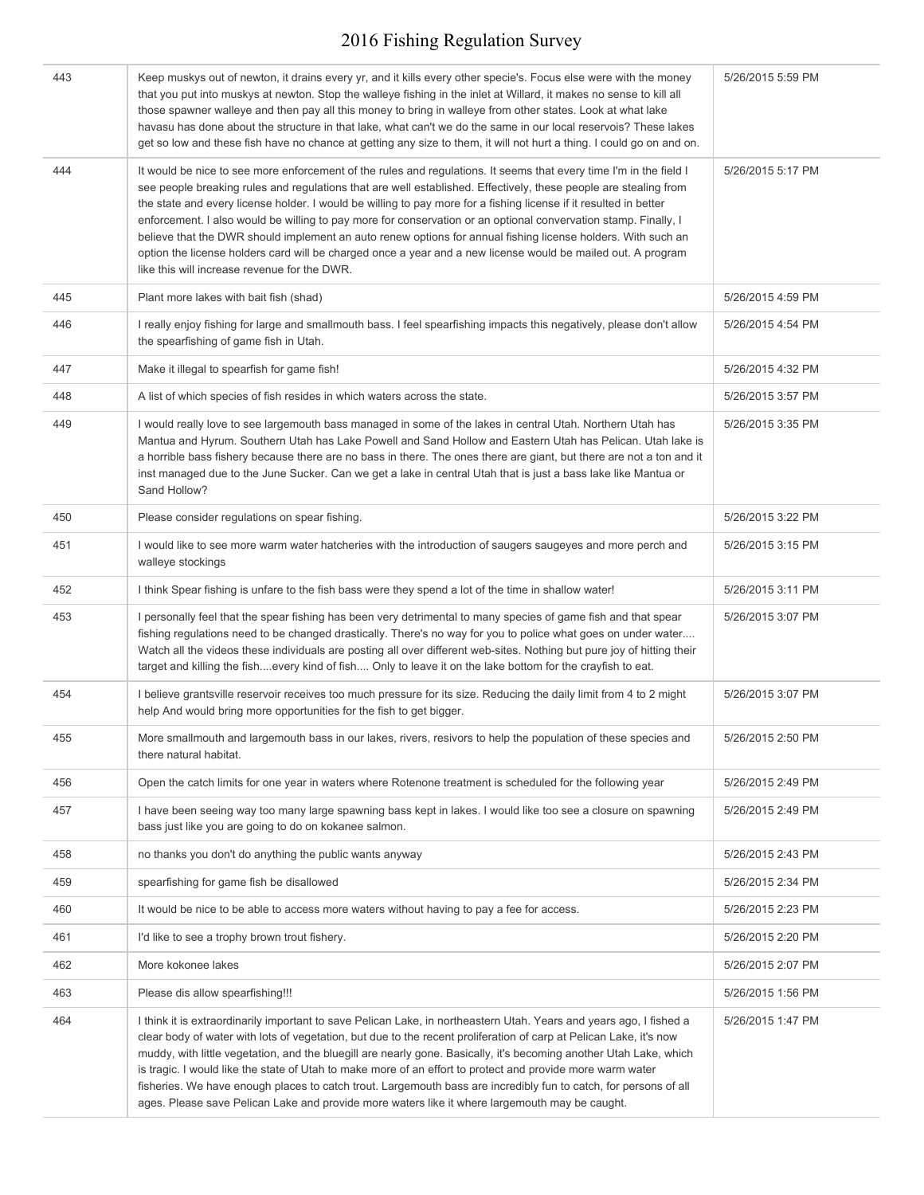| | | |
|---|---|---|
| 443 | Keep muskys out of newton, it drains every yr, and it kills every other specie's. Focus else were with the money that you put into muskys at newton. Stop the walleye fishing in the inlet at Willard, it makes no sense to kill all those spawner walleye and then pay all this money to bring in walleye from other states. Look at what lake havasu has done about the structure in that lake, what can't we do the same in our local reservois? These lakes get so low and these fish have no chance at getting any size to them, it will not hurt a thing. I could go on and on. | 5/26/2015 5:59 PM |
| 444 | It would be nice to see more enforcement of the rules and regulations. It seems that every time I'm in the field I see people breaking rules and regulations that are well established. Effectively, these people are stealing from the state and every license holder. I would be willing to pay more for a fishing license if it resulted in better enforcement. I also would be willing to pay more for conservation or an optional convervation stamp. Finally, I believe that the DWR should implement an auto renew options for annual fishing license holders. With such an option the license holders card will be charged once a year and a new license would be mailed out. A program like this will increase revenue for the DWR. | 5/26/2015 5:17 PM |
| 445 | Plant more lakes with bait fish (shad) | 5/26/2015 4:59 PM |
| 446 | I really enjoy fishing for large and smallmouth bass. I feel spearfishing impacts this negatively, please don't allow the spearfishing of game fish in Utah. | 5/26/2015 4:54 PM |
| 447 | Make it illegal to spearfish for game fish! | 5/26/2015 4:32 PM |
| 448 | A list of which species of fish resides in which waters across the state. | 5/26/2015 3:57 PM |
| 449 | I would really love to see largemouth bass managed in some of the lakes in central Utah. Northern Utah has Mantua and Hyrum. Southern Utah has Lake Powell and Sand Hollow and Eastern Utah has Pelican. Utah lake is a horrible bass fishery because there are no bass in there. The ones there are giant, but there are not a ton and it inst managed due to the June Sucker. Can we get a lake in central Utah that is just a bass lake like Mantua or Sand Hollow? | 5/26/2015 3:35 PM |
| 450 | Please consider regulations on spear fishing. | 5/26/2015 3:22 PM |
| 451 | I would like to see more warm water hatcheries with the introduction of saugers saugeyes and more perch and walleye stockings | 5/26/2015 3:15 PM |
| 452 | I think Spear fishing is unfare to the fish bass were they spend a lot of the time in shallow water! | 5/26/2015 3:11 PM |
| 453 | I personally feel that the spear fishing has been very detrimental to many species of game fish and that spear fishing regulations need to be changed drastically. There's no way for you to police what goes on under water.... Watch all the videos these individuals are posting all over different web-sites. Nothing but pure joy of hitting their target and killing the fish....every kind of fish.... Only to leave it on the lake bottom for the crayfish to eat. | 5/26/2015 3:07 PM |
| 454 | I believe grantsville reservoir receives too much pressure for its size. Reducing the daily limit from 4 to 2 might help And would bring more opportunities for the fish to get bigger. | 5/26/2015 3:07 PM |
| 455 | More smallmouth and largemouth bass in our lakes, rivers, resivors to help the population of these species and there natural habitat. | 5/26/2015 2:50 PM |
| 456 | Open the catch limits for one year in waters where Rotenone treatment is scheduled for the following year | 5/26/2015 2:49 PM |
| 457 | I have been seeing way too many large spawning bass kept in lakes. I would like too see a closure on spawning bass just like you are going to do on kokanee salmon. | 5/26/2015 2:49 PM |
| 458 | no thanks you don't do anything the public wants anyway | 5/26/2015 2:43 PM |
| 459 | spearfishing for game fish be disallowed | 5/26/2015 2:34 PM |
| 460 | It would be nice to be able to access more waters without having to pay a fee for access. | 5/26/2015 2:23 PM |
| 461 | I'd like to see a trophy brown trout fishery. | 5/26/2015 2:20 PM |
| 462 | More kokonee lakes | 5/26/2015 2:07 PM |
| 463 | Please dis allow spearfishing!!! | 5/26/2015 1:56 PM |
| 464 | I think it is extraordinarily important to save Pelican Lake, in northeastern Utah. Years and years ago, I fished a clear body of water with lots of vegetation, but due to the recent proliferation of carp at Pelican Lake, it's now muddy, with little vegetation, and the bluegill are nearly gone. Basically, it's becoming another Utah Lake, which is tragic. I would like the state of Utah to make more of an effort to protect and provide more warm water fisheries. We have enough places to catch trout. Largemouth bass are incredibly fun to catch, for persons of all ages. Please save Pelican Lake and provide more waters like it where largemouth may be caught. | 5/26/2015 1:47 PM |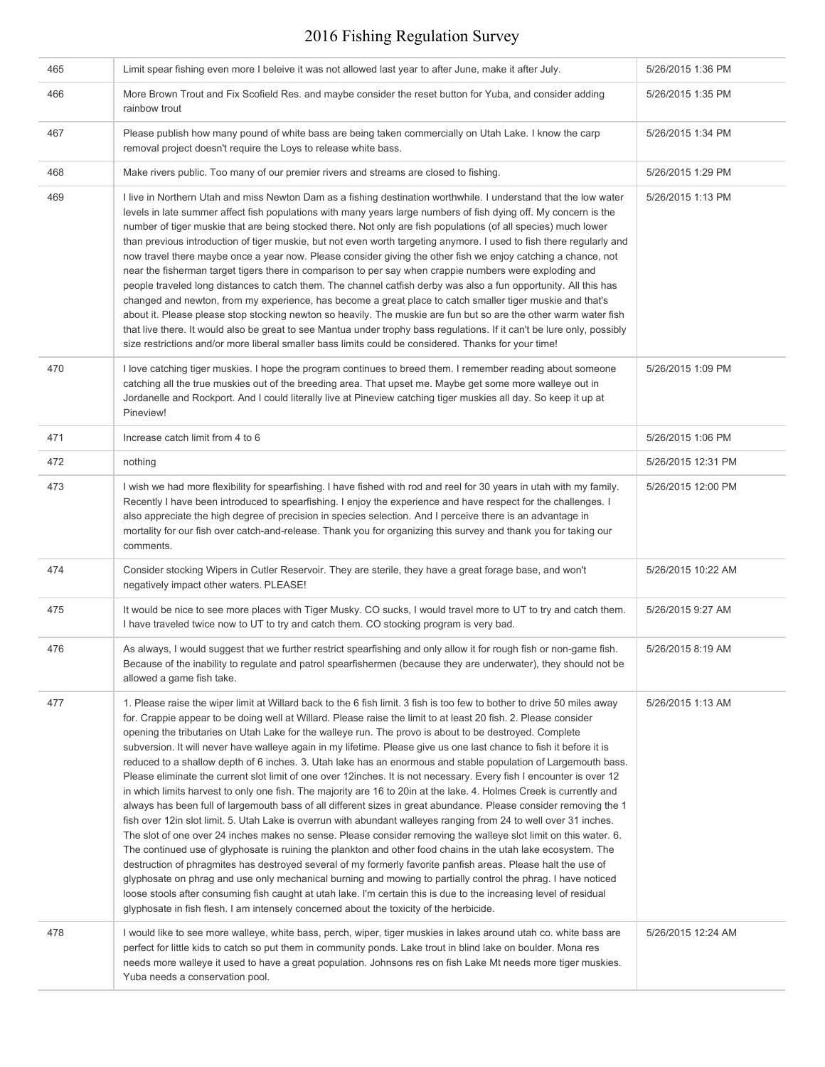| 465 | Limit spear fishing even more I beleive it was not allowed last year to after June, make it after July. | 5/26/2015 1:36 PM |
|---|---|---|
| 466 | More Brown Trout and Fix Scofield Res. and maybe consider the reset button for Yuba, and consider adding rainbow trout | 5/26/2015 1:35 PM |
| 467 | Please publish how many pound of white bass are being taken commercially on Utah Lake. I know the carp removal project doesn't require the Loys to release white bass. | 5/26/2015 1:34 PM |
| 468 | Make rivers public. Too many of our premier rivers and streams are closed to fishing. | 5/26/2015 1:29 PM |
| 469 | I live in Northern Utah and miss Newton Dam as a fishing destination worthwhile. I understand that the low water levels in late summer affect fish populations with many years large numbers of fish dying off. My concern is the number of tiger muskie that are being stocked there. Not only are fish populations (of all species) much lower than previous introduction of tiger muskie, but not even worth targeting anymore. I used to fish there regularly and now travel there maybe once a year now. Please consider giving the other fish we enjoy catching a chance, not near the fisherman target tigers there in comparison to per say when crappie numbers were exploding and people traveled long distances to catch them. The channel catfish derby was also a fun opportunity. All this has changed and newton, from my experience, has become a great place to catch smaller tiger muskie and that's about it. Please please stop stocking newton so heavily. The muskie are fun but so are the other warm water fish that live there. It would also be great to see Mantua under trophy bass regulations. If it can't be lure only, possibly size restrictions and/or more liberal smaller bass limits could be considered. Thanks for your time! | 5/26/2015 1:13 PM |
| 470 | I love catching tiger muskies. I hope the program continues to breed them. I remember reading about someone catching all the true muskies out of the breeding area. That upset me. Maybe get some more walleye out in Jordanelle and Rockport. And I could literally live at Pineview catching tiger muskies all day. So keep it up at Pineview! | 5/26/2015 1:09 PM |
| 471 | Increase catch limit from 4 to 6 | 5/26/2015 1:06 PM |
| 472 | nothing | 5/26/2015 12:31 PM |
| 473 | I wish we had more flexibility for spearfishing. I have fished with rod and reel for 30 years in utah with my family. Recently I have been introduced to spearfishing. I enjoy the experience and have respect for the challenges. I also appreciate the high degree of precision in species selection. And I perceive there is an advantage in mortality for our fish over catch-and-release. Thank you for organizing this survey and thank you for taking our comments. | 5/26/2015 12:00 PM |
| 474 | Consider stocking Wipers in Cutler Reservoir. They are sterile, they have a great forage base, and won't negatively impact other waters. PLEASE! | 5/26/2015 10:22 AM |
| 475 | It would be nice to see more places with Tiger Musky. CO sucks, I would travel more to UT to try and catch them. I have traveled twice now to UT to try and catch them. CO stocking program is very bad. | 5/26/2015 9:27 AM |
| 476 | As always, I would suggest that we further restrict spearfishing and only allow it for rough fish or non-game fish. Because of the inability to regulate and patrol spearfishermen (because they are underwater), they should not be allowed a game fish take. | 5/26/2015 8:19 AM |
| 477 | 1. Please raise the wiper limit at Willard back to the 6 fish limit. 3 fish is too few to bother to drive 50 miles away for. Crappie appear to be doing well at Willard. Please raise the limit to at least 20 fish. 2. Please consider opening the tributaries on Utah Lake for the walleye run. The provo is about to be destroyed. Complete subversion. It will never have walleye again in my lifetime. Please give us one last chance to fish it before it is reduced to a shallow depth of 6 inches. 3. Utah lake has an enormous and stable population of Largemouth bass. Please eliminate the current slot limit of one over 12inches. It is not necessary. Every fish I encounter is over 12 in which limits harvest to only one fish. The majority are 16 to 20in at the lake. 4. Holmes Creek is currently and always has been full of largemouth bass of all different sizes in great abundance. Please consider removing the 1 fish over 12in slot limit. 5. Utah Lake is overrun with abundant walleyes ranging from 24 to well over 31 inches. The slot of one over 24 inches makes no sense. Please consider removing the walleye slot limit on this water. 6. The continued use of glyphosate is ruining the plankton and other food chains in the utah lake ecosystem. The destruction of phragmites has destroyed several of my formerly favorite panfish areas. Please halt the use of glyphosate on phrag and use only mechanical burning and mowing to partially control the phrag. I have noticed loose stools after consuming fish caught at utah lake. I'm certain this is due to the increasing level of residual glyphosate in fish flesh. I am intensely concerned about the toxicity of the herbicide. | 5/26/2015 1:13 AM |
| 478 | I would like to see more walleye, white bass, perch, wiper, tiger muskies in lakes around utah co. white bass are perfect for little kids to catch so put them in community ponds. Lake trout in blind lake on boulder. Mona res needs more walleye it used to have a great population. Johnsons res on fish Lake Mt needs more tiger muskies. Yuba needs a conservation pool. | 5/26/2015 12:24 AM |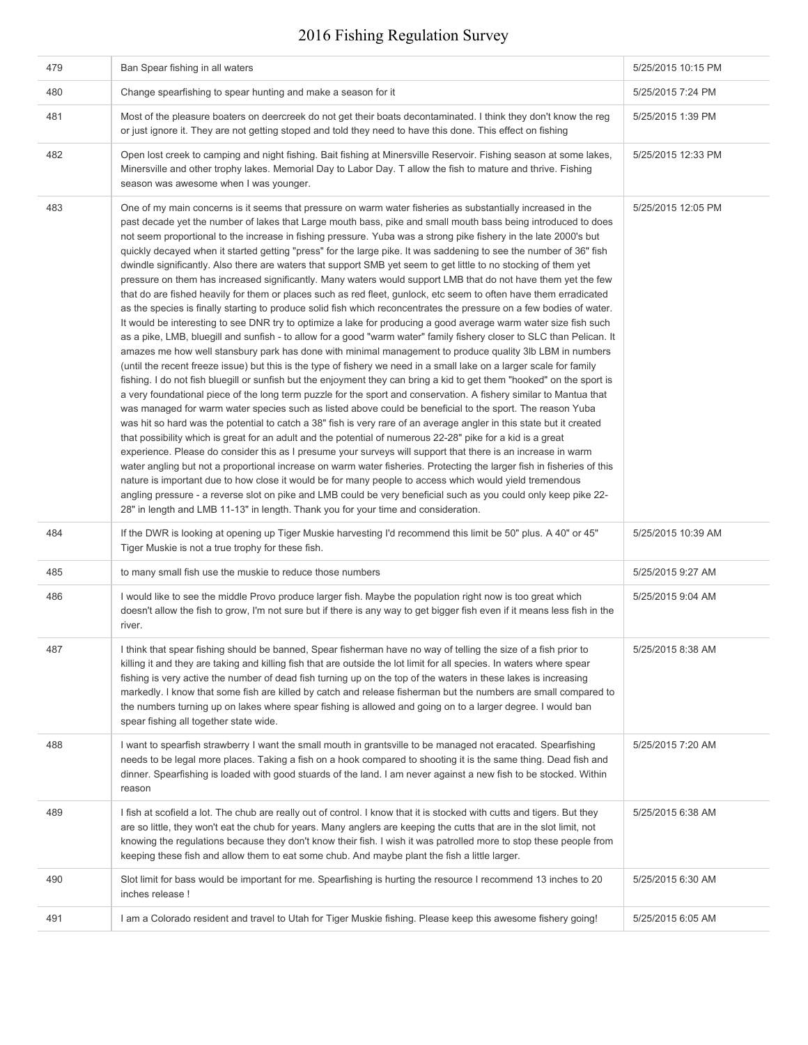| | | |
|---|---|---|
| 479 | Ban Spear fishing in all waters | 5/25/2015 10:15 PM |
| 480 | Change spearfishing to spear hunting and make a season for it | 5/25/2015 7:24 PM |
| 481 | Most of the pleasure boaters on deercreek do not get their boats decontaminated. I think they don't know the reg or just ignore it. They are not getting stoped and told they need to have this done. This effect on fishing | 5/25/2015 1:39 PM |
| 482 | Open lost creek to camping and night fishing. Bait fishing at Minersville Reservoir. Fishing season at some lakes, Minersville and other trophy lakes. Memorial Day to Labor Day. T allow the fish to mature and thrive. Fishing season was awesome when I was younger. | 5/25/2015 12:33 PM |
| 483 | One of my main concerns is it seems that pressure on warm water fisheries as substantially increased in the past decade yet the number of lakes that Large mouth bass, pike and small mouth bass being introduced to does not seem proportional to the increase in fishing pressure. Yuba was a strong pike fishery in the late 2000's but quickly decayed when it started getting "press" for the large pike. It was saddening to see the number of 36" fish dwindle significantly. Also there are waters that support SMB yet seem to get little to no stocking of them yet pressure on them has increased significantly. Many waters would support LMB that do not have them yet the few that do are fished heavily for them or places such as red fleet, gunlock, etc seem to often have them erradicated as the species is finally starting to produce solid fish which reconcentrates the pressure on a few bodies of water. It would be interesting to see DNR try to optimize a lake for producing a good average warm water size fish such as a pike, LMB, bluegill and sunfish - to allow for a good "warm water" family fishery closer to SLC than Pelican. It amazes me how well stansbury park has done with minimal management to produce quality 3lb LBM in numbers (until the recent freeze issue) but this is the type of fishery we need in a small lake on a larger scale for family fishing. I do not fish bluegill or sunfish but the enjoyment they can bring a kid to get them "hooked" on the sport is a very foundational piece of the long term puzzle for the sport and conservation. A fishery similar to Mantua that was managed for warm water species such as listed above could be beneficial to the sport. The reason Yuba was hit so hard was the potential to catch a 38" fish is very rare of an average angler in this state but it created that possibility which is great for an adult and the potential of numerous 22-28" pike for a kid is a great experience. Please do consider this as I presume your surveys will support that there is an increase in warm water angling but not a proportional increase on warm water fisheries. Protecting the larger fish in fisheries of this nature is important due to how close it would be for many people to access which would yield tremendous angling pressure - a reverse slot on pike and LMB could be very beneficial such as you could only keep pike 22-28" in length and LMB 11-13" in length. Thank you for your time and consideration. | 5/25/2015 12:05 PM |
| 484 | If the DWR is looking at opening up Tiger Muskie harvesting I'd recommend this limit be 50" plus. A 40" or 45" Tiger Muskie is not a true trophy for these fish. | 5/25/2015 10:39 AM |
| 485 | to many small fish use the muskie to reduce those numbers | 5/25/2015 9:27 AM |
| 486 | I would like to see the middle Provo produce larger fish. Maybe the population right now is too great which doesn't allow the fish to grow, I'm not sure but if there is any way to get bigger fish even if it means less fish in the river. | 5/25/2015 9:04 AM |
| 487 | I think that spear fishing should be banned, Spear fisherman have no way of telling the size of a fish prior to killing it and they are taking and killing fish that are outside the lot limit for all species. In waters where spear fishing is very active the number of dead fish turning up on the top of the waters in these lakes is increasing markedly. I know that some fish are killed by catch and release fisherman but the numbers are small compared to the numbers turning up on lakes where spear fishing is allowed and going on to a larger degree. I would ban spear fishing all together state wide. | 5/25/2015 8:38 AM |
| 488 | I want to spearfish strawberry I want the small mouth in grantsville to be managed not eracated. Spearfishing needs to be legal more places. Taking a fish on a hook compared to shooting it is the same thing. Dead fish and dinner. Spearfishing is loaded with good stuards of the land. I am never against a new fish to be stocked. Within reason | 5/25/2015 7:20 AM |
| 489 | I fish at scofield a lot. The chub are really out of control. I know that it is stocked with cutts and tigers. But they are so little, they won't eat the chub for years. Many anglers are keeping the cutts that are in the slot limit, not knowing the regulations because they don't know their fish. I wish it was patrolled more to stop these people from keeping these fish and allow them to eat some chub. And maybe plant the fish a little larger. | 5/25/2015 6:38 AM |
| 490 | Slot limit for bass would be important for me. Spearfishing is hurting the resource I recommend 13 inches to 20 inches release ! | 5/25/2015 6:30 AM |
| 491 | I am a Colorado resident and travel to Utah for Tiger Muskie fishing. Please keep this awesome fishery going! | 5/25/2015 6:05 AM |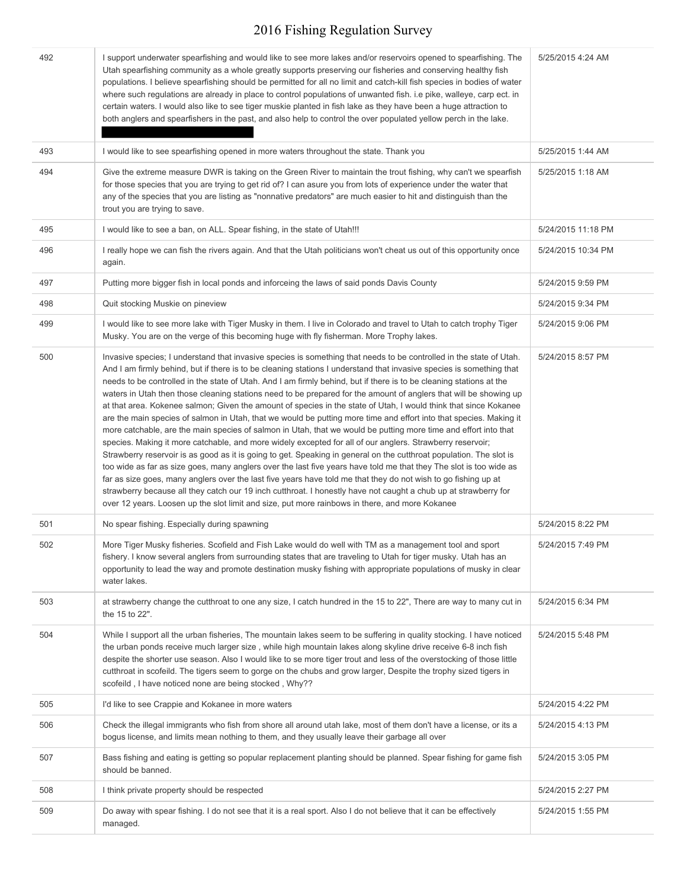# 2016 Fishing Regulation Survey

| | | |
|---|---|---|
| 492 | I support underwater spearfishing and would like to see more lakes and/or reservoirs opened to spearfishing. The Utah spearfishing community as a whole greatly supports preserving our fisheries and conserving healthy fish populations. I believe spearfishing should be permitted for all no limit and catch-kill fish species in bodies of water where such regulations are already in place to control populations of unwanted fish. i.e pike, walleye, carp ect. in certain waters. I would also like to see tiger muskie planted in fish lake as they have been a huge attraction to both anglers and spearfishers in the past, and also help to control the over populated yellow perch in the lake. | 5/25/2015 4:24 AM |
| 493 | I would like to see spearfishing opened in more waters throughout the state. Thank you | 5/25/2015 1:44 AM |
| 494 | Give the extreme measure DWR is taking on the Green River to maintain the trout fishing, why can't we spearfish for those species that you are trying to get rid of? I can asure you from lots of experience under the water that any of the species that you are listing as "nonnative predators" are much easier to hit and distinguish than the trout you are trying to save. | 5/25/2015 1:18 AM |
| 495 | I would like to see a ban, on ALL. Spear fishing, in the state of Utah!!! | 5/24/2015 11:18 PM |
| 496 | I really hope we can fish the rivers again. And that the Utah politicians won't cheat us out of this opportunity once again. | 5/24/2015 10:34 PM |
| 497 | Putting more bigger fish in local ponds and inforceing the laws of said ponds Davis County | 5/24/2015 9:59 PM |
| 498 | Quit stocking Muskie on pineview | 5/24/2015 9:34 PM |
| 499 | I would like to see more lake with Tiger Musky in them. I live in Colorado and travel to Utah to catch trophy Tiger Musky. You are on the verge of this becoming huge with fly fisherman. More Trophy lakes. | 5/24/2015 9:06 PM |
| 500 | Invasive species; I understand that invasive species is something that needs to be controlled in the state of Utah. And I am firmly behind, but if there is to be cleaning stations I understand that invasive species is something that needs to be controlled in the state of Utah. And I am firmly behind, but if there is to be cleaning stations at the waters in Utah then those cleaning stations need to be prepared for the amount of anglers that will be showing up at that area. Kokenee salmon; Given the amount of species in the state of Utah, I would think that since Kokanee are the main species of salmon in Utah, that we would be putting more time and effort into that species. Making it more catchable, are the main species of salmon in Utah, that we would be putting more time and effort into that species. Making it more catchable, and more widely excepted for all of our anglers. Strawberry reservoir; Strawberry reservoir is as good as it is going to get. Speaking in general on the cutthroat population. The slot is too wide as far as size goes, many anglers over the last five years have told me that they The slot is too wide as far as size goes, many anglers over the last five years have told me that they do not wish to go fishing up at strawberry because all they catch our 19 inch cutthroat. I honestly have not caught a chub up at strawberry for over 12 years. Loosen up the slot limit and size, put more rainbows in there, and more Kokanee | 5/24/2015 8:57 PM |
| 501 | No spear fishing. Especially during spawning | 5/24/2015 8:22 PM |
| 502 | More Tiger Musky fisheries. Scofield and Fish Lake would do well with TM as a management tool and sport fishery. I know several anglers from surrounding states that are traveling to Utah for tiger musky. Utah has an opportunity to lead the way and promote destination musky fishing with appropriate populations of musky in clear water lakes. | 5/24/2015 7:49 PM |
| 503 | at strawberry change the cutthroat to one any size, I catch hundred in the 15 to 22", There are way to many cut in the 15 to 22". | 5/24/2015 6:34 PM |
| 504 | While I support all the urban fisheries, The mountain lakes seem to be suffering in quality stocking. I have noticed the urban ponds receive much larger size , while high mountain lakes along skyline drive receive 6-8 inch fish despite the shorter use season. Also I would like to se more tiger trout and less of the overstocking of those little cutthroat in scofeild. The tigers seem to gorge on the chubs and grow larger, Despite the trophy sized tigers in scofeild , I have noticed none are being stocked , Why?? | 5/24/2015 5:48 PM |
| 505 | I'd like to see Crappie and Kokanee in more waters | 5/24/2015 4:22 PM |
| 506 | Check the illegal immigrants who fish from shore all around utah lake, most of them don't have a license, or its a bogus license, and limits mean nothing to them, and they usually leave their garbage all over | 5/24/2015 4:13 PM |
| 507 | Bass fishing and eating is getting so popular replacement planting should be planned. Spear fishing for game fish should be banned. | 5/24/2015 3:05 PM |
| 508 | I think private property should be respected | 5/24/2015 2:27 PM |
| 509 | Do away with spear fishing. I do not see that it is a real sport. Also I do not believe that it can be effectively managed. | 5/24/2015 1:55 PM |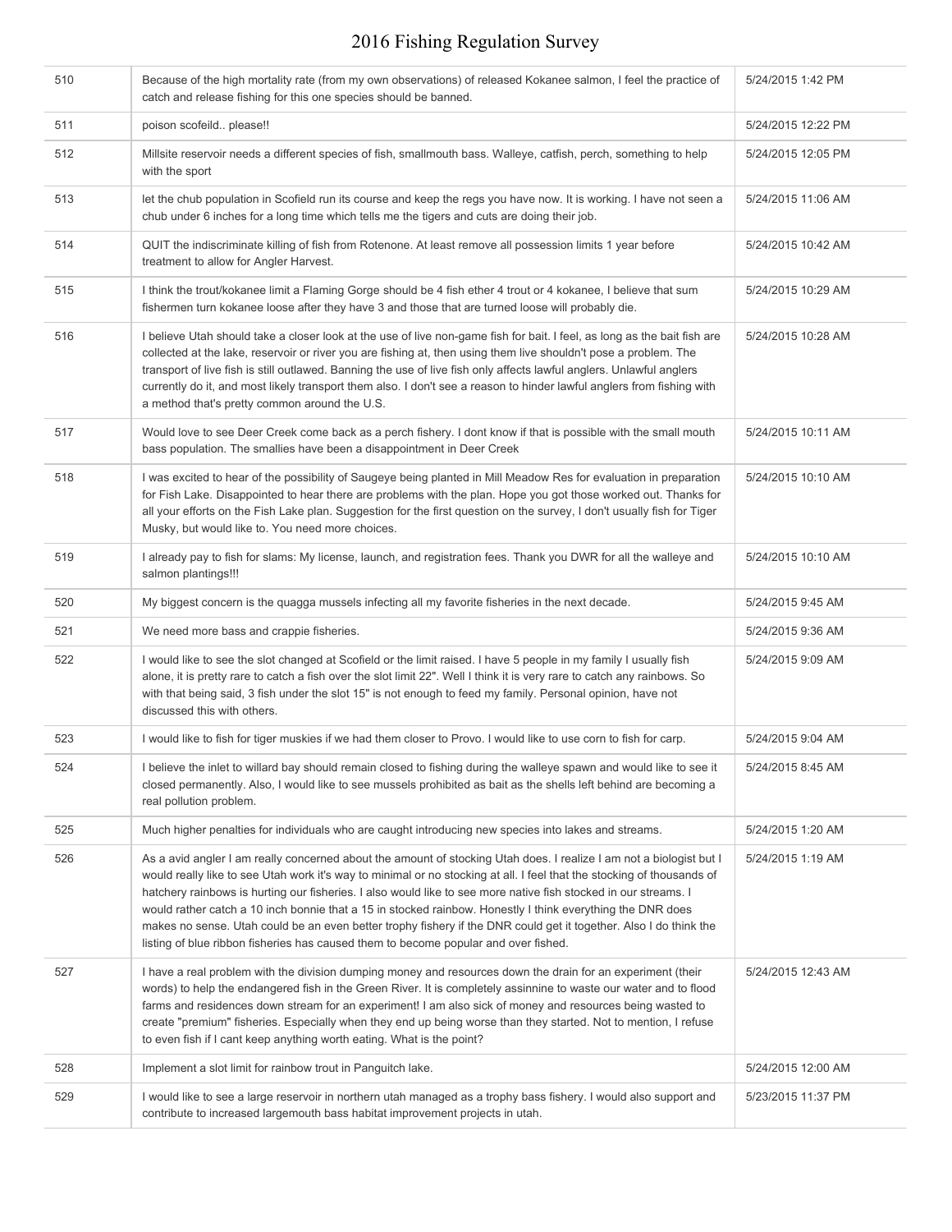| | | |
|---|---|---|
| 510 | Because of the high mortality rate (from my own observations) of released Kokanee salmon, I feel the practice of catch and release fishing for this one species should be banned. | 5/24/2015 1:42 PM |
| 511 | poison scofeild.. please!! | 5/24/2015 12:22 PM |
| 512 | Millsite reservoir needs a different species of fish, smallmouth bass. Walleye, catfish, perch, something to help with the sport | 5/24/2015 12:05 PM |
| 513 | let the chub population in Scofield run its course and keep the regs you have now. It is working. I have not seen a chub under 6 inches for a long time which tells me the tigers and cuts are doing their job. | 5/24/2015 11:06 AM |
| 514 | QUIT the indiscriminate killing of fish from Rotenone. At least remove all possession limits 1 year before treatment to allow for Angler Harvest. | 5/24/2015 10:42 AM |
| 515 | I think the trout/kokanee limit a Flaming Gorge should be 4 fish ether 4 trout or 4 kokanee, I believe that sum fishermen turn kokanee loose after they have 3 and those that are turned loose will probably die. | 5/24/2015 10:29 AM |
| 516 | I believe Utah should take a closer look at the use of live non-game fish for bait. I feel, as long as the bait fish are collected at the lake, reservoir or river you are fishing at, then using them live shouldn't pose a problem. The transport of live fish is still outlawed. Banning the use of live fish only affects lawful anglers. Unlawful anglers currently do it, and most likely transport them also. I don't see a reason to hinder lawful anglers from fishing with a method that's pretty common around the U.S. | 5/24/2015 10:28 AM |
| 517 | Would love to see Deer Creek come back as a perch fishery. I dont know if that is possible with the small mouth bass population. The smallies have been a disappointment in Deer Creek | 5/24/2015 10:11 AM |
| 518 | I was excited to hear of the possibility of Saugeye being planted in Mill Meadow Res for evaluation in preparation for Fish Lake. Disappointed to hear there are problems with the plan. Hope you got those worked out. Thanks for all your efforts on the Fish Lake plan. Suggestion for the first question on the survey, I don't usually fish for Tiger Musky, but would like to. You need more choices. | 5/24/2015 10:10 AM |
| 519 | I already pay to fish for slams: My license, launch, and registration fees. Thank you DWR for all the walleye and salmon plantings!!! | 5/24/2015 10:10 AM |
| 520 | My biggest concern is the quagga mussels infecting all my favorite fisheries in the next decade. | 5/24/2015 9:45 AM |
| 521 | We need more bass and crappie fisheries. | 5/24/2015 9:36 AM |
| 522 | I would like to see the slot changed at Scofield or the limit raised. I have 5 people in my family I usually fish alone, it is pretty rare to catch a fish over the slot limit 22". Well I think it is very rare to catch any rainbows. So with that being said, 3 fish under the slot 15" is not enough to feed my family. Personal opinion, have not discussed this with others. | 5/24/2015 9:09 AM |
| 523 | I would like to fish for tiger muskies if we had them closer to Provo. I would like to use corn to fish for carp. | 5/24/2015 9:04 AM |
| 524 | I believe the inlet to willard bay should remain closed to fishing during the walleye spawn and would like to see it closed permanently. Also, I would like to see mussels prohibited as bait as the shells left behind are becoming a real pollution problem. | 5/24/2015 8:45 AM |
| 525 | Much higher penalties for individuals who are caught introducing new species into lakes and streams. | 5/24/2015 1:20 AM |
| 526 | As a avid angler I am really concerned about the amount of stocking Utah does. I realize I am not a biologist but I would really like to see Utah work it's way to minimal or no stocking at all. I feel that the stocking of thousands of hatchery rainbows is hurting our fisheries. I also would like to see more native fish stocked in our streams. I would rather catch a 10 inch bonnie that a 15 in stocked rainbow. Honestly I think everything the DNR does makes no sense. Utah could be an even better trophy fishery if the DNR could get it together. Also I do think the listing of blue ribbon fisheries has caused them to become popular and over fished. | 5/24/2015 1:19 AM |
| 527 | I have a real problem with the division dumping money and resources down the drain for an experiment (their words) to help the endangered fish in the Green River. It is completely assinnine to waste our water and to flood farms and residences down stream for an experiment! I am also sick of money and resources being wasted to create "premium" fisheries. Especially when they end up being worse than they started. Not to mention, I refuse to even fish if I cant keep anything worth eating. What is the point? | 5/24/2015 12:43 AM |
| 528 | Implement a slot limit for rainbow trout in Panguitch lake. | 5/24/2015 12:00 AM |
| 529 | I would like to see a large reservoir in northern utah managed as a trophy bass fishery. I would also support and contribute to increased largemouth bass habitat improvement projects in utah. | 5/23/2015 11:37 PM |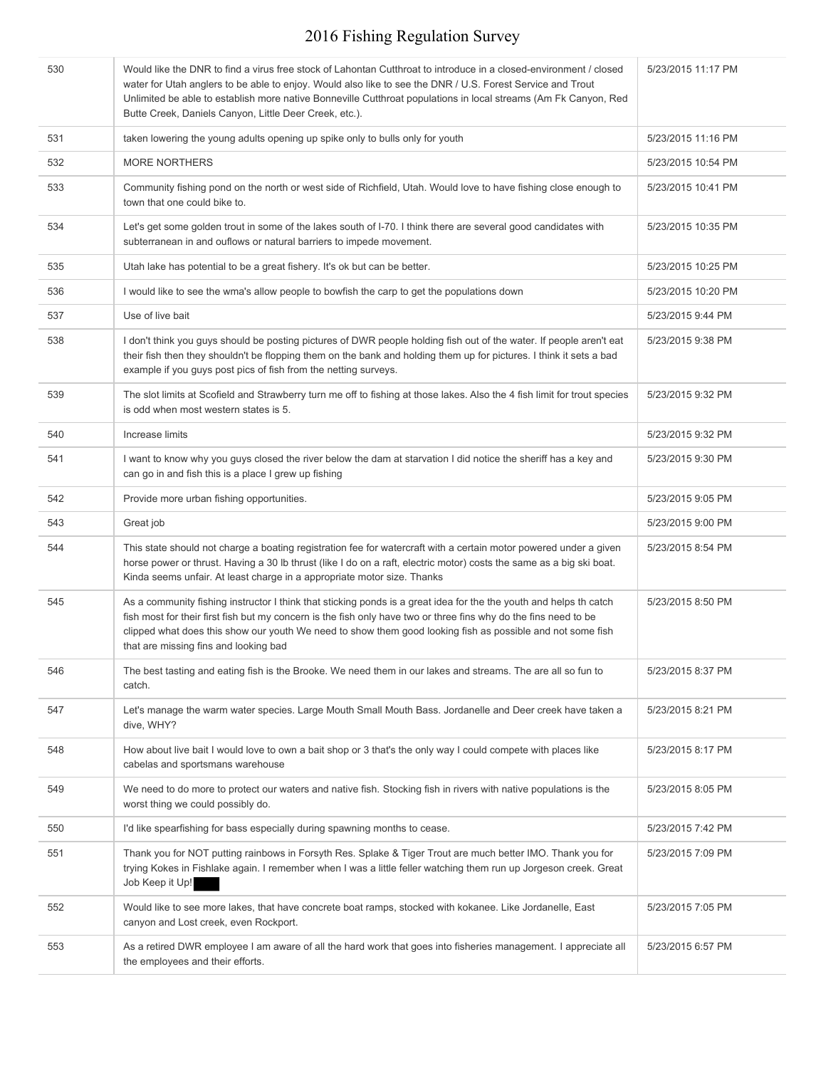# 2016 Fishing Regulation Survey

| | | |
|---|---|---|
| 530 | Would like the DNR to find a virus free stock of Lahontan Cutthroat to introduce in a closed-environment / closed water for Utah anglers to be able to enjoy. Would also like to see the DNR / U.S. Forest Service and Trout Unlimited be able to establish more native Bonneville Cutthroat populations in local streams (Am Fk Canyon, Red Butte Creek, Daniels Canyon, Little Deer Creek, etc.). | 5/23/2015 11:17 PM |
| 531 | taken lowering the young adults opening up spike only to bulls only for youth | 5/23/2015 11:16 PM |
| 532 | MORE NORTHERS | 5/23/2015 10:54 PM |
| 533 | Community fishing pond on the north or west side of Richfield, Utah. Would love to have fishing close enough to town that one could bike to. | 5/23/2015 10:41 PM |
| 534 | Let's get some golden trout in some of the lakes south of I-70. I think there are several good candidates with subterranean in and ouflows or natural barriers to impede movement. | 5/23/2015 10:35 PM |
| 535 | Utah lake has potential to be a great fishery. It's ok but can be better. | 5/23/2015 10:25 PM |
| 536 | I would like to see the wma's allow people to bowfish the carp to get the populations down | 5/23/2015 10:20 PM |
| 537 | Use of live bait | 5/23/2015 9:44 PM |
| 538 | I don't think you guys should be posting pictures of DWR people holding fish out of the water. If people aren't eat their fish then they shouldn't be flopping them on the bank and holding them up for pictures. I think it sets a bad example if you guys post pics of fish from the netting surveys. | 5/23/2015 9:38 PM |
| 539 | The slot limits at Scofield and Strawberry turn me off to fishing at those lakes. Also the 4 fish limit for trout species is odd when most western states is 5. | 5/23/2015 9:32 PM |
| 540 | Increase limits | 5/23/2015 9:32 PM |
| 541 | I want to know why you guys closed the river below the dam at starvation I did notice the sheriff has a key and can go in and fish this is a place I grew up fishing | 5/23/2015 9:30 PM |
| 542 | Provide more urban fishing opportunities. | 5/23/2015 9:05 PM |
| 543 | Great job | 5/23/2015 9:00 PM |
| 544 | This state should not charge a boating registration fee for watercraft with a certain motor powered under a given horse power or thrust. Having a 30 lb thrust (like I do on a raft, electric motor) costs the same as a big ski boat. Kinda seems unfair. At least charge in a appropriate motor size. Thanks | 5/23/2015 8:54 PM |
| 545 | As a community fishing instructor I think that sticking ponds is a great idea for the the youth and helps th catch fish most for their first fish but my concern is the fish only have two or three fins why do the fins need to be clipped what does this show our youth We need to show them good looking fish as possible and not some fish that are missing fins and looking bad | 5/23/2015 8:50 PM |
| 546 | The best tasting and eating fish is the Brooke. We need them in our lakes and streams. The are all so fun to catch. | 5/23/2015 8:37 PM |
| 547 | Let's manage the warm water species. Large Mouth Small Mouth Bass. Jordanelle and Deer creek have taken a dive, WHY? | 5/23/2015 8:21 PM |
| 548 | How about live bait I would love to own a bait shop or 3 that's the only way I could compete with places like cabelas and sportsmans warehouse | 5/23/2015 8:17 PM |
| 549 | We need to do more to protect our waters and native fish. Stocking fish in rivers with native populations is the worst thing we could possibly do. | 5/23/2015 8:05 PM |
| 550 | I'd like spearfishing for bass especially during spawning months to cease. | 5/23/2015 7:42 PM |
| 551 | Thank you for NOT putting rainbows in Forsyth Res. Splake & Tiger Trout are much better IMO. Thank you for trying Kokes in Fishlake again. I remember when I was a little feller watching them run up Jorgeson creek. Great Job Keep it Up! | 5/23/2015 7:09 PM |
| 552 | Would like to see more lakes, that have concrete boat ramps, stocked with kokanee. Like Jordanelle, East canyon and Lost creek, even Rockport. | 5/23/2015 7:05 PM |
| 553 | As a retired DWR employee I am aware of all the hard work that goes into fisheries management. I appreciate all the employees and their efforts. | 5/23/2015 6:57 PM |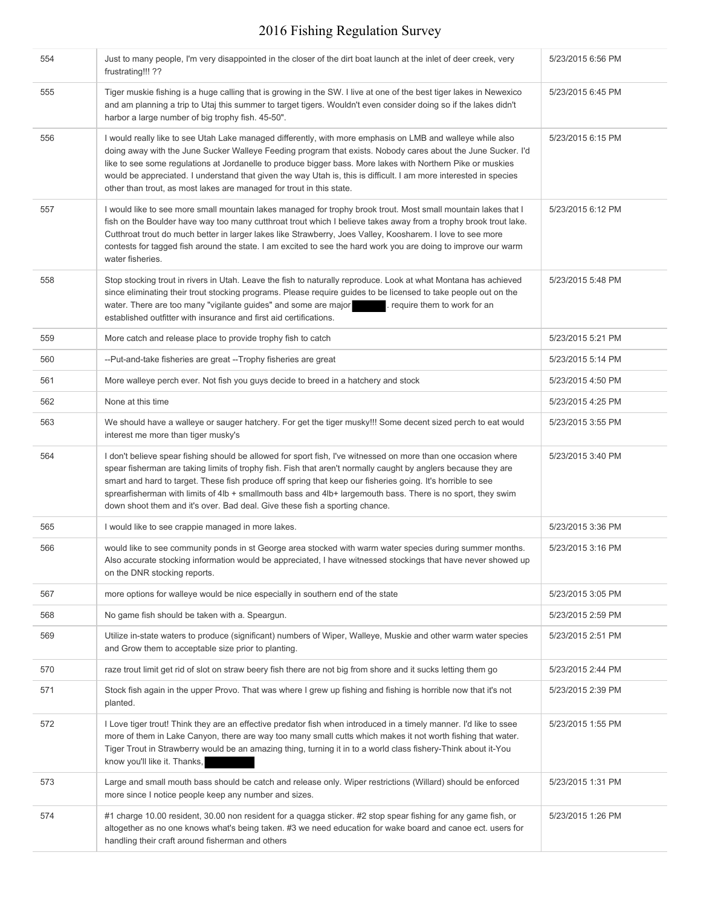| | | |
|---|---|---|
| 554 | Just to many people, I'm very disappointed in the closer of the dirt boat launch at the inlet of deer creek, very frustrating!!! ?? | 5/23/2015 6:56 PM |
| 555 | Tiger muskie fishing is a huge calling that is growing in the SW. I live at one of the best tiger lakes in Newexico and am planning a trip to Utaj this summer to target tigers. Wouldn't even consider doing so if the lakes didn't harbor a large number of big trophy fish. 45-50". | 5/23/2015 6:45 PM |
| 556 | I would really like to see Utah Lake managed differently, with more emphasis on LMB and walleye while also doing away with the June Sucker Walleye Feeding program that exists. Nobody cares about the June Sucker. I'd like to see some regulations at Jordanelle to produce bigger bass. More lakes with Northern Pike or muskies would be appreciated. I understand that given the way Utah is, this is difficult. I am more interested in species other than trout, as most lakes are managed for trout in this state. | 5/23/2015 6:15 PM |
| 557 | I would like to see more small mountain lakes managed for trophy brook trout. Most small mountain lakes that I fish on the Boulder have way too many cutthroat trout which I believe takes away from a trophy brook trout lake. Cutthroat trout do much better in larger lakes like Strawberry, Joes Valley, Koosharem. I love to see more contests for tagged fish around the state. I am excited to see the hard work you are doing to improve our warm water fisheries. | 5/23/2015 6:12 PM |
| 558 | Stop stocking trout in rivers in Utah. Leave the fish to naturally reproduce. Look at what Montana has achieved since eliminating their trout stocking programs. Please require guides to be licensed to take people out on the water. There are too many "vigilante guides" and some are major [REDACTED]. require them to work for an established outfitter with insurance and first aid certifications. | 5/23/2015 5:48 PM |
| 559 | More catch and release place to provide trophy fish to catch | 5/23/2015 5:21 PM |
| 560 | --Put-and-take fisheries are great --Trophy fisheries are great | 5/23/2015 5:14 PM |
| 561 | More walleye perch ever. Not fish you guys decide to breed in a hatchery and stock | 5/23/2015 4:50 PM |
| 562 | None at this time | 5/23/2015 4:25 PM |
| 563 | We should have a walleye or sauger hatchery. For get the tiger musky!!! Some decent sized perch to eat would interest me more than tiger musky's | 5/23/2015 3:55 PM |
| 564 | I don't believe spear fishing should be allowed for sport fish, I've witnessed on more than one occasion where spear fisherman are taking limits of trophy fish. Fish that aren't normally caught by anglers because they are smart and hard to target. These fish produce off spring that keep our fisheries going. It's horrible to see sprearfisherman with limits of 4lb + smallmouth bass and 4lb+ largemouth bass. There is no sport, they swim down shoot them and it's over. Bad deal. Give these fish a sporting chance. | 5/23/2015 3:40 PM |
| 565 | I would like to see crappie managed in more lakes. | 5/23/2015 3:36 PM |
| 566 | would like to see community ponds in st George area stocked with warm water species during summer months. Also accurate stocking information would be appreciated, I have witnessed stockings that have never showed up on the DNR stocking reports. | 5/23/2015 3:16 PM |
| 567 | more options for walleye would be nice especially in southern end of the state | 5/23/2015 3:05 PM |
| 568 | No game fish should be taken with a. Speargun. | 5/23/2015 2:59 PM |
| 569 | Utilize in-state waters to produce (significant) numbers of Wiper, Walleye, Muskie and other warm water species and Grow them to acceptable size prior to planting. | 5/23/2015 2:51 PM |
| 570 | raze trout limit get rid of slot on straw beery fish there are not big from shore and it sucks letting them go | 5/23/2015 2:44 PM |
| 571 | Stock fish again in the upper Provo. That was where I grew up fishing and fishing is horrible now that it's not planted. | 5/23/2015 2:39 PM |
| 572 | I Love tiger trout! Think they are an effective predator fish when introduced in a timely manner. I'd like to ssee more of them in Lake Canyon, there are way too many small cutts which makes it not worth fishing that water. Tiger Trout in Strawberry would be an amazing thing, turning it in to a world class fishery-Think about it-You know you'll like it. Thanks, [REDACTED] | 5/23/2015 1:55 PM |
| 573 | Large and small mouth bass should be catch and release only. Wiper restrictions (Willard) should be enforced more since I notice people keep any number and sizes. | 5/23/2015 1:31 PM |
| 574 | #1 charge 10.00 resident, 30.00 non resident for a quagga sticker. #2 stop spear fishing for any game fish, or altogether as no one knows what's being taken. #3 we need education for wake board and canoe ect. users for handling their craft around fisherman and others | 5/23/2015 1:26 PM |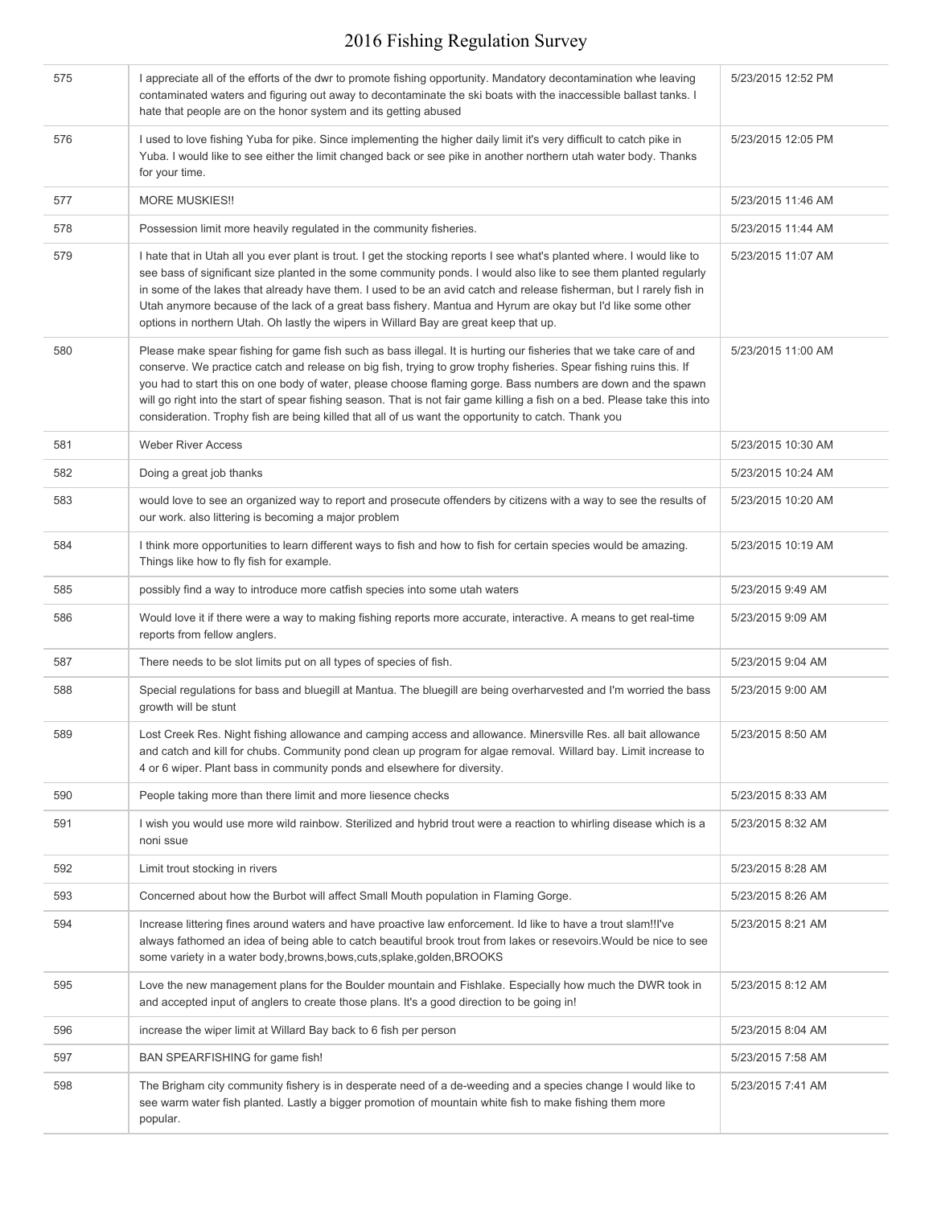| | | |
|---|---|---|
| 575 | I appreciate all of the efforts of the dwr to promote fishing opportunity. Mandatory decontamination whe leaving contaminated waters and figuring out away to decontaminate the ski boats with the inaccessible ballast tanks. I hate that people are on the honor system and its getting abused | 5/23/2015 12:52 PM |
| 576 | I used to love fishing Yuba for pike. Since implementing the higher daily limit it's very difficult to catch pike in Yuba. I would like to see either the limit changed back or see pike in another northern utah water body. Thanks for your time. | 5/23/2015 12:05 PM |
| 577 | MORE MUSKIES!! | 5/23/2015 11:46 AM |
| 578 | Possession limit more heavily regulated in the community fisheries. | 5/23/2015 11:44 AM |
| 579 | I hate that in Utah all you ever plant is trout. I get the stocking reports I see what's planted where. I would like to see bass of significant size planted in the some community ponds. I would also like to see them planted regularly in some of the lakes that already have them. I used to be an avid catch and release fisherman, but I rarely fish in Utah anymore because of the lack of a great bass fishery. Mantua and Hyrum are okay but I'd like some other options in northern Utah. Oh lastly the wipers in Willard Bay are great keep that up. | 5/23/2015 11:07 AM |
| 580 | Please make spear fishing for game fish such as bass illegal. It is hurting our fisheries that we take care of and conserve. We practice catch and release on big fish, trying to grow trophy fisheries. Spear fishing ruins this. If you had to start this on one body of water, please choose flaming gorge. Bass numbers are down and the spawn will go right into the start of spear fishing season. That is not fair game killing a fish on a bed. Please take this into consideration. Trophy fish are being killed that all of us want the opportunity to catch. Thank you | 5/23/2015 11:00 AM |
| 581 | Weber River Access | 5/23/2015 10:30 AM |
| 582 | Doing a great job thanks | 5/23/2015 10:24 AM |
| 583 | would love to see an organized way to report and prosecute offenders by citizens with a way to see the results of our work. also littering is becoming a major problem | 5/23/2015 10:20 AM |
| 584 | I think more opportunities to learn different ways to fish and how to fish for certain species would be amazing. Things like how to fly fish for example. | 5/23/2015 10:19 AM |
| 585 | possibly find a way to introduce more catfish species into some utah waters | 5/23/2015 9:49 AM |
| 586 | Would love it if there were a way to making fishing reports more accurate, interactive. A means to get real-time reports from fellow anglers. | 5/23/2015 9:09 AM |
| 587 | There needs to be slot limits put on all types of species of fish. | 5/23/2015 9:04 AM |
| 588 | Special regulations for bass and bluegill at Mantua. The bluegill are being overharvested and I'm worried the bass growth will be stunt | 5/23/2015 9:00 AM |
| 589 | Lost Creek Res. Night fishing allowance and camping access and allowance. Minersville Res. all bait allowance and catch and kill for chubs. Community pond clean up program for algae removal. Willard bay. Limit increase to 4 or 6 wiper. Plant bass in community ponds and elsewhere for diversity. | 5/23/2015 8:50 AM |
| 590 | People taking more than there limit and more liesence checks | 5/23/2015 8:33 AM |
| 591 | I wish you would use more wild rainbow. Sterilized and hybrid trout were a reaction to whirling disease which is a noni ssue | 5/23/2015 8:32 AM |
| 592 | Limit trout stocking in rivers | 5/23/2015 8:28 AM |
| 593 | Concerned about how the Burbot will affect Small Mouth population in Flaming Gorge. | 5/23/2015 8:26 AM |
| 594 | Increase littering fines around waters and have proactive law enforcement. Id like to have a trout slam!!I've always fathomed an idea of being able to catch beautiful brook trout from lakes or resevoirs.Would be nice to see some variety in a water body,browns,bows,cuts,splake,golden,BROOKS | 5/23/2015 8:21 AM |
| 595 | Love the new management plans for the Boulder mountain and Fishlake. Especially how much the DWR took in and accepted input of anglers to create those plans. It's a good direction to be going in! | 5/23/2015 8:12 AM |
| 596 | increase the wiper limit at Willard Bay back to 6 fish per person | 5/23/2015 8:04 AM |
| 597 | BAN SPEARFISHING for game fish! | 5/23/2015 7:58 AM |
| 598 | The Brigham city community fishery is in desperate need of a de-weeding and a species change I would like to see warm water fish planted. Lastly a bigger promotion of mountain white fish to make fishing them more popular. | 5/23/2015 7:41 AM |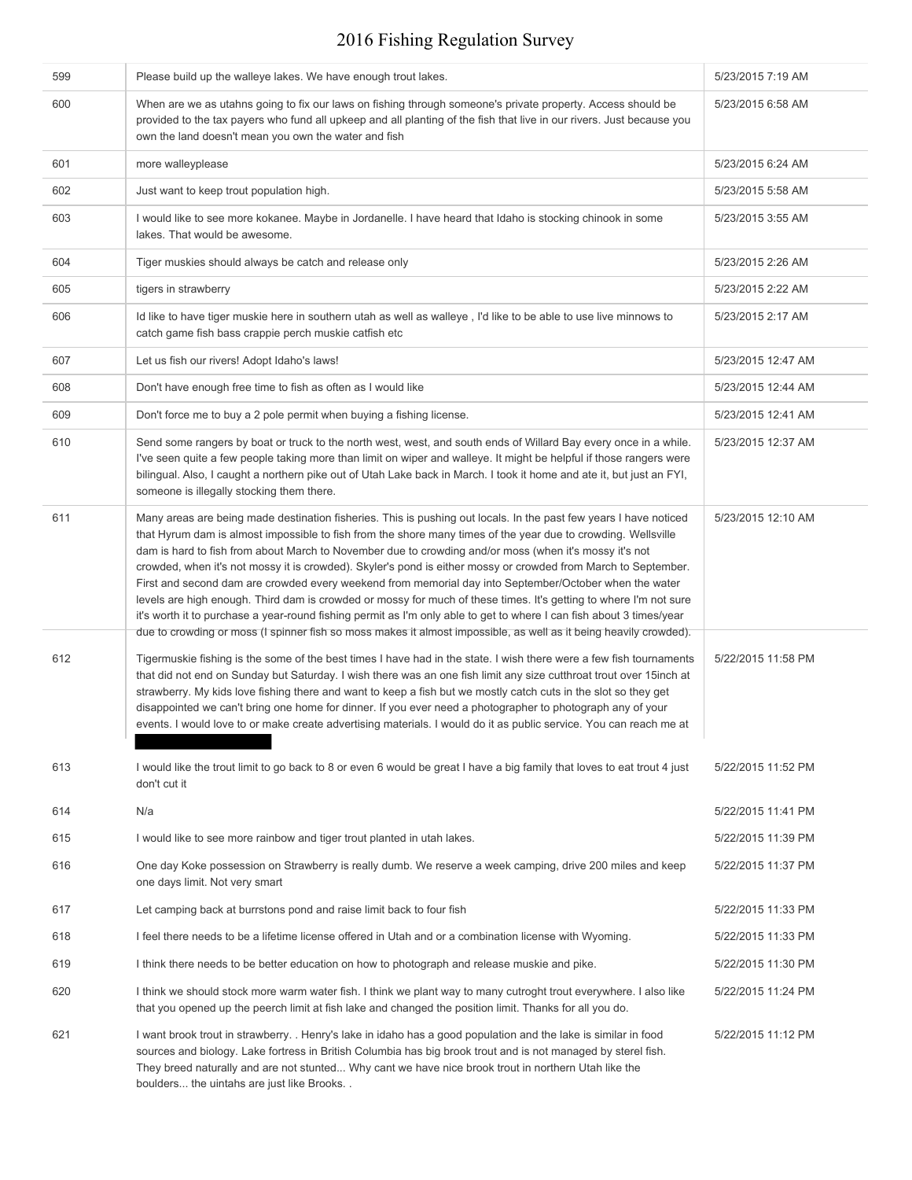| | | |
|---|---|---|
| 599 | Please build up the walleye lakes. We have enough trout lakes. | 5/23/2015 7:19 AM |
| 600 | When are we as utahns going to fix our laws on fishing through someone's private property. Access should be provided to the tax payers who fund all upkeep and all planting of the fish that live in our rivers. Just because you own the land doesn't mean you own the water and fish | 5/23/2015 6:58 AM |
| 601 | more walleyplease | 5/23/2015 6:24 AM |
| 602 | Just want to keep trout population high. | 5/23/2015 5:58 AM |
| 603 | I would like to see more kokanee. Maybe in Jordanelle. I have heard that Idaho is stocking chinook in some lakes. That would be awesome. | 5/23/2015 3:55 AM |
| 604 | Tiger muskies should always be catch and release only | 5/23/2015 2:26 AM |
| 605 | tigers in strawberry | 5/23/2015 2:22 AM |
| 606 | Id like to have tiger muskie here in southern utah as well as walleye , I'd like to be able to use live minnows to catch game fish bass crappie perch muskie catfish etc | 5/23/2015 2:17 AM |
| 607 | Let us fish our rivers! Adopt Idaho's laws! | 5/23/2015 12:47 AM |
| 608 | Don't have enough free time to fish as often as I would like | 5/23/2015 12:44 AM |
| 609 | Don't force me to buy a 2 pole permit when buying a fishing license. | 5/23/2015 12:41 AM |
| 610 | Send some rangers by boat or truck to the north west, west, and south ends of Willard Bay every once in a while. I've seen quite a few people taking more than limit on wiper and walleye. It might be helpful if those rangers were bilingual. Also, I caught a northern pike out of Utah Lake back in March. I took it home and ate it, but just an FYI, someone is illegally stocking them there. | 5/23/2015 12:37 AM |
| 611 | Many areas are being made destination fisheries. This is pushing out locals. In the past few years I have noticed that Hyrum dam is almost impossible to fish from the shore many times of the year due to crowding. Wellsville dam is hard to fish from about March to November due to crowding and/or moss (when it's mossy it's not crowded, when it's not mossy it is crowded). Skyler's pond is either mossy or crowded from March to September. First and second dam are crowded every weekend from memorial day into September/October when the water levels are high enough. Third dam is crowded or mossy for much of these times. It's getting to where I'm not sure it's worth it to purchase a year-round fishing permit as I'm only able to get to where I can fish about 3 times/year due to crowding or moss (I spinner fish so moss makes it almost impossible, as well as it being heavily crowded). | 5/23/2015 12:10 AM |
| 612 | Tigermuskie fishing is the some of the best times I have had in the state. I wish there were a few fish tournaments that did not end on Sunday but Saturday. I wish there was an one fish limit any size cutthroat trout over 15inch at strawberry. My kids love fishing there and want to keep a fish but we mostly catch cuts in the slot so they get disappointed we can't bring one home for dinner. If you ever need a photographer to photograph any of your events. I would love to or make create advertising materials. I would do it as public service. You can reach me at [redacted] | 5/22/2015 11:58 PM |
| 613 | I would like the trout limit to go back to 8 or even 6 would be great I have a big family that loves to eat trout 4 just don't cut it | 5/22/2015 11:52 PM |
| 614 | N/a | 5/22/2015 11:41 PM |
| 615 | I would like to see more rainbow and tiger trout planted in utah lakes. | 5/22/2015 11:39 PM |
| 616 | One day Koke possession on Strawberry is really dumb. We reserve a week camping, drive 200 miles and keep one days limit. Not very smart | 5/22/2015 11:37 PM |
| 617 | Let camping back at burrstons pond and raise limit back to four fish | 5/22/2015 11:33 PM |
| 618 | I feel there needs to be a lifetime license offered in Utah and or a combination license with Wyoming. | 5/22/2015 11:33 PM |
| 619 | I think there needs to be better education on how to photograph and release muskie and pike. | 5/22/2015 11:30 PM |
| 620 | I think we should stock more warm water fish. I think we plant way to many cutroght trout everywhere. I also like that you opened up the peerch limit at fish lake and changed the position limit. Thanks for all you do. | 5/22/2015 11:24 PM |
| 621 | I want brook trout in strawberry. . Henry's lake in idaho has a good population and the lake is similar in food sources and biology. Lake fortress in British Columbia has big brook trout and is not managed by sterel fish. They breed naturally and are not stunted... Why cant we have nice brook trout in northern Utah like the boulders... the uintahs are just like Brooks. . | 5/22/2015 11:12 PM |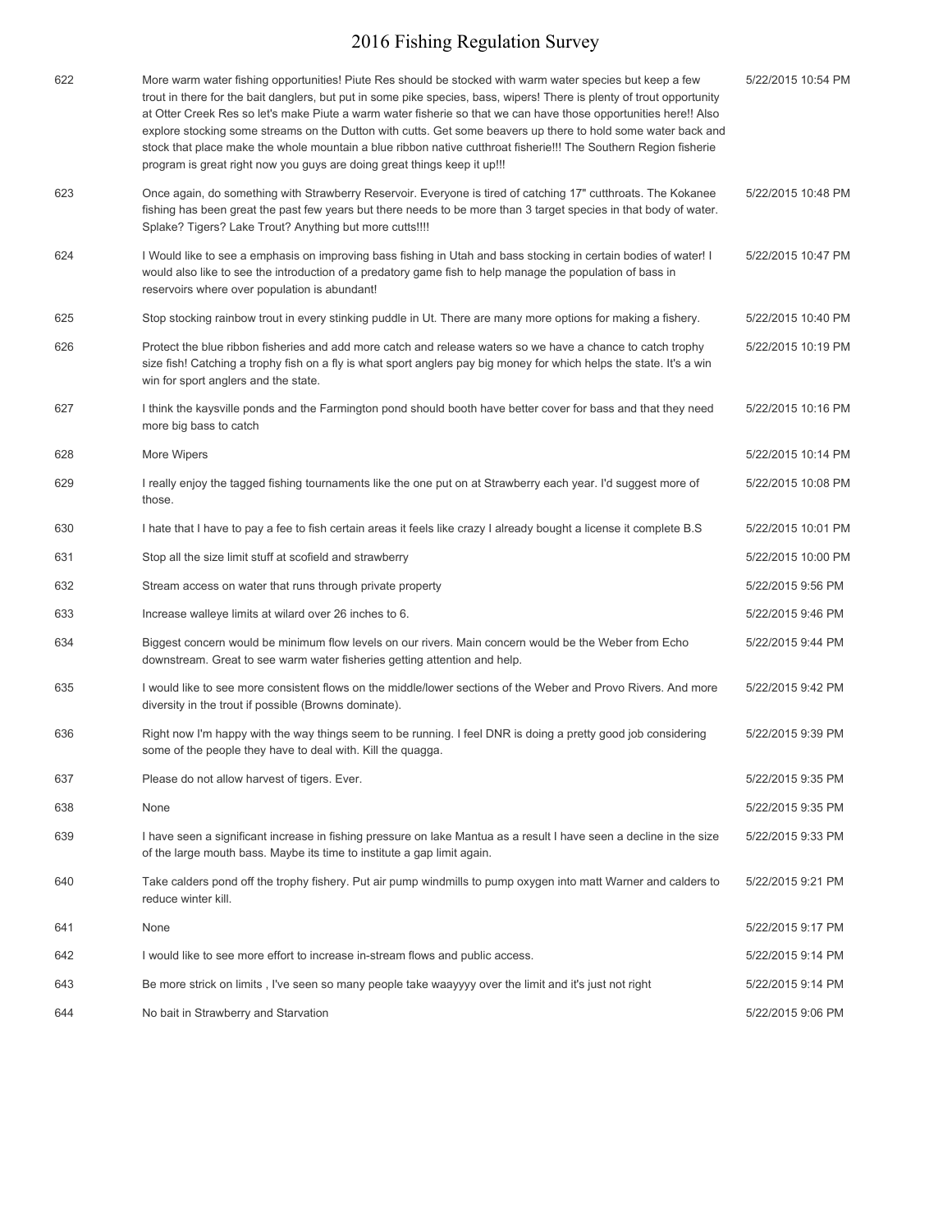# 2016 Fishing Regulation Survey

| | | |
|---|---|---|
| 622 | More warm water fishing opportunities! Piute Res should be stocked with warm water species but keep a few trout in there for the bait danglers, but put in some pike species, bass, wipers! There is plenty of trout opportunity at Otter Creek Res so let's make Piute a warm water fisherie so that we can have those opportunities here!! Also explore stocking some streams on the Dutton with cutts. Get some beavers up there to hold some water back and stock that place make the whole mountain a blue ribbon native cutthroat fisherie!!! The Southern Region fisherie program is great right now you guys are doing great things keep it up!!! | 5/22/2015 10:54 PM |
| 623 | Once again, do something with Strawberry Reservoir. Everyone is tired of catching 17" cutthroats. The Kokanee fishing has been great the past few years but there needs to be more than 3 target species in that body of water. Splake? Tigers? Lake Trout? Anything but more cutts!!!! | 5/22/2015 10:48 PM |
| 624 | I Would like to see a emphasis on improving bass fishing in Utah and bass stocking in certain bodies of water! I would also like to see the introduction of a predatory game fish to help manage the population of bass in reservoirs where over population is abundant! | 5/22/2015 10:47 PM |
| 625 | Stop stocking rainbow trout in every stinking puddle in Ut. There are many more options for making a fishery. | 5/22/2015 10:40 PM |
| 626 | Protect the blue ribbon fisheries and add more catch and release waters so we have a chance to catch trophy size fish! Catching a trophy fish on a fly is what sport anglers pay big money for which helps the state. It's a win win for sport anglers and the state. | 5/22/2015 10:19 PM |
| 627 | I think the kaysville ponds and the Farmington pond should booth have better cover for bass and that they need more big bass to catch | 5/22/2015 10:16 PM |
| 628 | More Wipers | 5/22/2015 10:14 PM |
| 629 | I really enjoy the tagged fishing tournaments like the one put on at Strawberry each year. I'd suggest more of those. | 5/22/2015 10:08 PM |
| 630 | I hate that I have to pay a fee to fish certain areas it feels like crazy I already bought a license it complete B.S | 5/22/2015 10:01 PM |
| 631 | Stop all the size limit stuff at scofield and strawberry | 5/22/2015 10:00 PM |
| 632 | Stream access on water that runs through private property | 5/22/2015 9:56 PM |
| 633 | Increase walleye limits at wilard over 26 inches to 6. | 5/22/2015 9:46 PM |
| 634 | Biggest concern would be minimum flow levels on our rivers. Main concern would be the Weber from Echo downstream. Great to see warm water fisheries getting attention and help. | 5/22/2015 9:44 PM |
| 635 | I would like to see more consistent flows on the middle/lower sections of the Weber and Provo Rivers. And more diversity in the trout if possible (Browns dominate). | 5/22/2015 9:42 PM |
| 636 | Right now I'm happy with the way things seem to be running. I feel DNR is doing a pretty good job considering some of the people they have to deal with. Kill the quagga. | 5/22/2015 9:39 PM |
| 637 | Please do not allow harvest of tigers. Ever. | 5/22/2015 9:35 PM |
| 638 | None | 5/22/2015 9:35 PM |
| 639 | I have seen a significant increase in fishing pressure on lake Mantua as a result I have seen a decline in the size of the large mouth bass. Maybe its time to institute a gap limit again. | 5/22/2015 9:33 PM |
| 640 | Take calders pond off the trophy fishery. Put air pump windmills to pump oxygen into matt Warner and calders to reduce winter kill. | 5/22/2015 9:21 PM |
| 641 | None | 5/22/2015 9:17 PM |
| 642 | I would like to see more effort to increase in-stream flows and public access. | 5/22/2015 9:14 PM |
| 643 | Be more strick on limits , I've seen so many people take waayyyy over the limit and it's just not right | 5/22/2015 9:14 PM |
| 644 | No bait in Strawberry and Starvation | 5/22/2015 9:06 PM |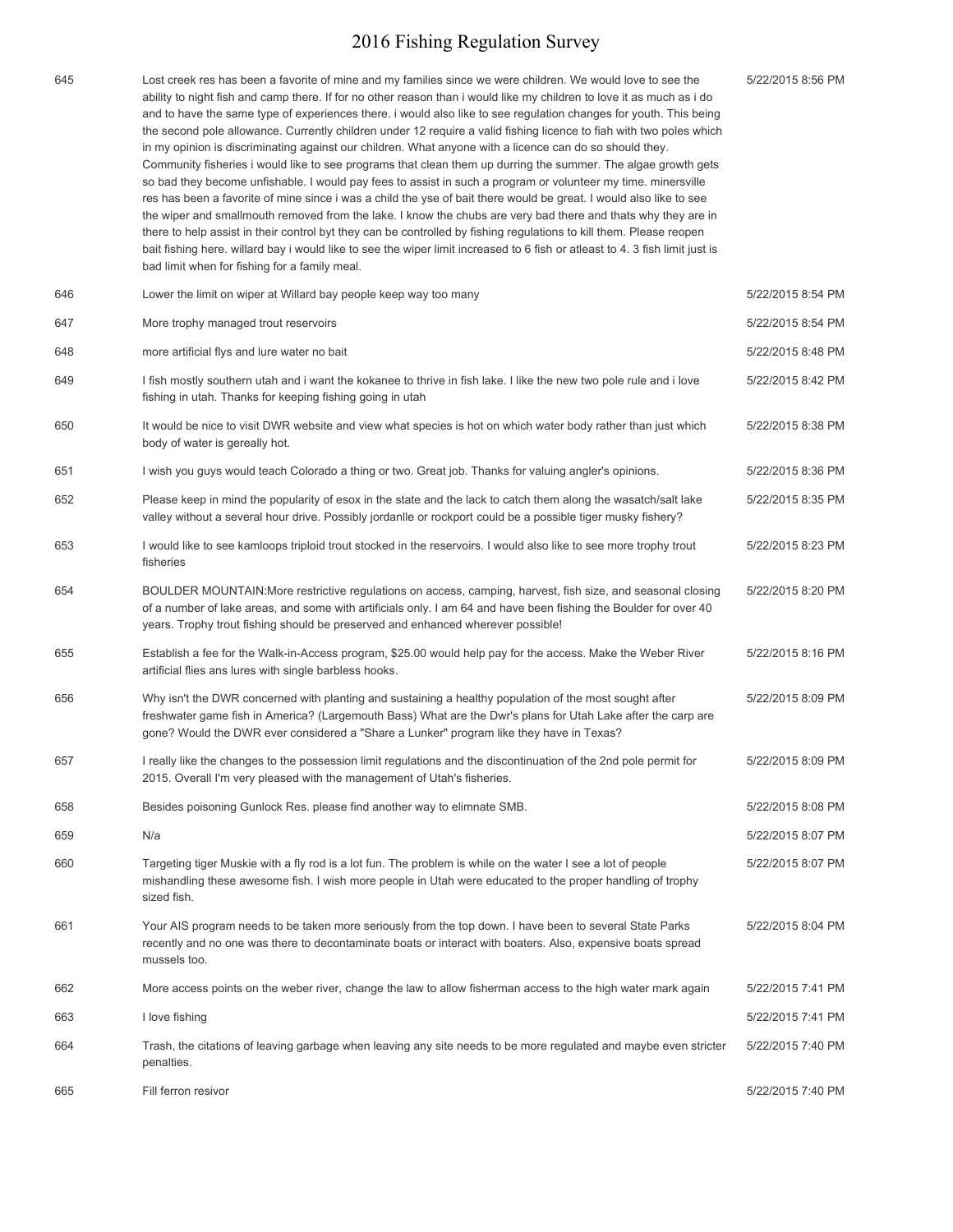# 2016 Fishing Regulation Survey

| | | |
|---|---|---|
| 645 | Lost creek res has been a favorite of mine and my families since we were children. We would love to see the ability to night fish and camp there. If for no other reason than i would like my children to love it as much as i do and to have the same type of experiences there. i would also like to see regulation changes for youth. This being the second pole allowance. Currently children under 12 require a valid fishing licence to fiah with two poles which in my opinion is discriminating against our children. What anyone with a licence can do so should they. Community fisheries i would like to see programs that clean them up durring the summer. The algae growth gets so bad they become unfishable. I would pay fees to assist in such a program or volunteer my time. minersville res has been a favorite of mine since i was a child the yse of bait there would be great. I would also like to see the wiper and smallmouth removed from the lake. I know the chubs are very bad there and thats why they are in there to help assist in their control byt they can be controlled by fishing regulations to kill them. Please reopen bait fishing here. willard bay i would like to see the wiper limit increased to 6 fish or atleast to 4. 3 fish limit just is bad limit when for fishing for a family meal. | 5/22/2015 8:56 PM |
| 646 | Lower the limit on wiper at Willard bay people keep way too many | 5/22/2015 8:54 PM |
| 647 | More trophy managed trout reservoirs | 5/22/2015 8:54 PM |
| 648 | more artificial flys and lure water no bait | 5/22/2015 8:48 PM |
| 649 | I fish mostly southern utah and i want the kokanee to thrive in fish lake. I like the new two pole rule and i love fishing in utah. Thanks for keeping fishing going in utah | 5/22/2015 8:42 PM |
| 650 | It would be nice to visit DWR website and view what species is hot on which water body rather than just which body of water is gereally hot. | 5/22/2015 8:38 PM |
| 651 | I wish you guys would teach Colorado a thing or two. Great job. Thanks for valuing angler's opinions. | 5/22/2015 8:36 PM |
| 652 | Please keep in mind the popularity of esox in the state and the lack to catch them along the wasatch/salt lake valley without a several hour drive. Possibly jordanlle or rockport could be a possible tiger musky fishery? | 5/22/2015 8:35 PM |
| 653 | I would like to see kamloops triploid trout stocked in the reservoirs. I would also like to see more trophy trout fisheries | 5/22/2015 8:23 PM |
| 654 | BOULDER MOUNTAIN:More restrictive regulations on access, camping, harvest, fish size, and seasonal closing of a number of lake areas, and some with artificials only. I am 64 and have been fishing the Boulder for over 40 years. Trophy trout fishing should be preserved and enhanced wherever possible! | 5/22/2015 8:20 PM |
| 655 | Establish a fee for the Walk-in-Access program, $25.00 would help pay for the access. Make the Weber River artificial flies ans lures with single barbless hooks. | 5/22/2015 8:16 PM |
| 656 | Why isn't the DWR concerned with planting and sustaining a healthy population of the most sought after freshwater game fish in America? (Largemouth Bass) What are the Dwr's plans for Utah Lake after the carp are gone? Would the DWR ever considered a "Share a Lunker" program like they have in Texas? | 5/22/2015 8:09 PM |
| 657 | I really like the changes to the possession limit regulations and the discontinuation of the 2nd pole permit for 2015. Overall I'm very pleased with the management of Utah's fisheries. | 5/22/2015 8:09 PM |
| 658 | Besides poisoning Gunlock Res. please find another way to elimnate SMB. | 5/22/2015 8:08 PM |
| 659 | N/a | 5/22/2015 8:07 PM |
| 660 | Targeting tiger Muskie with a fly rod is a lot fun. The problem is while on the water I see a lot of people mishandling these awesome fish. I wish more people in Utah were educated to the proper handling of trophy sized fish. | 5/22/2015 8:07 PM |
| 661 | Your AIS program needs to be taken more seriously from the top down. I have been to several State Parks recently and no one was there to decontaminate boats or interact with boaters. Also, expensive boats spread mussels too. | 5/22/2015 8:04 PM |
| 662 | More access points on the weber river, change the law to allow fisherman access to the high water mark again | 5/22/2015 7:41 PM |
| 663 | I love fishing | 5/22/2015 7:41 PM |
| 664 | Trash, the citations of leaving garbage when leaving any site needs to be more regulated and maybe even stricter penalties. | 5/22/2015 7:40 PM |
| 665 | Fill ferron resivor | 5/22/2015 7:40 PM |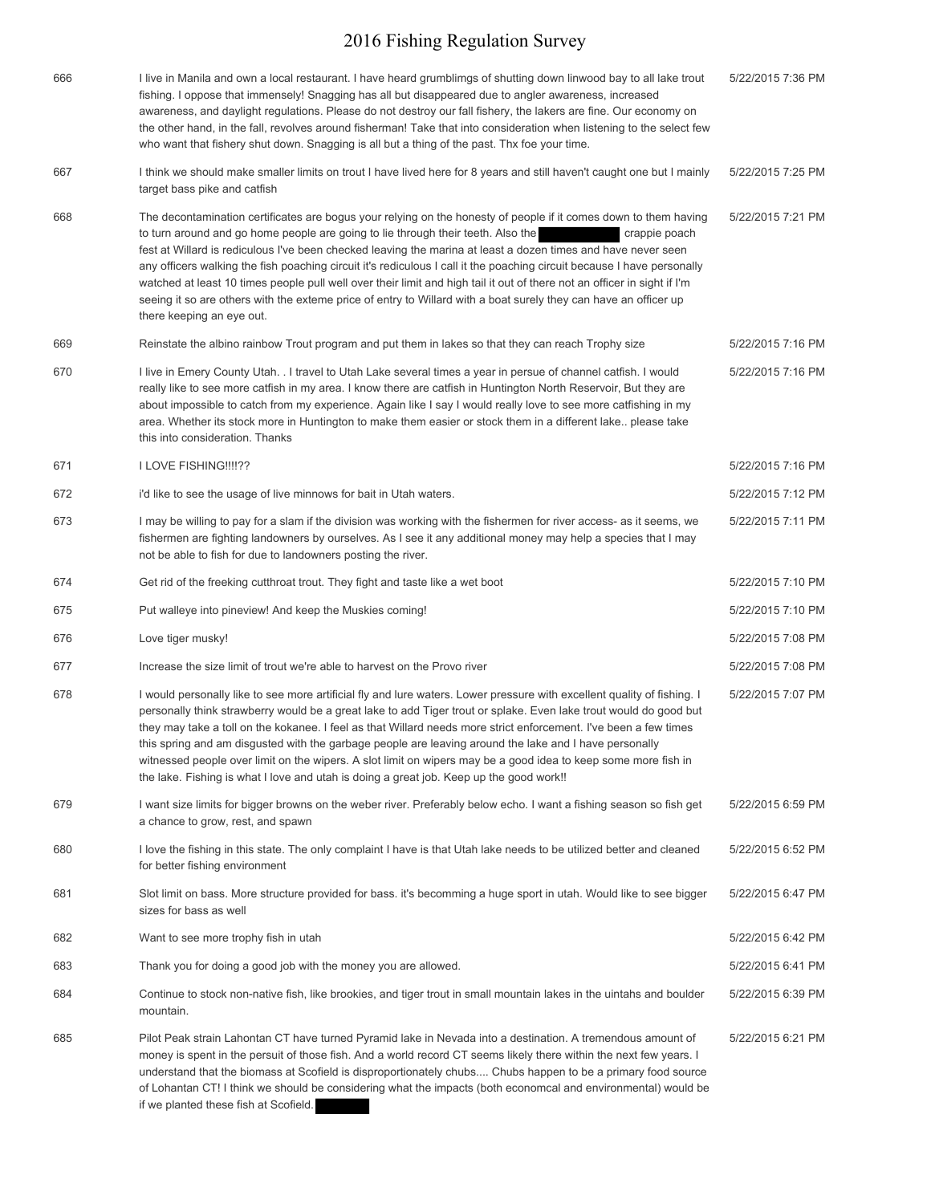| | | |
|---|---|---|
| 666 | I live in Manila and own a local restaurant. I have heard grumblimgs of shutting down linwood bay to all lake trout fishing. I oppose that immensely! Snagging has all but disappeared due to angler awareness, increased awareness, and daylight regulations. Please do not destroy our fall fishery, the lakers are fine. Our economy on the other hand, in the fall, revolves around fisherman! Take that into consideration when listening to the select few who want that fishery shut down. Snagging is all but a thing of the past. Thx foe your time. | 5/22/2015 7:36 PM |
| 667 | I think we should make smaller limits on trout I have lived here for 8 years and still haven't caught one but I mainly target bass pike and catfish | 5/22/2015 7:25 PM |
| 668 | The decontamination certificates are bogus your relying on the honesty of people if it comes down to them having to turn around and go home people are going to lie through their teeth. Also the [redacted] crappie poach fest at Willard is rediculous I've been checked leaving the marina at least a dozen times and have never seen any officers walking the fish poaching circuit it's rediculous I call it the poaching circuit because I have personally watched at least 10 times people pull well over their limit and high tail it out of there not an officer in sight if I'm seeing it so are others with the exteme price of entry to Willard with a boat surely they can have an officer up there keeping an eye out. | 5/22/2015 7:21 PM |
| 669 | Reinstate the albino rainbow Trout program and put them in lakes so that they can reach Trophy size | 5/22/2015 7:16 PM |
| 670 | I live in Emery County Utah. . I travel to Utah Lake several times a year in persue of channel catfish. I would really like to see more catfish in my area. I know there are catfish in Huntington North Reservoir, But they are about impossible to catch from my experience. Again like I say I would really love to see more catfishing in my area. Whether its stock more in Huntington to make them easier or stock them in a different lake.. please take this into consideration. Thanks | 5/22/2015 7:16 PM |
| 671 | I LOVE FISHING!!!!?? | 5/22/2015 7:16 PM |
| 672 | i'd like to see the usage of live minnows for bait in Utah waters. | 5/22/2015 7:12 PM |
| 673 | I may be willing to pay for a slam if the division was working with the fishermen for river access- as it seems, we fishermen are fighting landowners by ourselves. As I see it any additional money may help a species that I may not be able to fish for due to landowners posting the river. | 5/22/2015 7:11 PM |
| 674 | Get rid of the freeking cutthroat trout. They fight and taste like a wet boot | 5/22/2015 7:10 PM |
| 675 | Put walleye into pineview! And keep the Muskies coming! | 5/22/2015 7:10 PM |
| 676 | Love tiger musky! | 5/22/2015 7:08 PM |
| 677 | Increase the size limit of trout we're able to harvest on the Provo river | 5/22/2015 7:08 PM |
| 678 | I would personally like to see more artificial fly and lure waters. Lower pressure with excellent quality of fishing. I personally think strawberry would be a great lake to add Tiger trout or splake. Even lake trout would do good but they may take a toll on the kokanee. I feel as that Willard needs more strict enforcement. I've been a few times this spring and am disgusted with the garbage people are leaving around the lake and I have personally witnessed people over limit on the wipers. A slot limit on wipers may be a good idea to keep some more fish in the lake. Fishing is what I love and utah is doing a great job. Keep up the good work!! | 5/22/2015 7:07 PM |
| 679 | I want size limits for bigger browns on the weber river. Preferably below echo. I want a fishing season so fish get a chance to grow, rest, and spawn | 5/22/2015 6:59 PM |
| 680 | I love the fishing in this state. The only complaint I have is that Utah lake needs to be utilized better and cleaned for better fishing environment | 5/22/2015 6:52 PM |
| 681 | Slot limit on bass. More structure provided for bass. it's becomming a huge sport in utah. Would like to see bigger sizes for bass as well | 5/22/2015 6:47 PM |
| 682 | Want to see more trophy fish in utah | 5/22/2015 6:42 PM |
| 683 | Thank you for doing a good job with the money you are allowed. | 5/22/2015 6:41 PM |
| 684 | Continue to stock non-native fish, like brookies, and tiger trout in small mountain lakes in the uintahs and boulder mountain. | 5/22/2015 6:39 PM |
| 685 | Pilot Peak strain Lahontan CT have turned Pyramid lake in Nevada into a destination. A tremendous amount of money is spent in the persuit of those fish. And a world record CT seems likely there within the next few years. I understand that the biomass at Scofield is disproportionately chubs.... Chubs happen to be a primary food source of Lohantan CT! I think we should be considering what the impacts (both economcal and environmental) would be if we planted these fish at Scofield. [redacted] | 5/22/2015 6:21 PM |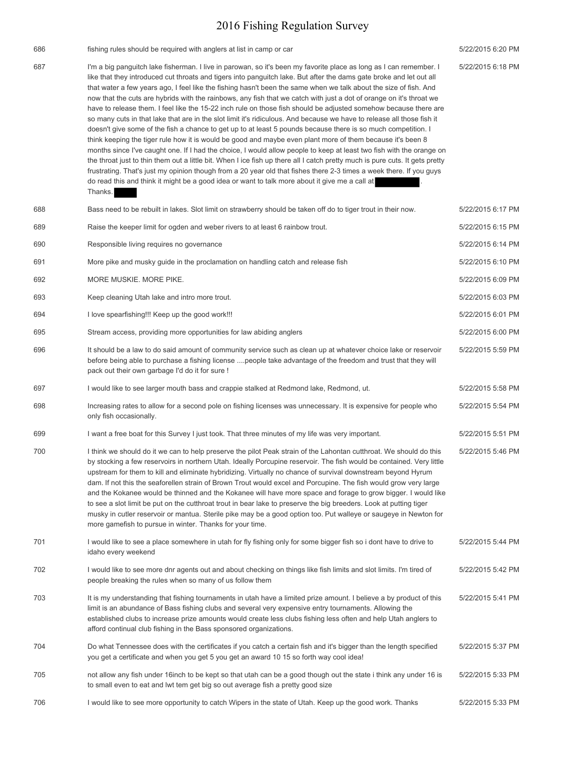# 2016 Fishing Regulation Survey

| | | |
|---|---|---|
| 686 | fishing rules should be required with anglers at list in camp or car | 5/22/2015 6:20 PM |
| 687 | I'm a big panguitch lake fisherman. I live in parowan, so it's been my favorite place as long as I can remember. I like that they introduced cut throats and tigers into panguitch lake. But after the dams gate broke and let out all that water a few years ago, I feel like the fishing hasn't been the same when we talk about the size of fish. And now that the cuts are hybrids with the rainbows, any fish that we catch with just a dot of orange on it's throat we have to release them. I feel like the 15-22 inch rule on those fish should be adjusted somehow because there are so many cuts in that lake that are in the slot limit it's ridiculous. And because we have to release all those fish it doesn't give some of the fish a chance to get up to at least 5 pounds because there is so much competition. I think keeping the tiger rule how it is would be good and maybe even plant more of them because it's been 8 months since I've caught one. If I had the choice, I would allow people to keep at least two fish with the orange on the throat just to thin them out a little bit. When I ice fish up there all I catch pretty much is pure cuts. It gets pretty frustrating. That's just my opinion though from a 20 year old that fishes there 2-3 times a week there. If you guys do read this and think it might be a good idea or want to talk more about it give me a call at [redacted]. Thanks. [redacted] | 5/22/2015 6:18 PM |
| 688 | Bass need to be rebuilt in lakes. Slot limit on strawberry should be taken off do to tiger trout in their now. | 5/22/2015 6:17 PM |
| 689 | Raise the keeper limit for ogden and weber rivers to at least 6 rainbow trout. | 5/22/2015 6:15 PM |
| 690 | Responsible living requires no governance | 5/22/2015 6:14 PM |
| 691 | More pike and musky guide in the proclamation on handling catch and release fish | 5/22/2015 6:10 PM |
| 692 | MORE MUSKIE. MORE PIKE. | 5/22/2015 6:09 PM |
| 693 | Keep cleaning Utah lake and intro more trout. | 5/22/2015 6:03 PM |
| 694 | I love spearfishing!!! Keep up the good work!!! | 5/22/2015 6:01 PM |
| 695 | Stream access, providing more opportunities for law abiding anglers | 5/22/2015 6:00 PM |
| 696 | It should be a law to do said amount of community service such as clean up at whatever choice lake or reservoir before being able to purchase a fishing license ....people take advantage of the freedom and trust that they will pack out their own garbage I'd do it for sure ! | 5/22/2015 5:59 PM |
| 697 | I would like to see larger mouth bass and crappie stalked at Redmond lake, Redmond, ut. | 5/22/2015 5:58 PM |
| 698 | Increasing rates to allow for a second pole on fishing licenses was unnecessary. It is expensive for people who only fish occasionally. | 5/22/2015 5:54 PM |
| 699 | I want a free boat for this Survey I just took. That three minutes of my life was very important. | 5/22/2015 5:51 PM |
| 700 | I think we should do it we can to help preserve the pilot Peak strain of the Lahontan cutthroat. We should do this by stocking a few reservoirs in northern Utah. Ideally Porcupine reservoir. The fish would be contained. Very little upstream for them to kill and eliminate hybridizing. Virtually no chance of survival downstream beyond Hyrum dam. If not this the seaforellen strain of Brown Trout would excel and Porcupine. The fish would grow very large and the Kokanee would be thinned and the Kokanee will have more space and forage to grow bigger. I would like to see a slot limit be put on the cutthroat trout in bear lake to preserve the big breeders. Look at putting tiger musky in cutler reservoir or mantua. Sterile pike may be a good option too. Put walleye or saugeye in Newton for more gamefish to pursue in winter. Thanks for your time. | 5/22/2015 5:46 PM |
| 701 | I would like to see a place somewhere in utah for fly fishing only for some bigger fish so i dont have to drive to idaho every weekend | 5/22/2015 5:44 PM |
| 702 | I would like to see more dnr agents out and about checking on things like fish limits and slot limits. I'm tired of people breaking the rules when so many of us follow them | 5/22/2015 5:42 PM |
| 703 | It is my understanding that fishing tournaments in utah have a limited prize amount. I believe a by product of this limit is an abundance of Bass fishing clubs and several very expensive entry tournaments. Allowing the established clubs to increase prize amounts would create less clubs fishing less often and help Utah anglers to afford continual club fishing in the Bass sponsored organizations. | 5/22/2015 5:41 PM |
| 704 | Do what Tennessee does with the certificates if you catch a certain fish and it's bigger than the length specified you get a certificate and when you get 5 you get an award 10 15 so forth way cool idea! | 5/22/2015 5:37 PM |
| 705 | not allow any fish under 16inch to be kept so that utah can be a good though out the state i think any under 16 is to small even to eat and lwt tem get big so out average fish a pretty good size | 5/22/2015 5:33 PM |
| 706 | I would like to see more opportunity to catch Wipers in the state of Utah. Keep up the good work. Thanks | 5/22/2015 5:33 PM |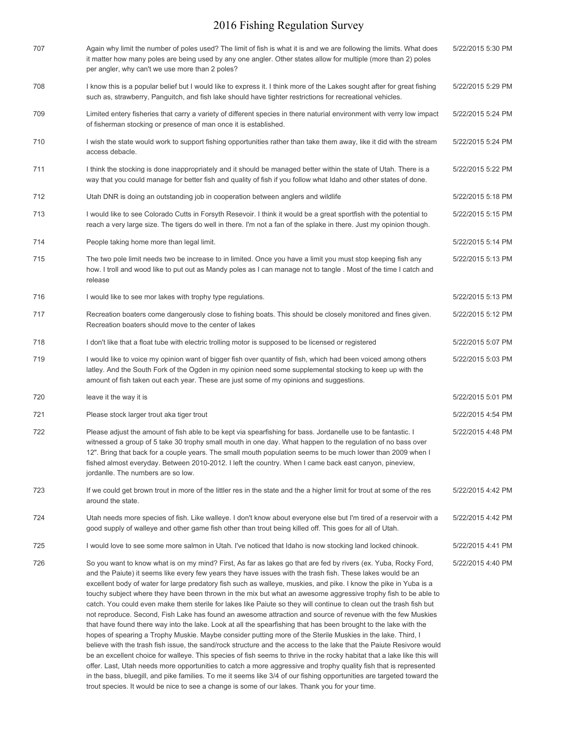# 2016 Fishing Regulation Survey

| | | |
|---|---|---|
| 707 | Again why limit the number of poles used? The limit of fish is what it is and we are following the limits. What does it matter how many poles are being used by any one angler. Other states allow for multiple (more than 2) poles per angler, why can't we use more than 2 poles? | 5/22/2015 5:30 PM |
| 708 | I know this is a popular belief but I would like to express it. I think more of the Lakes sought after for great fishing such as, strawberry, Panguitch, and fish lake should have tighter restrictions for recreational vehicles. | 5/22/2015 5:29 PM |
| 709 | Limited entery fisheries that carry a variety of different species in there naturial environment with verry low impact of fisherman stocking or presence of man once it is established. | 5/22/2015 5:24 PM |
| 710 | I wish the state would work to support fishing opportunities rather than take them away, like it did with the stream access debacle. | 5/22/2015 5:24 PM |
| 711 | I think the stocking is done inappropriately and it should be managed better within the state of Utah. There is a way that you could manage for better fish and quality of fish if you follow what Idaho and other states of done. | 5/22/2015 5:22 PM |
| 712 | Utah DNR is doing an outstanding job in cooperation between anglers and wildlife | 5/22/2015 5:18 PM |
| 713 | I would like to see Colorado Cutts in Forsyth Resevoir. I think it would be a great sportfish with the potential to reach a very large size. The tigers do well in there. I'm not a fan of the splake in there. Just my opinion though. | 5/22/2015 5:15 PM |
| 714 | People taking home more than legal limit. | 5/22/2015 5:14 PM |
| 715 | The two pole limit needs two be increase to in limited. Once you have a limit you must stop keeping fish any how. I troll and wood like to put out as Mandy poles as I can manage not to tangle . Most of the time I catch and release | 5/22/2015 5:13 PM |
| 716 | I would like to see mor lakes with trophy type regulations. | 5/22/2015 5:13 PM |
| 717 | Recreation boaters come dangerously close to fishing boats. This should be closely monitored and fines given. Recreation boaters should move to the center of lakes | 5/22/2015 5:12 PM |
| 718 | I don't like that a float tube with electric trolling motor is supposed to be licensed or registered | 5/22/2015 5:07 PM |
| 719 | I would like to voice my opinion want of bigger fish over quantity of fish, which had been voiced among others latley. And the South Fork of the Ogden in my opinion need some supplemental stocking to keep up with the amount of fish taken out each year. These are just some of my opinions and suggestions. | 5/22/2015 5:03 PM |
| 720 | leave it the way it is | 5/22/2015 5:01 PM |
| 721 | Please stock larger trout aka tiger trout | 5/22/2015 4:54 PM |
| 722 | Please adjust the amount of fish able to be kept via spearfishing for bass. Jordanelle use to be fantastic. I witnessed a group of 5 take 30 trophy small mouth in one day. What happen to the regulation of no bass over 12". Bring that back for a couple years. The small mouth population seems to be much lower than 2009 when I fished almost everyday. Between 2010-2012. I left the country. When I came back east canyon, pineview, jordanlle. The numbers are so low. | 5/22/2015 4:48 PM |
| 723 | If we could get brown trout in more of the littler res in the state and the a higher limit for trout at some of the res around the state. | 5/22/2015 4:42 PM |
| 724 | Utah needs more species of fish. Like walleye. I don't know about everyone else but I'm tired of a reservoir with a good supply of walleye and other game fish other than trout being killed off. This goes for all of Utah. | 5/22/2015 4:42 PM |
| 725 | I would love to see some more salmon in Utah. I've noticed that Idaho is now stocking land locked chinook. | 5/22/2015 4:41 PM |
| 726 | So you want to know what is on my mind? First, As far as lakes go that are fed by rivers (ex. Yuba, Rocky Ford, and the Paiute) it seems like every few years they have issues with the trash fish. These lakes would be an excellent body of water for large predatory fish such as walleye, muskies, and pike. I know the pike in Yuba is a touchy subject where they have been thrown in the mix but what an awesome aggressive trophy fish to be able to catch. You could even make them sterile for lakes like Paiute so they will continue to clean out the trash fish but not reproduce. Second, Fish Lake has found an awesome attraction and source of revenue with the few Muskies that have found there way into the lake. Look at all the spearfishing that has been brought to the lake with the hopes of spearing a Trophy Muskie. Maybe consider putting more of the Sterile Muskies in the lake. Third, I believe with the trash fish issue, the sand/rock structure and the access to the lake that the Paiute Resivore would be an excellent choice for walleye. This species of fish seems to thrive in the rocky habitat that a lake like this will offer. Last, Utah needs more opportunities to catch a more aggressive and trophy quality fish that is represented in the bass, bluegill, and pike families. To me it seems like 3/4 of our fishing opportunities are targeted toward the trout species. It would be nice to see a change is some of our lakes. Thank you for your time. | 5/22/2015 4:40 PM |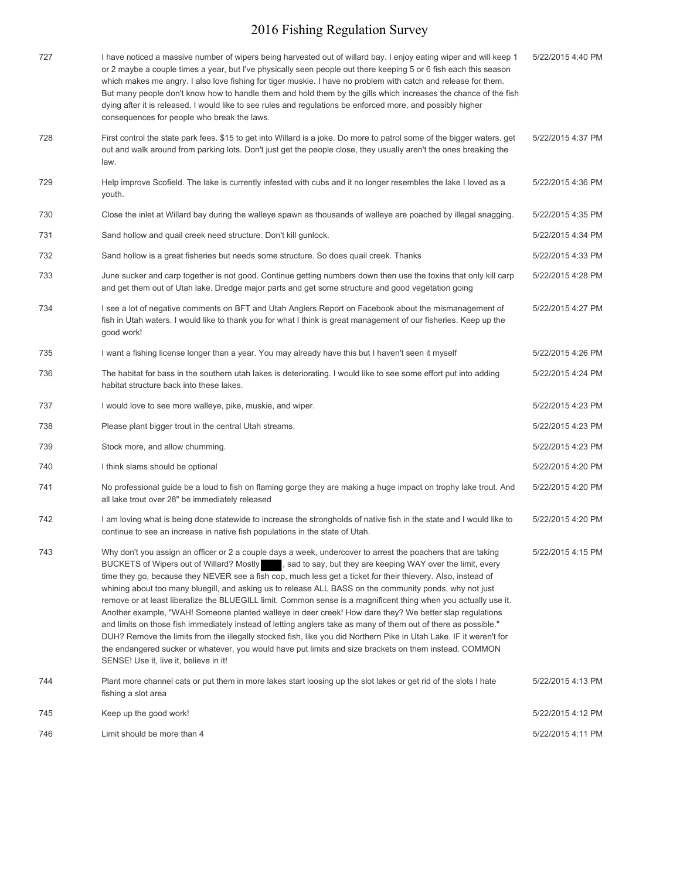| | | |
|---|---|---|
| 727 | I have noticed a massive number of wipers being harvested out of willard bay. I enjoy eating wiper and will keep 1 or 2 maybe a couple times a year, but I've physically seen people out there keeping 5 or 6 fish each this season which makes me angry. I also love fishing for tiger muskie. I have no problem with catch and release for them. But many people don't know how to handle them and hold them by the gills which increases the chance of the fish dying after it is released. I would like to see rules and regulations be enforced more, and possibly higher consequences for people who break the laws. | 5/22/2015 4:40 PM |
| 728 | First control the state park fees. $15 to get into Willard is a joke. Do more to patrol some of the bigger waters. get out and walk around from parking lots. Don't just get the people close, they usually aren't the ones breaking the law. | 5/22/2015 4:37 PM |
| 729 | Help improve Scofield. The lake is currently infested with cubs and it no longer resembles the lake I loved as a youth. | 5/22/2015 4:36 PM |
| 730 | Close the inlet at Willard bay during the walleye spawn as thousands of walleye are poached by illegal snagging. | 5/22/2015 4:35 PM |
| 731 | Sand hollow and quail creek need structure. Don't kill gunlock. | 5/22/2015 4:34 PM |
| 732 | Sand hollow is a great fisheries but needs some structure. So does quail creek. Thanks | 5/22/2015 4:33 PM |
| 733 | June sucker and carp together is not good. Continue getting numbers down then use the toxins that only kill carp and get them out of Utah lake. Dredge major parts and get some structure and good vegetation going | 5/22/2015 4:28 PM |
| 734 | I see a lot of negative comments on BFT and Utah Anglers Report on Facebook about the mismanagement of fish in Utah waters. I would like to thank you for what I think is great management of our fisheries. Keep up the good work! | 5/22/2015 4:27 PM |
| 735 | I want a fishing license longer than a year. You may already have this but I haven't seen it myself | 5/22/2015 4:26 PM |
| 736 | The habitat for bass in the southern utah lakes is deteriorating. I would like to see some effort put into adding habitat structure back into these lakes. | 5/22/2015 4:24 PM |
| 737 | I would love to see more walleye, pike, muskie, and wiper. | 5/22/2015 4:23 PM |
| 738 | Please plant bigger trout in the central Utah streams. | 5/22/2015 4:23 PM |
| 739 | Stock more, and allow chumming. | 5/22/2015 4:23 PM |
| 740 | I think slams should be optional | 5/22/2015 4:20 PM |
| 741 | No professional guide be a loud to fish on flaming gorge they are making a huge impact on trophy lake trout. And all lake trout over 28" be immediately released | 5/22/2015 4:20 PM |
| 742 | I am loving what is being done statewide to increase the strongholds of native fish in the state and I would like to continue to see an increase in native fish populations in the state of Utah. | 5/22/2015 4:20 PM |
| 743 | Why don't you assign an officer or 2 a couple days a week, undercover to arrest the poachers that are taking BUCKETS of Wipers out of Willard? Mostly [redacted], sad to say, but they are keeping WAY over the limit, every time they go, because they NEVER see a fish cop, much less get a ticket for their thievery. Also, instead of whining about too many bluegill, and asking us to release ALL BASS on the community ponds, why not just remove or at least liberalize the BLUEGILL limit. Common sense is a magnificent thing when you actually use it. Another example, "WAH! Someone planted walleye in deer creek! How dare they? We better slap regulations and limits on those fish immediately instead of letting anglers take as many of them out of there as possible." DUH? Remove the limits from the illegally stocked fish, like you did Northern Pike in Utah Lake. IF it weren't for the endangered sucker or whatever, you would have put limits and size brackets on them instead. COMMON SENSE! Use it, live it, believe in it! | 5/22/2015 4:15 PM |
| 744 | Plant more channel cats or put them in more lakes start loosing up the slot lakes or get rid of the slots I hate fishing a slot area | 5/22/2015 4:13 PM |
| 745 | Keep up the good work! | 5/22/2015 4:12 PM |
| 746 | Limit should be more than 4 | 5/22/2015 4:11 PM |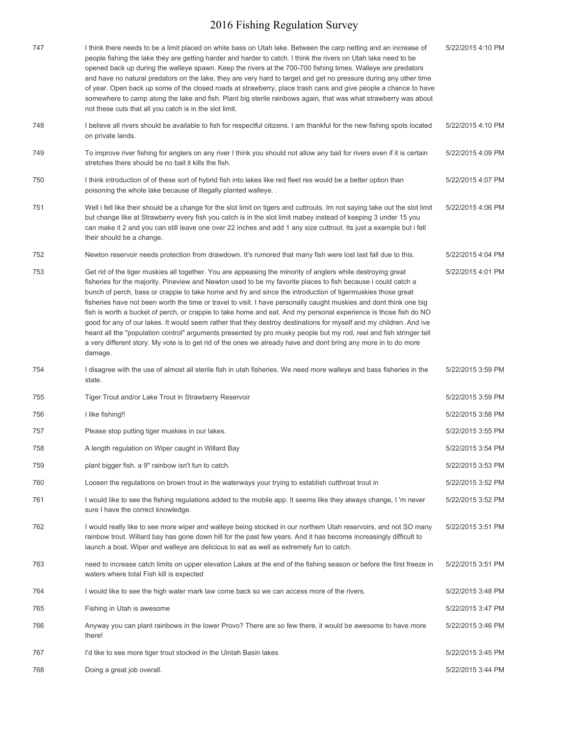| | | |
|---|---|---|
| 747 | I think there needs to be a limit placed on white bass on Utah lake. Between the carp netting and an increase of people fishing the lake they are getting harder and harder to catch. I think the rivers on Utah lake need to be opened back up during the walleye spawn. Keep the rivers at the 700-700 fishing times. Walleye are predators and have no natural predators on the lake, they are very hard to target and get no pressure during any other time of year. Open back up some of the closed roads at strawberry, place trash cans and give people a chance to have somewhere to camp along the lake and fish. Plant big sterile rainbows again, that was what strawberry was about not these cuts that all you catch is in the slot limit. | 5/22/2015 4:10 PM |
| 748 | I believe all rivers should be available to fish for respectful citizens. I am thankful for the new fishing spots located on private lands. | 5/22/2015 4:10 PM |
| 749 | To improve river fishing for anglers on any river I think you should not allow any bait for rivers even if it is certain stretches there should be no bait it kills the fish. | 5/22/2015 4:09 PM |
| 750 | I think introduction of of these sort of hybrid fish into lakes like red fleet res would be a better option than poisoning the whole lake because of illegally planted walleye. . | 5/22/2015 4:07 PM |
| 751 | Well i fell like their should be a change for the slot limit on tigers and cuttrouts. Im not saying take out the slot limit but change like at Strawberry every fish you catch is in the slot limit mabey instead of keeping 3 under 15 you can make it 2 and you can still leave one over 22 inches and add 1 any size cuttrout. Its just a example but i fell their should be a change. | 5/22/2015 4:06 PM |
| 752 | Newton reservoir needs protection from drawdown. It's rumored that many fish were lost last fall due to this. | 5/22/2015 4:04 PM |
| 753 | Get rid of the tiger muskies all together. You are appeasing the minority of anglers while destroying great fisheries for the majority. Pineview and Newton used to be my favorite places to fish because i could catch a bunch of perch, bass or crappie to take home and fry and since the introduction of tigermuskies those great fisheries have not been worth the time or travel to visit. I have personally caught muskies and dont think one big fish is worth a bucket of perch, or crappie to take home and eat. And my personal experience is those fish do NO good for any of our lakes. It would seem rather that they destroy destinations for myself and my children. And ive heard all the "population control" arguments presented by pro musky people but my rod, reel and fish stringer tell a very different story. My vote is to get rid of the ones we already have and dont bring any more in to do more damage. | 5/22/2015 4:01 PM |
| 754 | I disagree with the use of almost all sterile fish in utah fisheries. We need more walleye and bass fisheries in the state. | 5/22/2015 3:59 PM |
| 755 | Tiger Trout and/or Lake Trout in Strawberry Reservoir | 5/22/2015 3:59 PM |
| 756 | I like fishing!! | 5/22/2015 3:58 PM |
| 757 | Please stop putting tiger muskies in our lakes. | 5/22/2015 3:55 PM |
| 758 | A length regulation on Wiper caught in Willard Bay | 5/22/2015 3:54 PM |
| 759 | plant bigger fish. a 9" rainbow isn't fun to catch. | 5/22/2015 3:53 PM |
| 760 | Loosen the regulations on brown trout in the waterways your trying to establish cutthroat trout in | 5/22/2015 3:52 PM |
| 761 | I would like to see the fishing regulations added to the mobile app. It seems like they always change, I 'm never sure I have the correct knowledge. | 5/22/2015 3:52 PM |
| 762 | I would really like to see more wiper and walleye being stocked in our northern Utah reservoirs, and not SO many rainbow trout. Willard bay has gone down hill for the past few years. And it has become increasingly difficult to launch a boat. Wiper and walleye are delicious to eat as well as extremely fun to catch. | 5/22/2015 3:51 PM |
| 763 | need to increase catch limits on upper elevation Lakes at the end of the fishing season or before the first freeze in waters where total Fish kill is expected | 5/22/2015 3:51 PM |
| 764 | I would like to see the high water mark law come back so we can access more of the rivers. | 5/22/2015 3:48 PM |
| 765 | Fishing in Utah is awesome | 5/22/2015 3:47 PM |
| 766 | Anyway you can plant rainbows in the lower Provo? There are so few there, it would be awesome to have more there! | 5/22/2015 3:46 PM |
| 767 | I'd like to see more tiger trout stocked in the Uintah Basin lakes | 5/22/2015 3:45 PM |
| 768 | Doing a great job overall. | 5/22/2015 3:44 PM |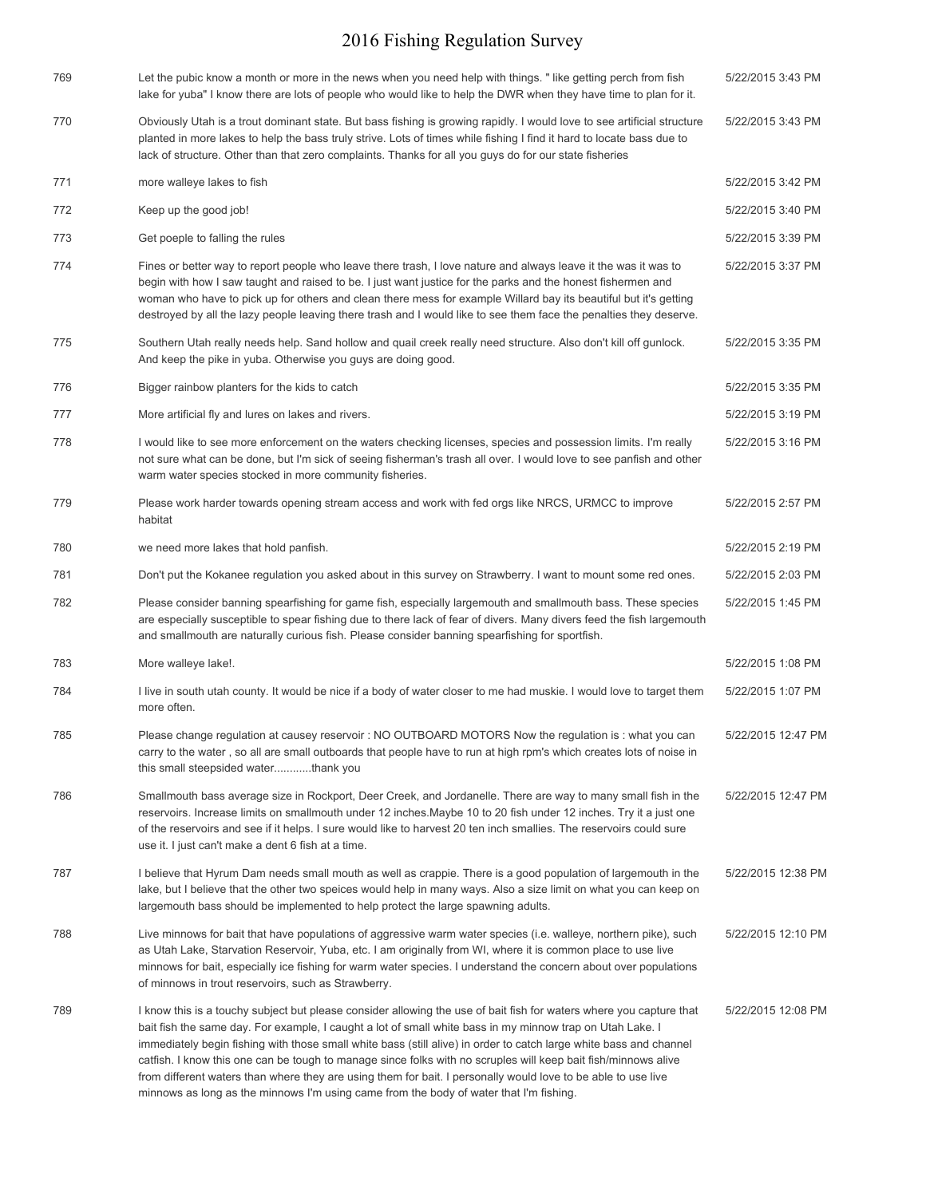# 2016 Fishing Regulation Survey

| | | |
|---|---|---|
| 769 | Let the pubic know a month or more in the news when you need help with things. " like getting perch from fish lake for yuba" I know there are lots of people who would like to help the DWR when they have time to plan for it. | 5/22/2015 3:43 PM |
| 770 | Obviously Utah is a trout dominant state. But bass fishing is growing rapidly. I would love to see artificial structure planted in more lakes to help the bass truly strive. Lots of times while fishing I find it hard to locate bass due to lack of structure. Other than that zero complaints. Thanks for all you guys do for our state fisheries | 5/22/2015 3:43 PM |
| 771 | more walleye lakes to fish | 5/22/2015 3:42 PM |
| 772 | Keep up the good job! | 5/22/2015 3:40 PM |
| 773 | Get poeple to falling the rules | 5/22/2015 3:39 PM |
| 774 | Fines or better way to report people who leave there trash, I love nature and always leave it the was it was to begin with how I saw taught and raised to be. I just want justice for the parks and the honest fishermen and woman who have to pick up for others and clean there mess for example Willard bay its beautiful but it's getting destroyed by all the lazy people leaving there trash and I would like to see them face the penalties they deserve. | 5/22/2015 3:37 PM |
| 775 | Southern Utah really needs help. Sand hollow and quail creek really need structure. Also don't kill off gunlock. And keep the pike in yuba. Otherwise you guys are doing good. | 5/22/2015 3:35 PM |
| 776 | Bigger rainbow planters for the kids to catch | 5/22/2015 3:35 PM |
| 777 | More artificial fly and lures on lakes and rivers. | 5/22/2015 3:19 PM |
| 778 | I would like to see more enforcement on the waters checking licenses, species and possession limits. I'm really not sure what can be done, but I'm sick of seeing fisherman's trash all over. I would love to see panfish and other warm water species stocked in more community fisheries. | 5/22/2015 3:16 PM |
| 779 | Please work harder towards opening stream access and work with fed orgs like NRCS, URMCC to improve habitat | 5/22/2015 2:57 PM |
| 780 | we need more lakes that hold panfish. | 5/22/2015 2:19 PM |
| 781 | Don't put the Kokanee regulation you asked about in this survey on Strawberry. I want to mount some red ones. | 5/22/2015 2:03 PM |
| 782 | Please consider banning spearfishing for game fish, especially largemouth and smallmouth bass. These species are especially susceptible to spear fishing due to there lack of fear of divers. Many divers feed the fish largemouth and smallmouth are naturally curious fish. Please consider banning spearfishing for sportfish. | 5/22/2015 1:45 PM |
| 783 | More walleye lake!. | 5/22/2015 1:08 PM |
| 784 | I live in south utah county. It would be nice if a body of water closer to me had muskie. I would love to target them more often. | 5/22/2015 1:07 PM |
| 785 | Please change regulation at causey reservoir : NO OUTBOARD MOTORS Now the regulation is : what you can carry to the water , so all are small outboards that people have to run at high rpm's which creates lots of noise in this small steepsided water............thank you | 5/22/2015 12:47 PM |
| 786 | Smallmouth bass average size in Rockport, Deer Creek, and Jordanelle. There are way to many small fish in the reservoirs. Increase limits on smallmouth under 12 inches.Maybe 10 to 20 fish under 12 inches. Try it a just one of the reservoirs and see if it helps. I sure would like to harvest 20 ten inch smallies. The reservoirs could sure use it. I just can't make a dent 6 fish at a time. | 5/22/2015 12:47 PM |
| 787 | I believe that Hyrum Dam needs small mouth as well as crappie. There is a good population of largemouth in the lake, but I believe that the other two speices would help in many ways. Also a size limit on what you can keep on largemouth bass should be implemented to help protect the large spawning adults. | 5/22/2015 12:38 PM |
| 788 | Live minnows for bait that have populations of aggressive warm water species (i.e. walleye, northern pike), such as Utah Lake, Starvation Reservoir, Yuba, etc. I am originally from WI, where it is common place to use live minnows for bait, especially ice fishing for warm water species. I understand the concern about over populations of minnows in trout reservoirs, such as Strawberry. | 5/22/2015 12:10 PM |
| 789 | I know this is a touchy subject but please consider allowing the use of bait fish for waters where you capture that bait fish the same day. For example, I caught a lot of small white bass in my minnow trap on Utah Lake. I immediately begin fishing with those small white bass (still alive) in order to catch large white bass and channel catfish. I know this one can be tough to manage since folks with no scruples will keep bait fish/minnows alive from different waters than where they are using them for bait. I personally would love to be able to use live minnows as long as the minnows I'm using came from the body of water that I'm fishing. | 5/22/2015 12:08 PM |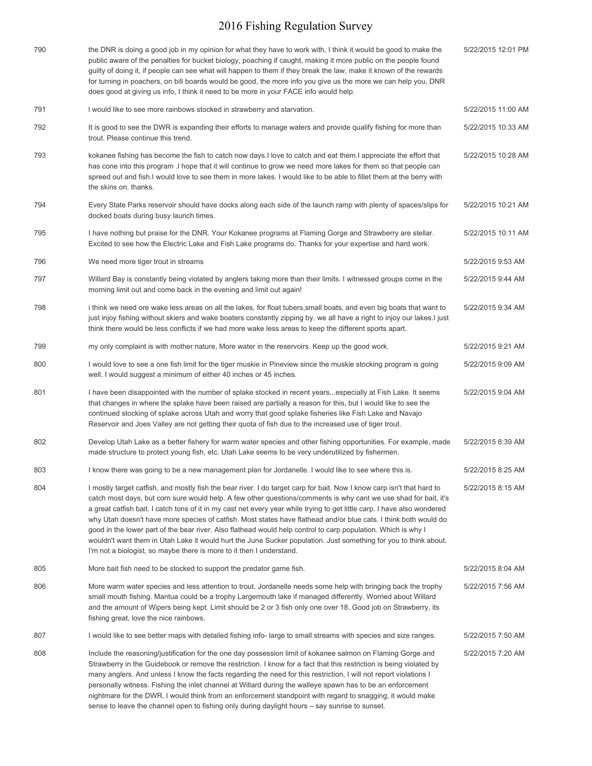| | | |
|---|---|---|
| 790 | the DNR is doing a good job in my opinion for what they have to work with, I think it would be good to make the public aware of the penalties for bucket biology, poaching if caught, making it more public on the people found guilty of doing it, if people can see what will happen to them if they break the law, make it known of the rewards for turning in poachers, on bill boards would be good, the more info you give us the more we can help you, DNR does good at giving us info, I think it need to be more in your FACE info would help. | 5/22/2015 12:01 PM |
| 791 | I would like to see more rainbows stocked in strawberry and starvation. | 5/22/2015 11:00 AM |
| 792 | It is good to see the DWR is expanding their efforts to manage waters and provide qualify fishing for more than trout. Please continue this trend. | 5/22/2015 10:33 AM |
| 793 | kokanee fishing has become the fish to catch now days.I love to catch and eat them.I appreciate the effort that has cone into this program .I hope that it will continue to grow we need more lakes for them so that people can spreed out and fish.I would love to see them in more lakes. I would like to be able to fillet them at the berry with the skins on. thanks. | 5/22/2015 10:28 AM |
| 794 | Every State Parks reservoir should have docks along each side of the launch ramp with plenty of spaces/slips for docked boats during busy launch times. | 5/22/2015 10:21 AM |
| 795 | I have nothing but praise for the DNR. Your Kokanee programs at Flaming Gorge and Strawberry are stellar. Excited to see how the Electric Lake and Fish Lake programs do. Thanks for your expertise and hard work. | 5/22/2015 10:11 AM |
| 796 | We need more tiger trout in streams | 5/22/2015 9:53 AM |
| 797 | Willard Bay is constantly being violated by anglers taking more than their limits. I witnessed groups come in the morning limit out and come back in the evening and limit out again! | 5/22/2015 9:44 AM |
| 798 | i think we need ore wake less areas on all the lakes, for float tubers,small boats, and even big boats that want to just injoy fishing without skiers and wake boaters constantly zipping by. we all have a right to injoy our lakes.I just think there would be less conflicts if we had more wake less areas to keep the different sports apart. | 5/22/2015 9:34 AM |
| 799 | my only complaint is with mother nature, More water in the reservoirs. Keep up the good work. | 5/22/2015 9:21 AM |
| 800 | I would love to see a one fish limit for the tiger muskie in Pineview since the muskie stocking program is going well. I would suggest a minimum of either 40 inches or 45 inches. | 5/22/2015 9:09 AM |
| 801 | I have been disappointed with the number of splake stocked in recent years...especially at Fish Lake. It seems that changes in where the splake have been raised are partially a reason for this, but I would like to see the continued stocking of splake across Utah and worry that good splake fisheries like Fish Lake and Navajo Reservoir and Joes Valley are not getting their quota of fish due to the increased use of tiger trout. | 5/22/2015 9:04 AM |
| 802 | Develop Utah Lake as a better fishery for warm water species and other fishing opportunities. For example, made made structure to protect young fish, etc. Utah Lake seems to be very underutilized by fishermen. | 5/22/2015 8:39 AM |
| 803 | I know there was going to be a new management plan for Jordanelle. I would like to see where this is. | 5/22/2015 8:25 AM |
| 804 | I mostly target catfish, and mostly fish the bear river. I do target carp for bait. Now I know carp isn't that hard to catch most days, but corn sure would help. A few other questions/comments is why cant we use shad for bait, it's a great catfish bait. I catch tons of it in my cast net every year while trying to get little carp. I have also wondered why Utah doesn't have more species of catfish. Most states have flathead and/or blue cats. I think both would do good in the lower part of the bear river. Also flathead would help control to carp population. Which is why I wouldn't want them in Utah Lake it would hurt the June Sucker population. Just something for you to think about. I'm not a biologist, so maybe there is more to it then I understand. | 5/22/2015 8:15 AM |
| 805 | More bait fish need to be stocked to support the predator game fish. | 5/22/2015 8:04 AM |
| 806 | More warm water species and less attention to trout. Jordanelle needs some help with bringing back the trophy small mouth fishing. Mantua could be a trophy Largemouth lake if managed differently. Worried about Willard and the amount of Wipers being kept. Limit should be 2 or 3 fish only one over 18. Good job on Strawberry, its fishing great, love the nice rainbows. | 5/22/2015 7:56 AM |
| 807 | I would like to see better maps with detailed fishing info- large to small streams with species and size ranges. | 5/22/2015 7:50 AM |
| 808 | Include the reasoning/justification for the one day possession limit of kokanee salmon on Flaming Gorge and Strawberry in the Guidebook or remove the restriction. I know for a fact that this restriction is being violated by many anglers. And unless I know the facts regarding the need for this restriction, I will not report violations I personally witness. Fishing the inlet channel at Willard during the walleye spawn has to be an enforcement nightmare for the DWR. I would think from an enforcement standpoint with regard to snagging, it would make sense to leave the channel open to fishing only during daylight hours – say sunrise to sunset. | 5/22/2015 7:20 AM |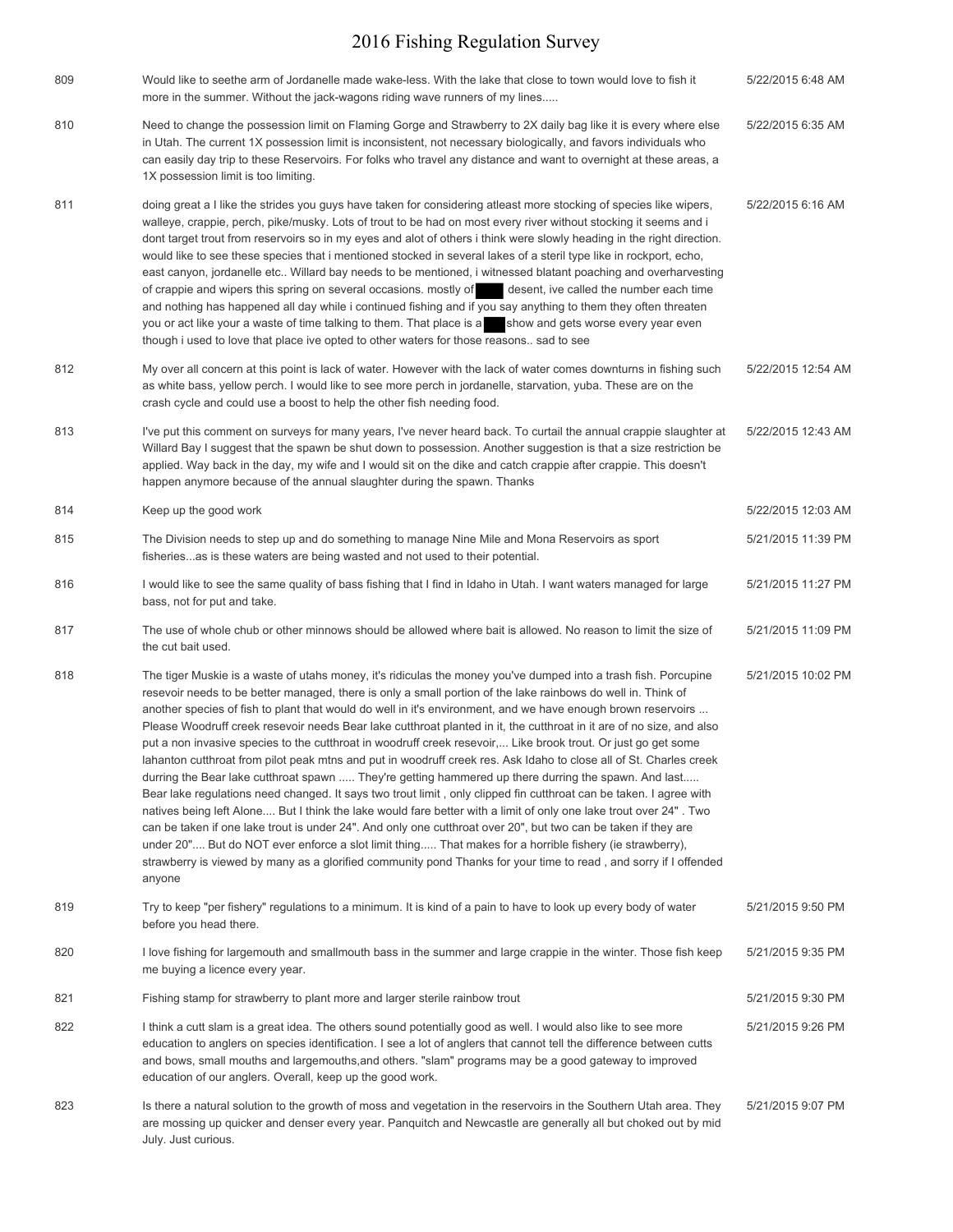# 2016 Fishing Regulation Survey

| | | |
|---|---|---|
| 809 | Would like to seethe arm of Jordanelle made wake-less. With the lake that close to town would love to fish it more in the summer. Without the jack-wagons riding wave runners of my lines..... | 5/22/2015 6:48 AM |
| 810 | Need to change the possession limit on Flaming Gorge and Strawberry to 2X daily bag like it is every where else in Utah. The current 1X possession limit is inconsistent, not necessary biologically, and favors individuals who can easily day trip to these Reservoirs. For folks who travel any distance and want to overnight at these areas, a 1X possession limit is too limiting. | 5/22/2015 6:35 AM |
| 811 | doing great a I like the strides you guys have taken for considering atleast more stocking of species like wipers, walleye, crappie, perch, pike/musky. Lots of trout to be had on most every river without stocking it seems and i dont target trout from reservoirs so in my eyes and alot of others i think were slowly heading in the right direction. would like to see these species that i mentioned stocked in several lakes of a steril type like in rockport, echo, east canyon, jordanelle etc.. Willard bay needs to be mentioned, i witnessed blatant poaching and overharvesting of crappie and wipers this spring on several occasions. mostly of ████ desent, ive called the number each time and nothing has happened all day while i continued fishing and if you say anything to them they often threaten you or act like your a waste of time talking to them. That place is a ███ show and gets worse every year even though i used to love that place ive opted to other waters for those reasons.. sad to see | 5/22/2015 6:16 AM |
| 812 | My over all concern at this point is lack of water. However with the lack of water comes downturns in fishing such as white bass, yellow perch. I would like to see more perch in jordanelle, starvation, yuba. These are on the crash cycle and could use a boost to help the other fish needing food. | 5/22/2015 12:54 AM |
| 813 | I've put this comment on surveys for many years, I've never heard back. To curtail the annual crappie slaughter at Willard Bay I suggest that the spawn be shut down to possession. Another suggestion is that a size restriction be applied. Way back in the day, my wife and I would sit on the dike and catch crappie after crappie. This doesn't happen anymore because of the annual slaughter during the spawn. Thanks | 5/22/2015 12:43 AM |
| 814 | Keep up the good work | 5/22/2015 12:03 AM |
| 815 | The Division needs to step up and do something to manage Nine Mile and Mona Reservoirs as sport fisheries...as is these waters are being wasted and not used to their potential. | 5/21/2015 11:39 PM |
| 816 | I would like to see the same quality of bass fishing that I find in Idaho in Utah. I want waters managed for large bass, not for put and take. | 5/21/2015 11:27 PM |
| 817 | The use of whole chub or other minnows should be allowed where bait is allowed. No reason to limit the size of the cut bait used. | 5/21/2015 11:09 PM |
| 818 | The tiger Muskie is a waste of utahs money, it's ridiculas the money you've dumped into a trash fish. Porcupine resevoir needs to be better managed, there is only a small portion of the lake rainbows do well in. Think of another species of fish to plant that would do well in it's environment, and we have enough brown reservoirs ... Please Woodruff creek resevoir needs Bear lake cutthroat planted in it, the cutthroat in it are of no size, and also put a non invasive species to the cutthroat in woodruff creek resevoir,... Like brook trout. Or just go get some lahanton cutthroat from pilot peak mtns and put in woodruff creek res. Ask Idaho to close all of St. Charles creek durring the Bear lake cutthroat spawn ..... They're getting hammered up there durring the spawn. And last..... Bear lake regulations need changed. It says two trout limit , only clipped fin cutthroat can be taken. I agree with natives being left Alone.... But I think the lake would fare better with a limit of only one lake trout over 24" . Two can be taken if one lake trout is under 24". And only one cutthroat over 20", but two can be taken if they are under 20".... But do NOT ever enforce a slot limit thing..... That makes for a horrible fishery (ie strawberry), strawberry is viewed by many as a glorified community pond Thanks for your time to read , and sorry if I offended anyone | 5/21/2015 10:02 PM |
| 819 | Try to keep "per fishery" regulations to a minimum. It is kind of a pain to have to look up every body of water before you head there. | 5/21/2015 9:50 PM |
| 820 | I love fishing for largemouth and smallmouth bass in the summer and large crappie in the winter. Those fish keep me buying a licence every year. | 5/21/2015 9:35 PM |
| 821 | Fishing stamp for strawberry to plant more and larger sterile rainbow trout | 5/21/2015 9:30 PM |
| 822 | I think a cutt slam is a great idea. The others sound potentially good as well. I would also like to see more education to anglers on species identification. I see a lot of anglers that cannot tell the difference between cutts and bows, small mouths and largemouths,and others. "slam" programs may be a good gateway to improved education of our anglers. Overall, keep up the good work. | 5/21/2015 9:26 PM |
| 823 | Is there a natural solution to the growth of moss and vegetation in the reservoirs in the Southern Utah area. They are mossing up quicker and denser every year. Panquitch and Newcastle are generally all but choked out by mid July. Just curious. | 5/21/2015 9:07 PM |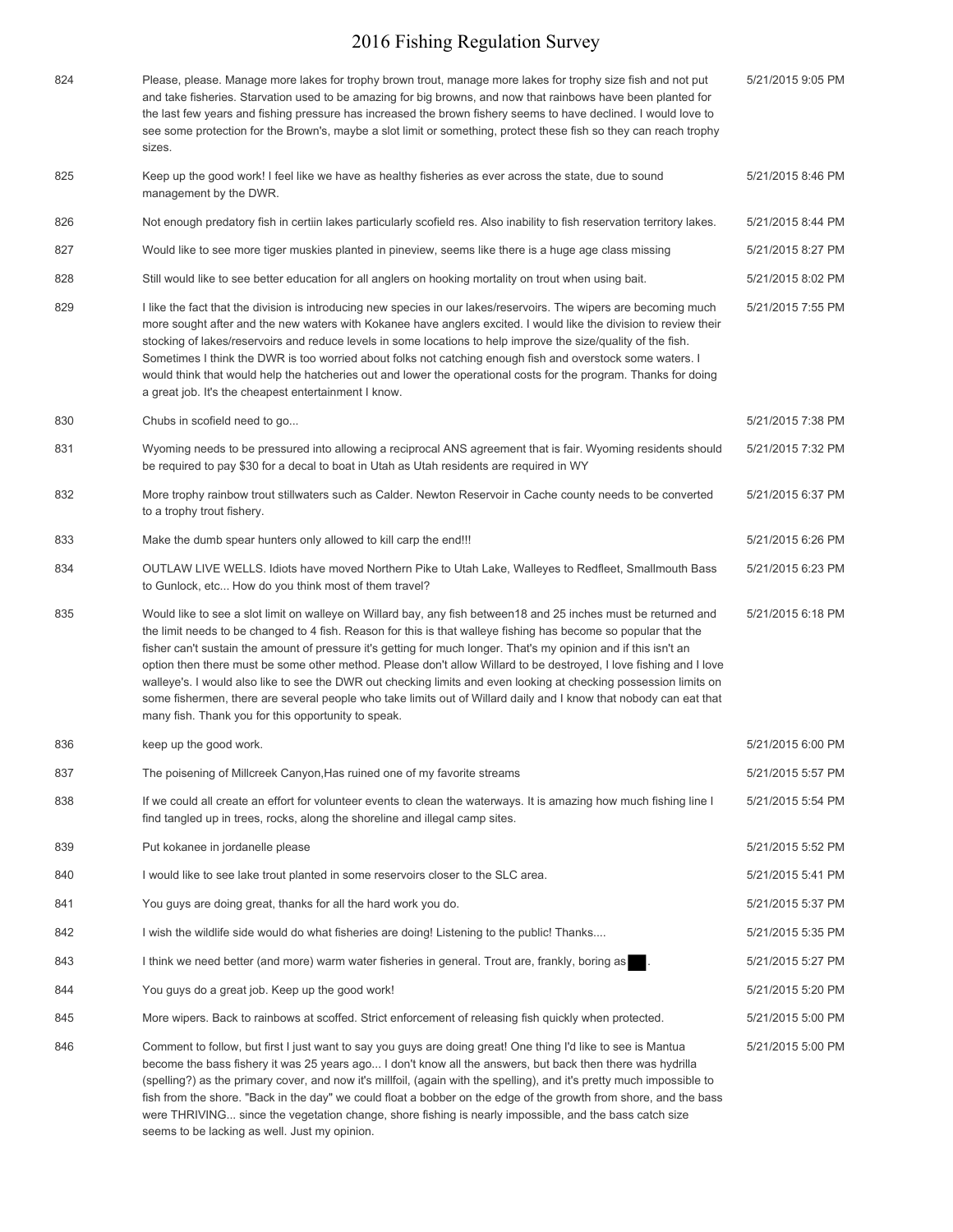| | | |
|---|---|---|
| 824 | Please, please. Manage more lakes for trophy brown trout, manage more lakes for trophy size fish and not put and take fisheries. Starvation used to be amazing for big browns, and now that rainbows have been planted for the last few years and fishing pressure has increased the brown fishery seems to have declined. I would love to see some protection for the Brown's, maybe a slot limit or something, protect these fish so they can reach trophy sizes. | 5/21/2015 9:05 PM |
| 825 | Keep up the good work! I feel like we have as healthy fisheries as ever across the state, due to sound management by the DWR. | 5/21/2015 8:46 PM |
| 826 | Not enough predatory fish in certiin lakes particularly scofield res. Also inability to fish reservation territory lakes. | 5/21/2015 8:44 PM |
| 827 | Would like to see more tiger muskies planted in pineview, seems like there is a huge age class missing | 5/21/2015 8:27 PM |
| 828 | Still would like to see better education for all anglers on hooking mortality on trout when using bait. | 5/21/2015 8:02 PM |
| 829 | I like the fact that the division is introducing new species in our lakes/reservoirs. The wipers are becoming much more sought after and the new waters with Kokanee have anglers excited. I would like the division to review their stocking of lakes/reservoirs and reduce levels in some locations to help improve the size/quality of the fish. Sometimes I think the DWR is too worried about folks not catching enough fish and overstock some waters. I would think that would help the hatcheries out and lower the operational costs for the program. Thanks for doing a great job. It's the cheapest entertainment I know. | 5/21/2015 7:55 PM |
| 830 | Chubs in scofield need to go... | 5/21/2015 7:38 PM |
| 831 | Wyoming needs to be pressured into allowing a reciprocal ANS agreement that is fair. Wyoming residents should be required to pay $30 for a decal to boat in Utah as Utah residents are required in WY | 5/21/2015 7:32 PM |
| 832 | More trophy rainbow trout stillwaters such as Calder. Newton Reservoir in Cache county needs to be converted to a trophy trout fishery. | 5/21/2015 6:37 PM |
| 833 | Make the dumb spear hunters only allowed to kill carp the end!!! | 5/21/2015 6:26 PM |
| 834 | OUTLAW LIVE WELLS. Idiots have moved Northern Pike to Utah Lake, Walleyes to Redfleet, Smallmouth Bass to Gunlock, etc... How do you think most of them travel? | 5/21/2015 6:23 PM |
| 835 | Would like to see a slot limit on walleye on Willard bay, any fish between18 and 25 inches must be returned and the limit needs to be changed to 4 fish. Reason for this is that walleye fishing has become so popular that the fisher can't sustain the amount of pressure it's getting for much longer. That's my opinion and if this isn't an option then there must be some other method. Please don't allow Willard to be destroyed, I love fishing and I love walleye's. I would also like to see the DWR out checking limits and even looking at checking possession limits on some fishermen, there are several people who take limits out of Willard daily and I know that nobody can eat that many fish. Thank you for this opportunity to speak. | 5/21/2015 6:18 PM |
| 836 | keep up the good work. | 5/21/2015 6:00 PM |
| 837 | The poisening of Millcreek Canyon,Has ruined one of my favorite streams | 5/21/2015 5:57 PM |
| 838 | If we could all create an effort for volunteer events to clean the waterways. It is amazing how much fishing line I find tangled up in trees, rocks, along the shoreline and illegal camp sites. | 5/21/2015 5:54 PM |
| 839 | Put kokanee in jordanelle please | 5/21/2015 5:52 PM |
| 840 | I would like to see lake trout planted in some reservoirs closer to the SLC area. | 5/21/2015 5:41 PM |
| 841 | You guys are doing great, thanks for all the hard work you do. | 5/21/2015 5:37 PM |
| 842 | I wish the wildlife side would do what fisheries are doing! Listening to the public! Thanks.... | 5/21/2015 5:35 PM |
| 843 | I think we need better (and more) warm water fisheries in general. Trout are, frankly, boring as ███. | 5/21/2015 5:27 PM |
| 844 | You guys do a great job. Keep up the good work! | 5/21/2015 5:20 PM |
| 845 | More wipers. Back to rainbows at scoffed. Strict enforcement of releasing fish quickly when protected. | 5/21/2015 5:00 PM |
| 846 | Comment to follow, but first I just want to say you guys are doing great! One thing I'd like to see is Mantua become the bass fishery it was 25 years ago... I don't know all the answers, but back then there was hydrilla (spelling?) as the primary cover, and now it's millfoil, (again with the spelling), and it's pretty much impossible to fish from the shore. "Back in the day" we could float a bobber on the edge of the growth from shore, and the bass were THRIVING... since the vegetation change, shore fishing is nearly impossible, and the bass catch size seems to be lacking as well. Just my opinion. | 5/21/2015 5:00 PM |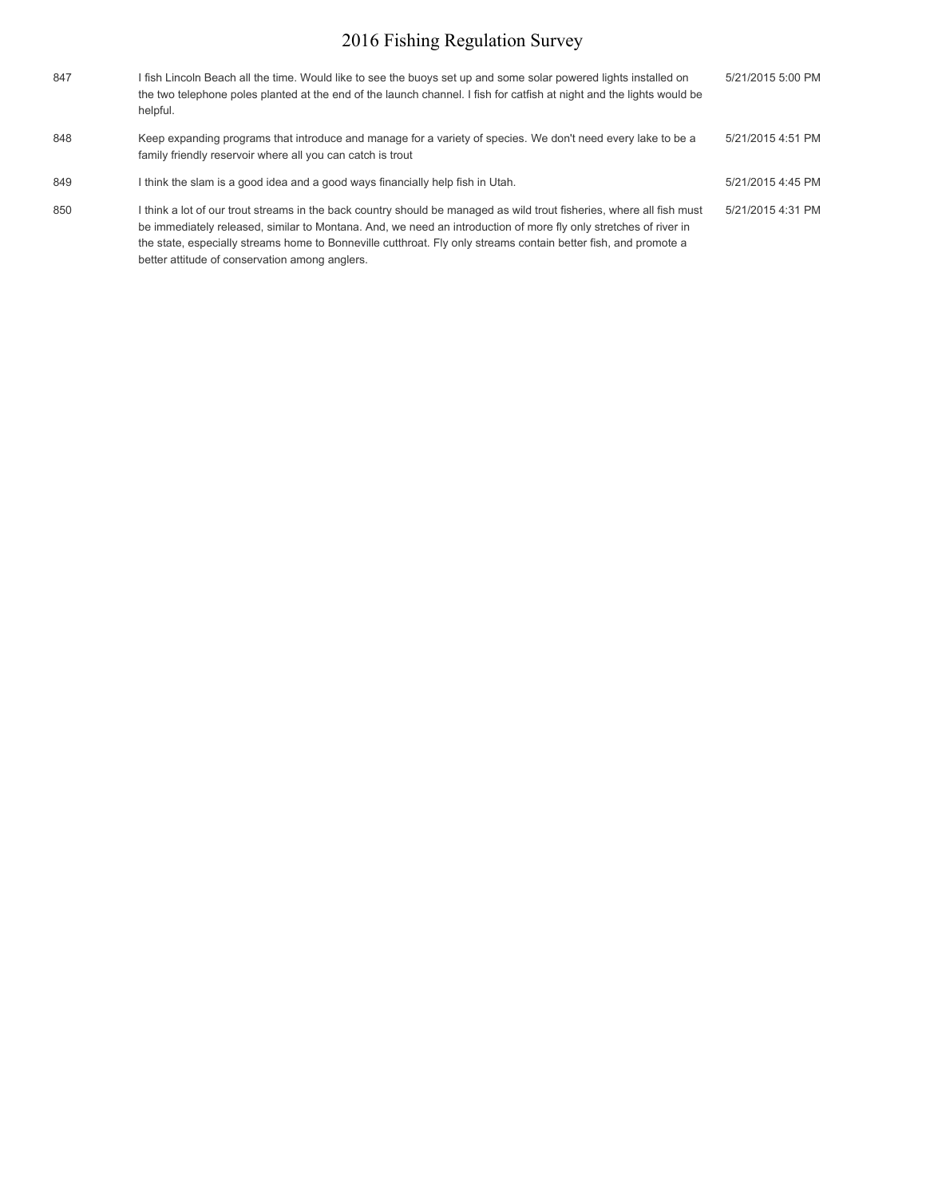| | | |
|---|---|---|
| 847 | I fish Lincoln Beach all the time. Would like to see the buoys set up and some solar powered lights installed on the two telephone poles planted at the end of the launch channel. I fish for catfish at night and the lights would be helpful. | 5/21/2015 5:00 PM |
| 848 | Keep expanding programs that introduce and manage for a variety of species. We don't need every lake to be a family friendly reservoir where all you can catch is trout | 5/21/2015 4:51 PM |
| 849 | I think the slam is a good idea and a good ways financially help fish in Utah. | 5/21/2015 4:45 PM |
| 850 | I think a lot of our trout streams in the back country should be managed as wild trout fisheries, where all fish must be immediately released, similar to Montana. And, we need an introduction of more fly only stretches of river in the state, especially streams home to Bonneville cutthroat. Fly only streams contain better fish, and promote a better attitude of conservation among anglers. | 5/21/2015 4:31 PM |